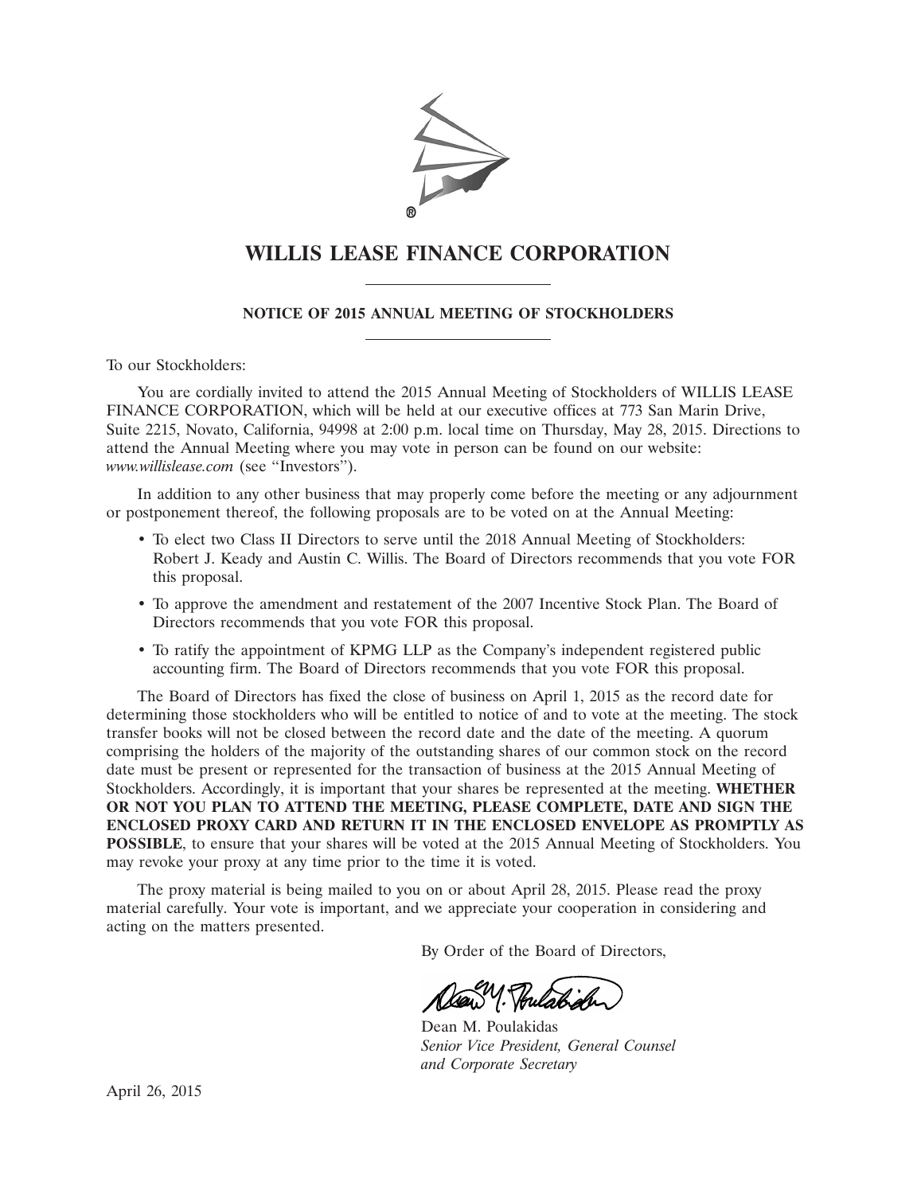# WILLIS LEASE FINANCE CORPORATION

## NOTICE OF 2015 ANNUAL MEETING OF STOCKHOLDERS

To our Stockholders:

You are cordially invited to attend the 2015 Annual Meeting of Stockholders of WILLIS LEASE FINANCE CORPORATION, which will be held at our executive offices at 773 San Marin Drive, Suite 2215, Novato, California, 94998 at 2:00 p.m. local time on Thursday, May 28, 2015. Directions to attend the Annual Meeting where you may vote in person can be found on our website: *www.willislease.com* (see "Investors").

In addition to any other business that may properly come before the meeting or any adjournment or postponement thereof, the following proposals are to be voted on at the Annual Meeting:

- To elect two Class II Directors to serve until the 2018 Annual Meeting of Stockholders: Robert J. Keady and Austin C. Willis. The Board of Directors recommends that you vote FOR this proposal.
- To approve the amendment and restatement of the 2007 Incentive Stock Plan. The Board of Directors recommends that you vote FOR this proposal.
- To ratify the appointment of KPMG LLP as the Company's independent registered public accounting firm. The Board of Directors recommends that you vote FOR this proposal.

The Board of Directors has fixed the close of business on April 1, 2015 as the record date for determining those stockholders who will be entitled to notice of and to vote at the meeting. The stock transfer books will not be closed between the record date and the date of the meeting. A quorum comprising the holders of the majority of the outstanding shares of our common stock on the record date must be present or represented for the transaction of business at the 2015 Annual Meeting of Stockholders. Accordingly, it is important that your shares be represented at the meeting. **WHETHER OR NOT YOU PLAN TO ATTEND THE MEETING, PLEASE COMPLETE, DATE AND SIGN THE ENCLOSED PROXY CARD AND RETURN IT IN THE ENCLOSED ENVELOPE AS PROMPTLY AS POSSIBLE**, to ensure that your shares will be voted at the 2015 Annual Meeting of Stockholders. You may revoke your proxy at any time prior to the time it is voted.

The proxy material is being mailed to you on or about April 28, 2015. Please read the proxy material carefully. Your vote is important, and we appreciate your cooperation in considering and acting on the matters presented.

By Order of the Board of Directors,

Dean M. Poulakidas
*Senior Vice President, General Counsel and Corporate Secretary*

April 26, 2015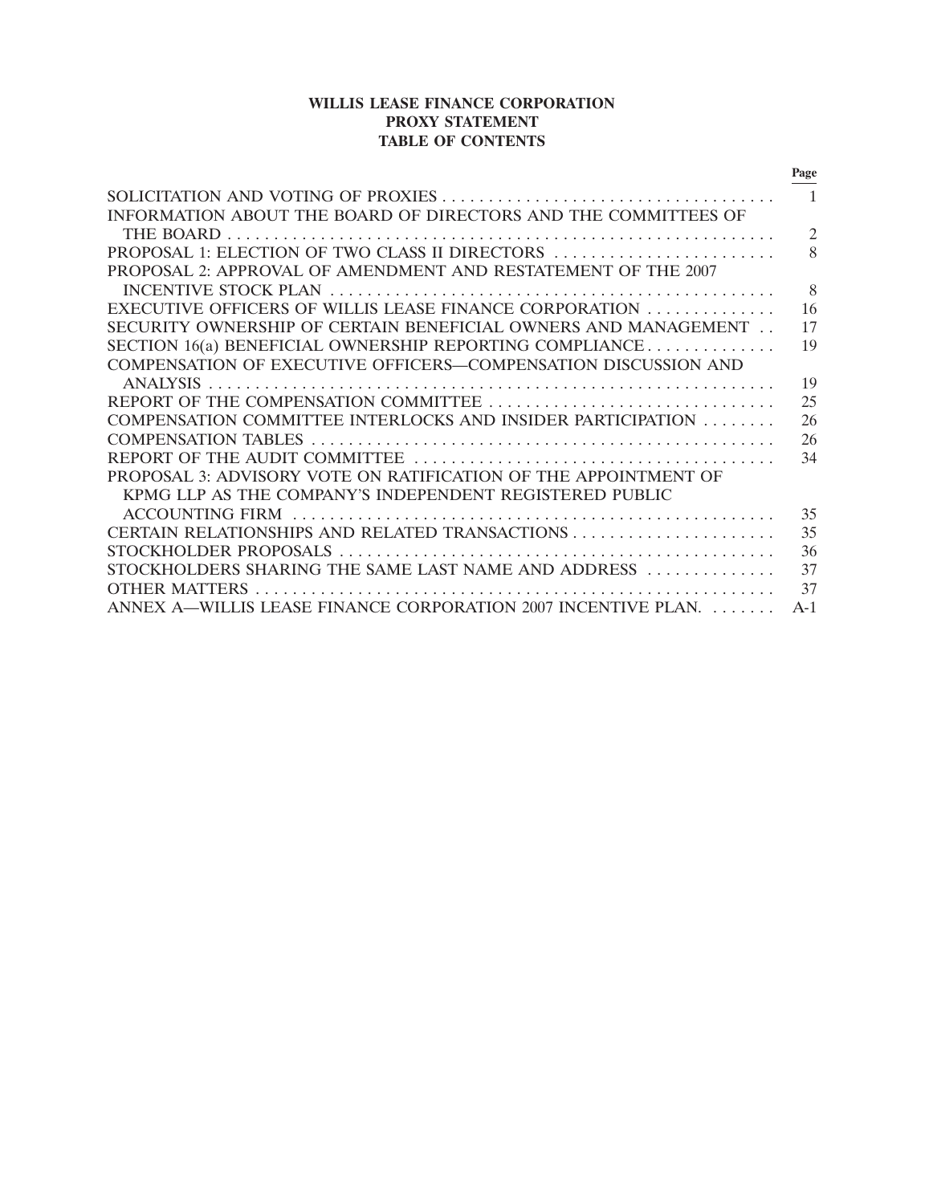**WILLIS LEASE FINANCE CORPORATION**
**PROXY STATEMENT**
**TABLE OF CONTENTS**

| | Page |
|---|---|
| SOLICITATION AND VOTING OF PROXIES | 1 |
| INFORMATION ABOUT THE BOARD OF DIRECTORS AND THE COMMITTEES OF THE BOARD | 2 |
| PROPOSAL 1: ELECTION OF TWO CLASS II DIRECTORS | 8 |
| PROPOSAL 2: APPROVAL OF AMENDMENT AND RESTATEMENT OF THE 2007 INCENTIVE STOCK PLAN | 8 |
| EXECUTIVE OFFICERS OF WILLIS LEASE FINANCE CORPORATION | 16 |
| SECURITY OWNERSHIP OF CERTAIN BENEFICIAL OWNERS AND MANAGEMENT | 17 |
| SECTION 16(a) BENEFICIAL OWNERSHIP REPORTING COMPLIANCE | 19 |
| COMPENSATION OF EXECUTIVE OFFICERS—COMPENSATION DISCUSSION AND ANALYSIS | 19 |
| REPORT OF THE COMPENSATION COMMITTEE | 25 |
| COMPENSATION COMMITTEE INTERLOCKS AND INSIDER PARTICIPATION | 26 |
| COMPENSATION TABLES | 26 |
| REPORT OF THE AUDIT COMMITTEE | 34 |
| PROPOSAL 3: ADVISORY VOTE ON RATIFICATION OF THE APPOINTMENT OF KPMG LLP AS THE COMPANY'S INDEPENDENT REGISTERED PUBLIC ACCOUNTING FIRM | 35 |
| CERTAIN RELATIONSHIPS AND RELATED TRANSACTIONS | 35 |
| STOCKHOLDER PROPOSALS | 36 |
| STOCKHOLDERS SHARING THE SAME LAST NAME AND ADDRESS | 37 |
| OTHER MATTERS | 37 |
| ANNEX A—WILLIS LEASE FINANCE CORPORATION 2007 INCENTIVE PLAN. | A-1 |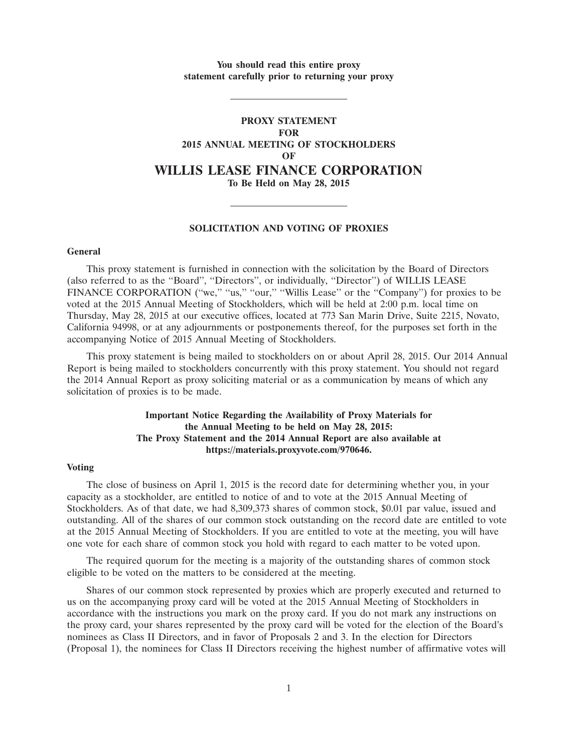**You should read this entire proxy statement carefully prior to returning your proxy**

---

# PROXY STATEMENT
# FOR
# 2015 ANNUAL MEETING OF STOCKHOLDERS
# OF
# WILLIS LEASE FINANCE CORPORATION

**To Be Held on May 28, 2015**

---

## SOLICITATION AND VOTING OF PROXIES

### General

This proxy statement is furnished in connection with the solicitation by the Board of Directors (also referred to as the "Board", "Directors", or individually, "Director") of WILLIS LEASE FINANCE CORPORATION ("we," "us," "our," "Willis Lease" or the "Company") for proxies to be voted at the 2015 Annual Meeting of Stockholders, which will be held at 2:00 p.m. local time on Thursday, May 28, 2015 at our executive offices, located at 773 San Marin Drive, Suite 2215, Novato, California 94998, or at any adjournments or postponements thereof, for the purposes set forth in the accompanying Notice of 2015 Annual Meeting of Stockholders.

This proxy statement is being mailed to stockholders on or about April 28, 2015. Our 2014 Annual Report is being mailed to stockholders concurrently with this proxy statement. You should not regard the 2014 Annual Report as proxy soliciting material or as a communication by means of which any solicitation of proxies is to be made.

**Important Notice Regarding the Availability of Proxy Materials for the Annual Meeting to be held on May 28, 2015: The Proxy Statement and the 2014 Annual Report are also available at https://materials.proxyvote.com/970646.**

### Voting

The close of business on April 1, 2015 is the record date for determining whether you, in your capacity as a stockholder, are entitled to notice of and to vote at the 2015 Annual Meeting of Stockholders. As of that date, we had 8,309,373 shares of common stock, $0.01 par value, issued and outstanding. All of the shares of our common stock outstanding on the record date are entitled to vote at the 2015 Annual Meeting of Stockholders. If you are entitled to vote at the meeting, you will have one vote for each share of common stock you hold with regard to each matter to be voted upon.

The required quorum for the meeting is a majority of the outstanding shares of common stock eligible to be voted on the matters to be considered at the meeting.

Shares of our common stock represented by proxies which are properly executed and returned to us on the accompanying proxy card will be voted at the 2015 Annual Meeting of Stockholders in accordance with the instructions you mark on the proxy card. If you do not mark any instructions on the proxy card, your shares represented by the proxy card will be voted for the election of the Board's nominees as Class II Directors, and in favor of Proposals 2 and 3. In the election for Directors (Proposal 1), the nominees for Class II Directors receiving the highest number of affirmative votes will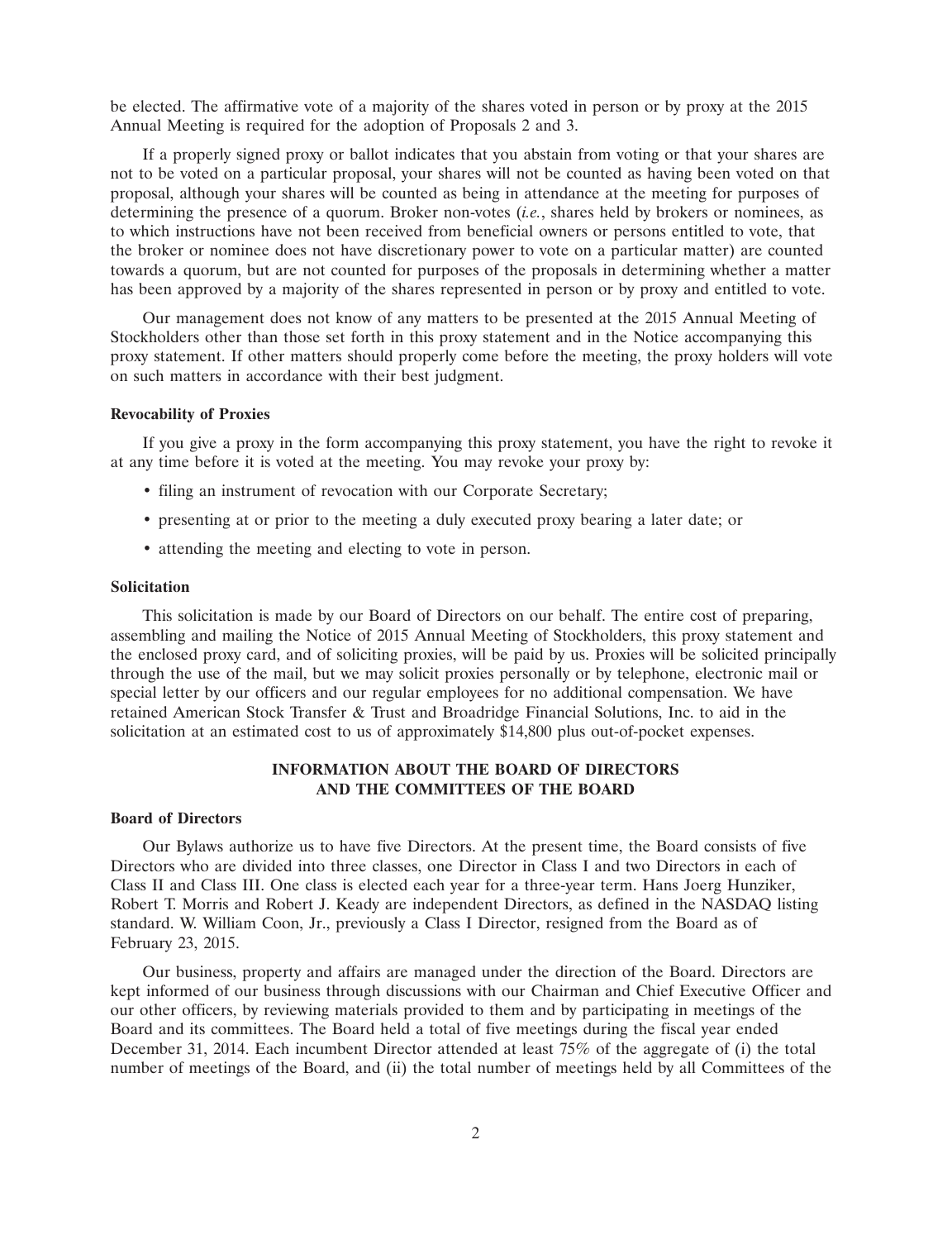be elected. The affirmative vote of a majority of the shares voted in person or by proxy at the 2015 Annual Meeting is required for the adoption of Proposals 2 and 3.

If a properly signed proxy or ballot indicates that you abstain from voting or that your shares are not to be voted on a particular proposal, your shares will not be counted as having been voted on that proposal, although your shares will be counted as being in attendance at the meeting for purposes of determining the presence of a quorum. Broker non-votes (*i.e.*, shares held by brokers or nominees, as to which instructions have not been received from beneficial owners or persons entitled to vote, that the broker or nominee does not have discretionary power to vote on a particular matter) are counted towards a quorum, but are not counted for purposes of the proposals in determining whether a matter has been approved by a majority of the shares represented in person or by proxy and entitled to vote.

Our management does not know of any matters to be presented at the 2015 Annual Meeting of Stockholders other than those set forth in this proxy statement and in the Notice accompanying this proxy statement. If other matters should properly come before the meeting, the proxy holders will vote on such matters in accordance with their best judgment.

**Revocability of Proxies**

If you give a proxy in the form accompanying this proxy statement, you have the right to revoke it at any time before it is voted at the meeting. You may revoke your proxy by:

- filing an instrument of revocation with our Corporate Secretary;
- presenting at or prior to the meeting a duly executed proxy bearing a later date; or
- attending the meeting and electing to vote in person.

**Solicitation**

This solicitation is made by our Board of Directors on our behalf. The entire cost of preparing, assembling and mailing the Notice of 2015 Annual Meeting of Stockholders, this proxy statement and the enclosed proxy card, and of soliciting proxies, will be paid by us. Proxies will be solicited principally through the use of the mail, but we may solicit proxies personally or by telephone, electronic mail or special letter by our officers and our regular employees for no additional compensation. We have retained American Stock Transfer & Trust and Broadridge Financial Solutions, Inc. to aid in the solicitation at an estimated cost to us of approximately $14,800 plus out-of-pocket expenses.

## INFORMATION ABOUT THE BOARD OF DIRECTORS AND THE COMMITTEES OF THE BOARD

**Board of Directors**

Our Bylaws authorize us to have five Directors. At the present time, the Board consists of five Directors who are divided into three classes, one Director in Class I and two Directors in each of Class II and Class III. One class is elected each year for a three-year term. Hans Joerg Hunziker, Robert T. Morris and Robert J. Keady are independent Directors, as defined in the NASDAQ listing standard. W. William Coon, Jr., previously a Class I Director, resigned from the Board as of February 23, 2015.

Our business, property and affairs are managed under the direction of the Board. Directors are kept informed of our business through discussions with our Chairman and Chief Executive Officer and our other officers, by reviewing materials provided to them and by participating in meetings of the Board and its committees. The Board held a total of five meetings during the fiscal year ended December 31, 2014. Each incumbent Director attended at least 75% of the aggregate of (i) the total number of meetings of the Board, and (ii) the total number of meetings held by all Committees of the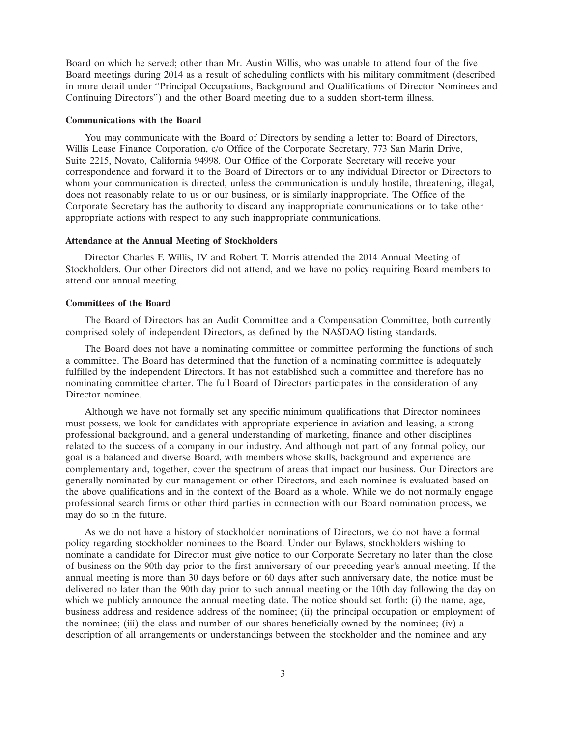Board on which he served; other than Mr. Austin Willis, who was unable to attend four of the five Board meetings during 2014 as a result of scheduling conflicts with his military commitment (described in more detail under ''Principal Occupations, Background and Qualifications of Director Nominees and Continuing Directors'') and the other Board meeting due to a sudden short-term illness.

**Communications with the Board**

You may communicate with the Board of Directors by sending a letter to: Board of Directors, Willis Lease Finance Corporation, c/o Office of the Corporate Secretary, 773 San Marin Drive, Suite 2215, Novato, California 94998. Our Office of the Corporate Secretary will receive your correspondence and forward it to the Board of Directors or to any individual Director or Directors to whom your communication is directed, unless the communication is unduly hostile, threatening, illegal, does not reasonably relate to us or our business, or is similarly inappropriate. The Office of the Corporate Secretary has the authority to discard any inappropriate communications or to take other appropriate actions with respect to any such inappropriate communications.

**Attendance at the Annual Meeting of Stockholders**

Director Charles F. Willis, IV and Robert T. Morris attended the 2014 Annual Meeting of Stockholders. Our other Directors did not attend, and we have no policy requiring Board members to attend our annual meeting.

**Committees of the Board**

The Board of Directors has an Audit Committee and a Compensation Committee, both currently comprised solely of independent Directors, as defined by the NASDAQ listing standards.

The Board does not have a nominating committee or committee performing the functions of such a committee. The Board has determined that the function of a nominating committee is adequately fulfilled by the independent Directors. It has not established such a committee and therefore has no nominating committee charter. The full Board of Directors participates in the consideration of any Director nominee.

Although we have not formally set any specific minimum qualifications that Director nominees must possess, we look for candidates with appropriate experience in aviation and leasing, a strong professional background, and a general understanding of marketing, finance and other disciplines related to the success of a company in our industry. And although not part of any formal policy, our goal is a balanced and diverse Board, with members whose skills, background and experience are complementary and, together, cover the spectrum of areas that impact our business. Our Directors are generally nominated by our management or other Directors, and each nominee is evaluated based on the above qualifications and in the context of the Board as a whole. While we do not normally engage professional search firms or other third parties in connection with our Board nomination process, we may do so in the future.

As we do not have a history of stockholder nominations of Directors, we do not have a formal policy regarding stockholder nominees to the Board. Under our Bylaws, stockholders wishing to nominate a candidate for Director must give notice to our Corporate Secretary no later than the close of business on the 90th day prior to the first anniversary of our preceding year's annual meeting. If the annual meeting is more than 30 days before or 60 days after such anniversary date, the notice must be delivered no later than the 90th day prior to such annual meeting or the 10th day following the day on which we publicly announce the annual meeting date. The notice should set forth: (i) the name, age, business address and residence address of the nominee; (ii) the principal occupation or employment of the nominee; (iii) the class and number of our shares beneficially owned by the nominee; (iv) a description of all arrangements or understandings between the stockholder and the nominee and any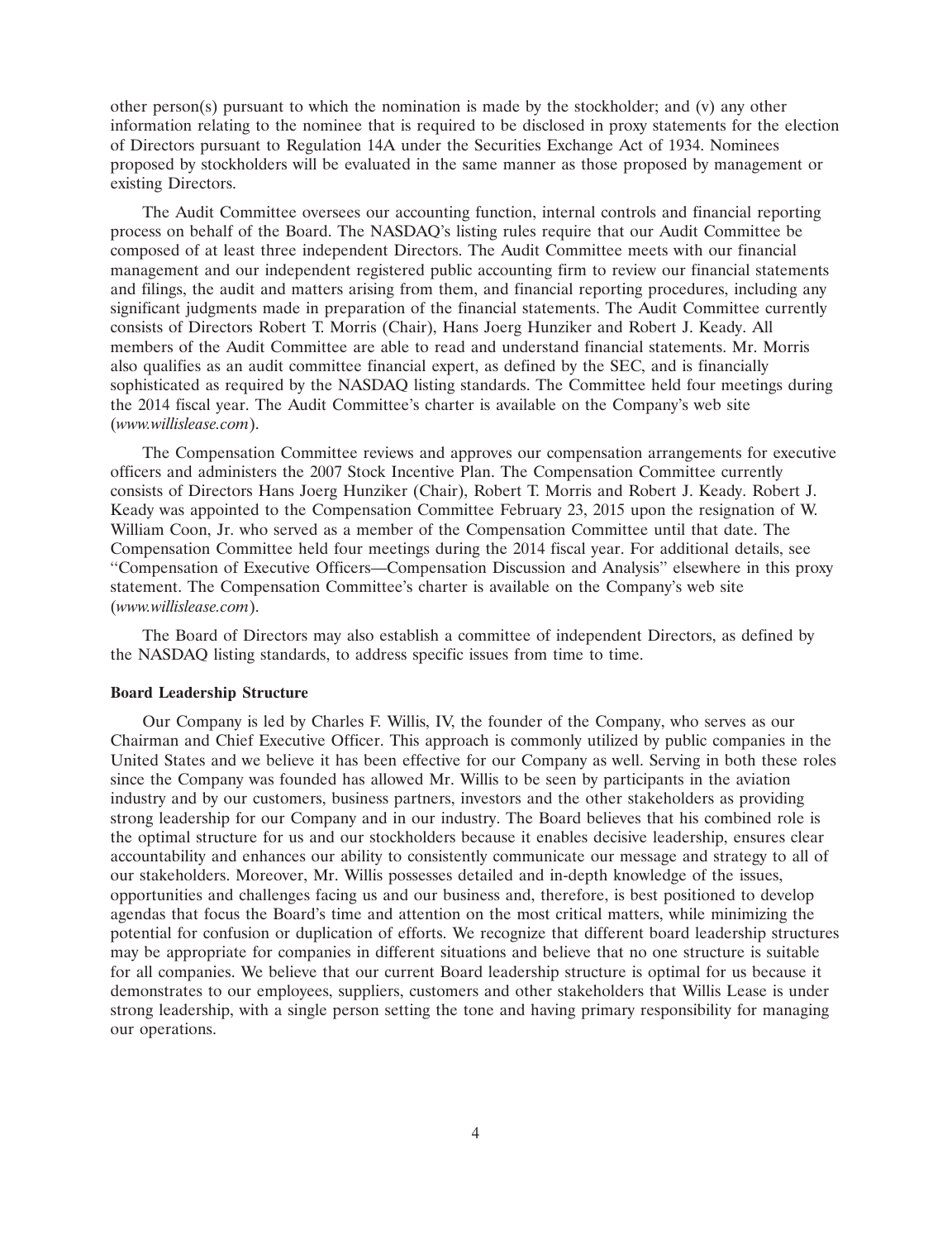other person(s) pursuant to which the nomination is made by the stockholder; and (v) any other information relating to the nominee that is required to be disclosed in proxy statements for the election of Directors pursuant to Regulation 14A under the Securities Exchange Act of 1934. Nominees proposed by stockholders will be evaluated in the same manner as those proposed by management or existing Directors.

The Audit Committee oversees our accounting function, internal controls and financial reporting process on behalf of the Board. The NASDAQ's listing rules require that our Audit Committee be composed of at least three independent Directors. The Audit Committee meets with our financial management and our independent registered public accounting firm to review our financial statements and filings, the audit and matters arising from them, and financial reporting procedures, including any significant judgments made in preparation of the financial statements. The Audit Committee currently consists of Directors Robert T. Morris (Chair), Hans Joerg Hunziker and Robert J. Keady. All members of the Audit Committee are able to read and understand financial statements. Mr. Morris also qualifies as an audit committee financial expert, as defined by the SEC, and is financially sophisticated as required by the NASDAQ listing standards. The Committee held four meetings during the 2014 fiscal year. The Audit Committee's charter is available on the Company's web site (*www.willislease.com*).

The Compensation Committee reviews and approves our compensation arrangements for executive officers and administers the 2007 Stock Incentive Plan. The Compensation Committee currently consists of Directors Hans Joerg Hunziker (Chair), Robert T. Morris and Robert J. Keady. Robert J. Keady was appointed to the Compensation Committee February 23, 2015 upon the resignation of W. William Coon, Jr. who served as a member of the Compensation Committee until that date. The Compensation Committee held four meetings during the 2014 fiscal year. For additional details, see "Compensation of Executive Officers—Compensation Discussion and Analysis" elsewhere in this proxy statement. The Compensation Committee's charter is available on the Company's web site (*www.willislease.com*).

The Board of Directors may also establish a committee of independent Directors, as defined by the NASDAQ listing standards, to address specific issues from time to time.

**Board Leadership Structure**

Our Company is led by Charles F. Willis, IV, the founder of the Company, who serves as our Chairman and Chief Executive Officer. This approach is commonly utilized by public companies in the United States and we believe it has been effective for our Company as well. Serving in both these roles since the Company was founded has allowed Mr. Willis to be seen by participants in the aviation industry and by our customers, business partners, investors and the other stakeholders as providing strong leadership for our Company and in our industry. The Board believes that his combined role is the optimal structure for us and our stockholders because it enables decisive leadership, ensures clear accountability and enhances our ability to consistently communicate our message and strategy to all of our stakeholders. Moreover, Mr. Willis possesses detailed and in-depth knowledge of the issues, opportunities and challenges facing us and our business and, therefore, is best positioned to develop agendas that focus the Board's time and attention on the most critical matters, while minimizing the potential for confusion or duplication of efforts. We recognize that different board leadership structures may be appropriate for companies in different situations and believe that no one structure is suitable for all companies. We believe that our current Board leadership structure is optimal for us because it demonstrates to our employees, suppliers, customers and other stakeholders that Willis Lease is under strong leadership, with a single person setting the tone and having primary responsibility for managing our operations.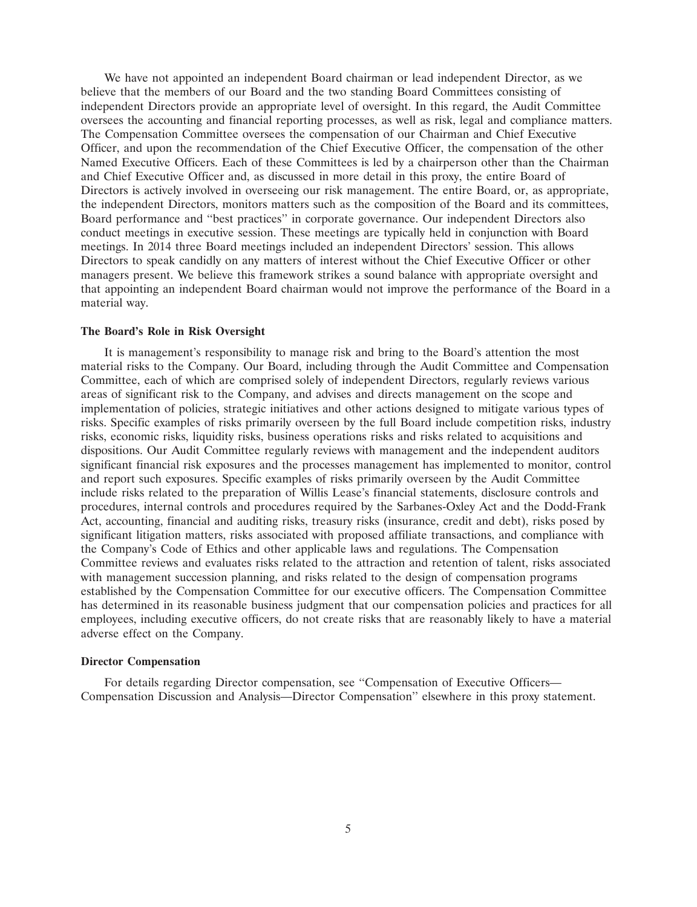We have not appointed an independent Board chairman or lead independent Director, as we believe that the members of our Board and the two standing Board Committees consisting of independent Directors provide an appropriate level of oversight. In this regard, the Audit Committee oversees the accounting and financial reporting processes, as well as risk, legal and compliance matters. The Compensation Committee oversees the compensation of our Chairman and Chief Executive Officer, and upon the recommendation of the Chief Executive Officer, the compensation of the other Named Executive Officers. Each of these Committees is led by a chairperson other than the Chairman and Chief Executive Officer and, as discussed in more detail in this proxy, the entire Board of Directors is actively involved in overseeing our risk management. The entire Board, or, as appropriate, the independent Directors, monitors matters such as the composition of the Board and its committees, Board performance and "best practices" in corporate governance. Our independent Directors also conduct meetings in executive session. These meetings are typically held in conjunction with Board meetings. In 2014 three Board meetings included an independent Directors' session. This allows Directors to speak candidly on any matters of interest without the Chief Executive Officer or other managers present. We believe this framework strikes a sound balance with appropriate oversight and that appointing an independent Board chairman would not improve the performance of the Board in a material way.

**The Board's Role in Risk Oversight**

It is management's responsibility to manage risk and bring to the Board's attention the most material risks to the Company. Our Board, including through the Audit Committee and Compensation Committee, each of which are comprised solely of independent Directors, regularly reviews various areas of significant risk to the Company, and advises and directs management on the scope and implementation of policies, strategic initiatives and other actions designed to mitigate various types of risks. Specific examples of risks primarily overseen by the full Board include competition risks, industry risks, economic risks, liquidity risks, business operations risks and risks related to acquisitions and dispositions. Our Audit Committee regularly reviews with management and the independent auditors significant financial risk exposures and the processes management has implemented to monitor, control and report such exposures. Specific examples of risks primarily overseen by the Audit Committee include risks related to the preparation of Willis Lease's financial statements, disclosure controls and procedures, internal controls and procedures required by the Sarbanes-Oxley Act and the Dodd-Frank Act, accounting, financial and auditing risks, treasury risks (insurance, credit and debt), risks posed by significant litigation matters, risks associated with proposed affiliate transactions, and compliance with the Company's Code of Ethics and other applicable laws and regulations. The Compensation Committee reviews and evaluates risks related to the attraction and retention of talent, risks associated with management succession planning, and risks related to the design of compensation programs established by the Compensation Committee for our executive officers. The Compensation Committee has determined in its reasonable business judgment that our compensation policies and practices for all employees, including executive officers, do not create risks that are reasonably likely to have a material adverse effect on the Company.

**Director Compensation**

For details regarding Director compensation, see "Compensation of Executive Officers—Compensation Discussion and Analysis—Director Compensation" elsewhere in this proxy statement.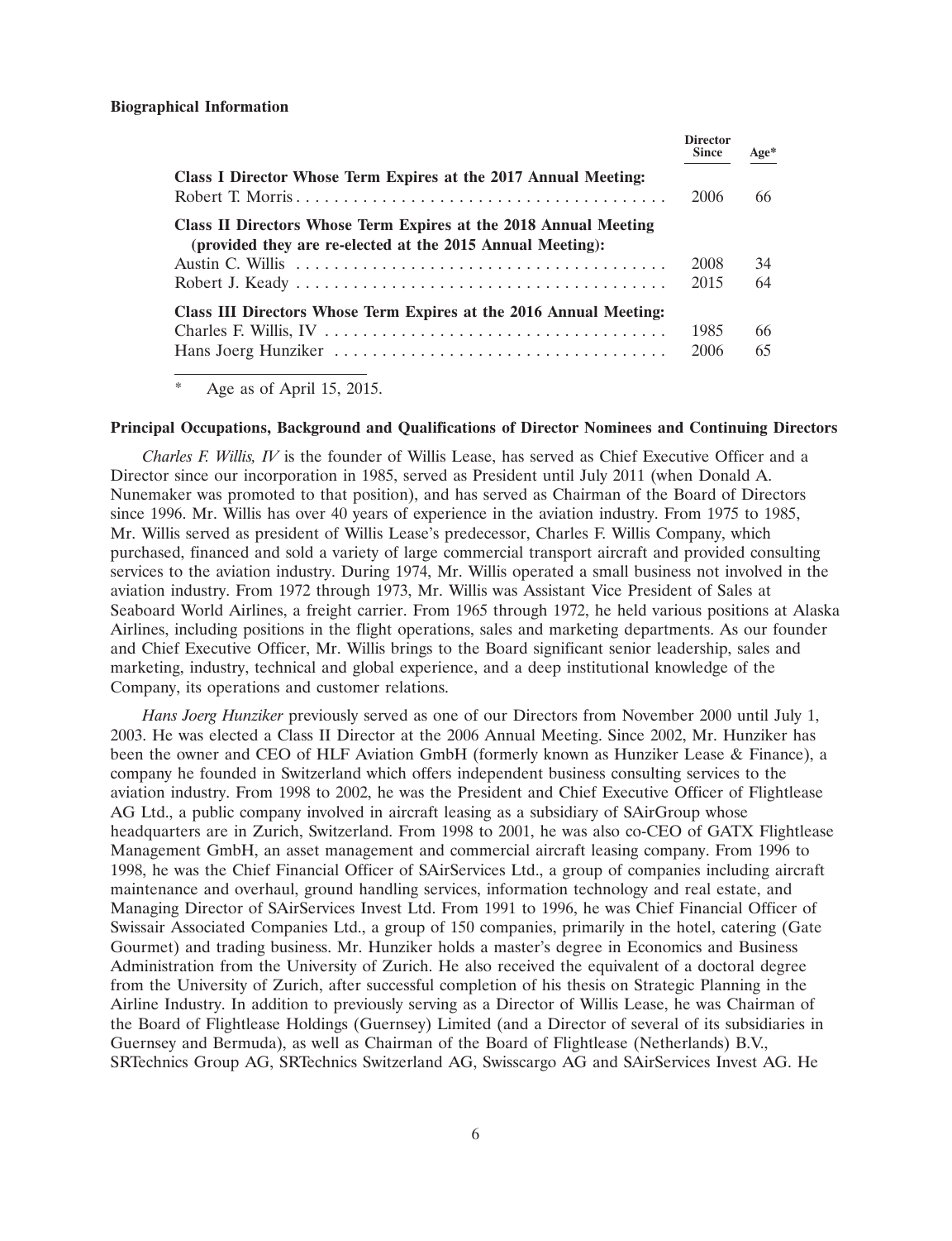**Biographical Information**

| | Director Since | Age* |
|---|---|---|
| **Class I Director Whose Term Expires at the 2017 Annual Meeting:** | | |
| Robert T. Morris | 2006 | 66 |
| **Class II Directors Whose Term Expires at the 2018 Annual Meeting (provided they are re-elected at the 2015 Annual Meeting):** | | |
| Austin C. Willis | 2008 | 34 |
| Robert J. Keady | 2015 | 64 |
| **Class III Directors Whose Term Expires at the 2016 Annual Meeting:** | | |
| Charles F. Willis, IV | 1985 | 66 |
| Hans Joerg Hunziker | 2006 | 65 |

\* Age as of April 15, 2015.

**Principal Occupations, Background and Qualifications of Director Nominees and Continuing Directors**

*Charles F. Willis, IV* is the founder of Willis Lease, has served as Chief Executive Officer and a Director since our incorporation in 1985, served as President until July 2011 (when Donald A. Nunemaker was promoted to that position), and has served as Chairman of the Board of Directors since 1996. Mr. Willis has over 40 years of experience in the aviation industry. From 1975 to 1985, Mr. Willis served as president of Willis Lease's predecessor, Charles F. Willis Company, which purchased, financed and sold a variety of large commercial transport aircraft and provided consulting services to the aviation industry. During 1974, Mr. Willis operated a small business not involved in the aviation industry. From 1972 through 1973, Mr. Willis was Assistant Vice President of Sales at Seaboard World Airlines, a freight carrier. From 1965 through 1972, he held various positions at Alaska Airlines, including positions in the flight operations, sales and marketing departments. As our founder and Chief Executive Officer, Mr. Willis brings to the Board significant senior leadership, sales and marketing, industry, technical and global experience, and a deep institutional knowledge of the Company, its operations and customer relations.

*Hans Joerg Hunziker* previously served as one of our Directors from November 2000 until July 1, 2003. He was elected a Class II Director at the 2006 Annual Meeting. Since 2002, Mr. Hunziker has been the owner and CEO of HLF Aviation GmbH (formerly known as Hunziker Lease & Finance), a company he founded in Switzerland which offers independent business consulting services to the aviation industry. From 1998 to 2002, he was the President and Chief Executive Officer of Flightlease AG Ltd., a public company involved in aircraft leasing as a subsidiary of SAirGroup whose headquarters are in Zurich, Switzerland. From 1998 to 2001, he was also co-CEO of GATX Flightlease Management GmbH, an asset management and commercial aircraft leasing company. From 1996 to 1998, he was the Chief Financial Officer of SAirServices Ltd., a group of companies including aircraft maintenance and overhaul, ground handling services, information technology and real estate, and Managing Director of SAirServices Invest Ltd. From 1991 to 1996, he was Chief Financial Officer of Swissair Associated Companies Ltd., a group of 150 companies, primarily in the hotel, catering (Gate Gourmet) and trading business. Mr. Hunziker holds a master's degree in Economics and Business Administration from the University of Zurich. He also received the equivalent of a doctoral degree from the University of Zurich, after successful completion of his thesis on Strategic Planning in the Airline Industry. In addition to previously serving as a Director of Willis Lease, he was Chairman of the Board of Flightlease Holdings (Guernsey) Limited (and a Director of several of its subsidiaries in Guernsey and Bermuda), as well as Chairman of the Board of Flightlease (Netherlands) B.V., SRTechnics Group AG, SRTechnics Switzerland AG, Swisscargo AG and SAirServices Invest AG. He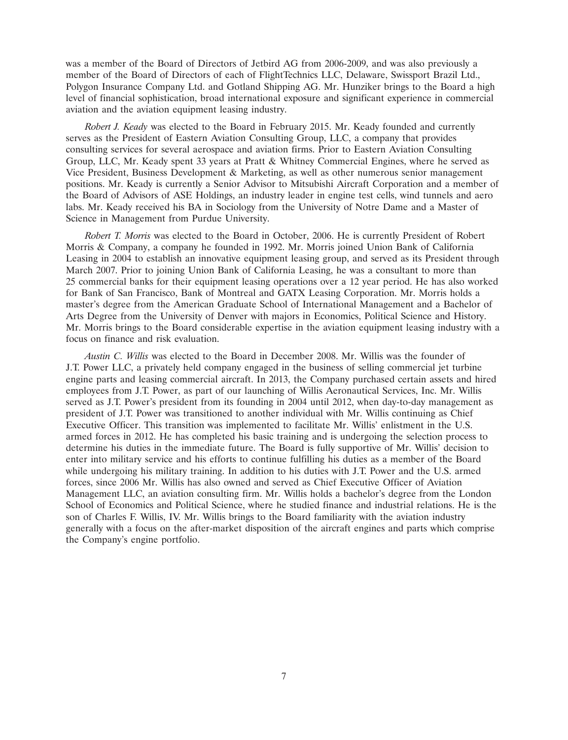was a member of the Board of Directors of Jetbird AG from 2006-2009, and was also previously a member of the Board of Directors of each of FlightTechnics LLC, Delaware, Swissport Brazil Ltd., Polygon Insurance Company Ltd. and Gotland Shipping AG. Mr. Hunziker brings to the Board a high level of financial sophistication, broad international exposure and significant experience in commercial aviation and the aviation equipment leasing industry.

*Robert J. Keady* was elected to the Board in February 2015. Mr. Keady founded and currently serves as the President of Eastern Aviation Consulting Group, LLC, a company that provides consulting services for several aerospace and aviation firms. Prior to Eastern Aviation Consulting Group, LLC, Mr. Keady spent 33 years at Pratt & Whitney Commercial Engines, where he served as Vice President, Business Development & Marketing, as well as other numerous senior management positions. Mr. Keady is currently a Senior Advisor to Mitsubishi Aircraft Corporation and a member of the Board of Advisors of ASE Holdings, an industry leader in engine test cells, wind tunnels and aero labs. Mr. Keady received his BA in Sociology from the University of Notre Dame and a Master of Science in Management from Purdue University.

*Robert T. Morris* was elected to the Board in October, 2006. He is currently President of Robert Morris & Company, a company he founded in 1992. Mr. Morris joined Union Bank of California Leasing in 2004 to establish an innovative equipment leasing group, and served as its President through March 2007. Prior to joining Union Bank of California Leasing, he was a consultant to more than 25 commercial banks for their equipment leasing operations over a 12 year period. He has also worked for Bank of San Francisco, Bank of Montreal and GATX Leasing Corporation. Mr. Morris holds a master's degree from the American Graduate School of International Management and a Bachelor of Arts Degree from the University of Denver with majors in Economics, Political Science and History. Mr. Morris brings to the Board considerable expertise in the aviation equipment leasing industry with a focus on finance and risk evaluation.

*Austin C. Willis* was elected to the Board in December 2008. Mr. Willis was the founder of J.T. Power LLC, a privately held company engaged in the business of selling commercial jet turbine engine parts and leasing commercial aircraft. In 2013, the Company purchased certain assets and hired employees from J.T. Power, as part of our launching of Willis Aeronautical Services, Inc. Mr. Willis served as J.T. Power's president from its founding in 2004 until 2012, when day-to-day management as president of J.T. Power was transitioned to another individual with Mr. Willis continuing as Chief Executive Officer. This transition was implemented to facilitate Mr. Willis' enlistment in the U.S. armed forces in 2012. He has completed his basic training and is undergoing the selection process to determine his duties in the immediate future. The Board is fully supportive of Mr. Willis' decision to enter into military service and his efforts to continue fulfilling his duties as a member of the Board while undergoing his military training. In addition to his duties with J.T. Power and the U.S. armed forces, since 2006 Mr. Willis has also owned and served as Chief Executive Officer of Aviation Management LLC, an aviation consulting firm. Mr. Willis holds a bachelor's degree from the London School of Economics and Political Science, where he studied finance and industrial relations. He is the son of Charles F. Willis, IV. Mr. Willis brings to the Board familiarity with the aviation industry generally with a focus on the after-market disposition of the aircraft engines and parts which comprise the Company's engine portfolio.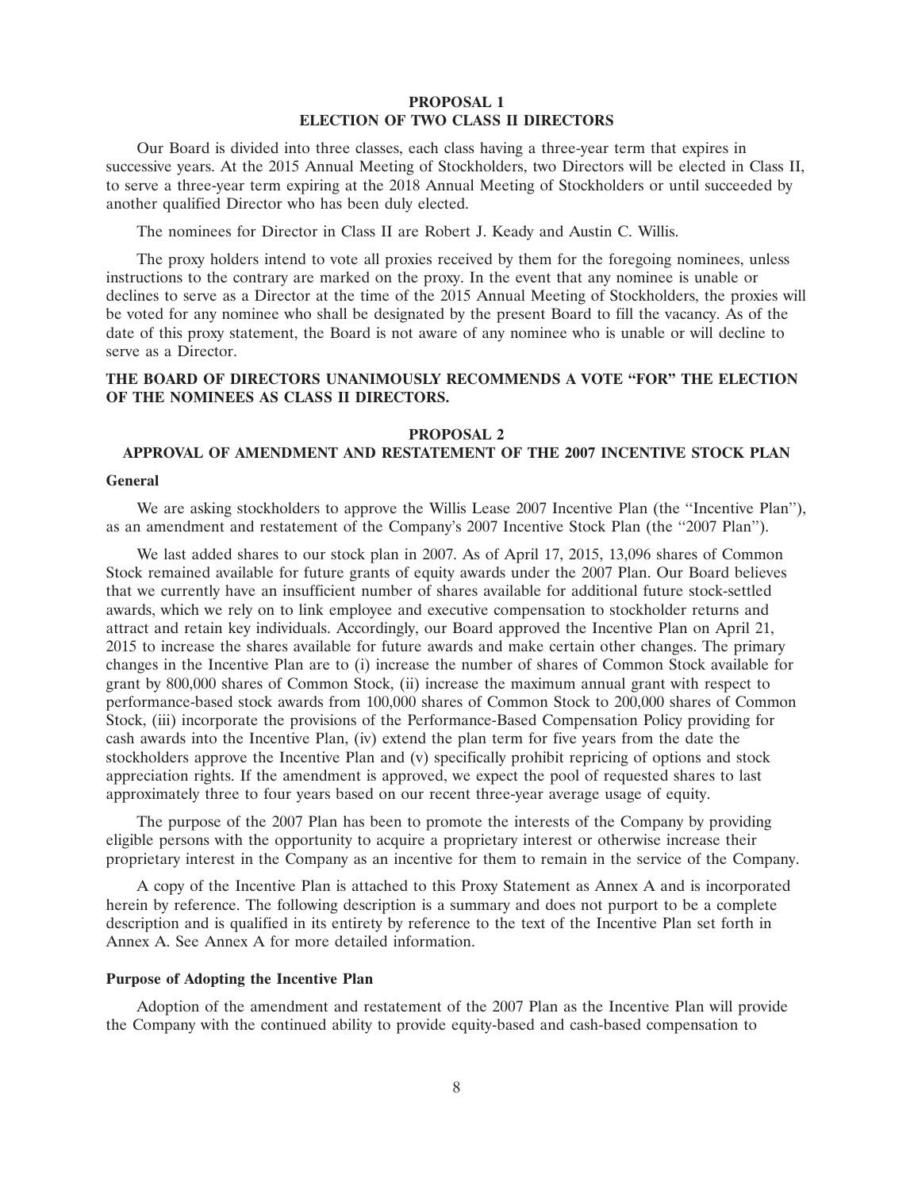## PROPOSAL 1
## ELECTION OF TWO CLASS II DIRECTORS

Our Board is divided into three classes, each class having a three-year term that expires in successive years. At the 2015 Annual Meeting of Stockholders, two Directors will be elected in Class II, to serve a three-year term expiring at the 2018 Annual Meeting of Stockholders or until succeeded by another qualified Director who has been duly elected.

The nominees for Director in Class II are Robert J. Keady and Austin C. Willis.

The proxy holders intend to vote all proxies received by them for the foregoing nominees, unless instructions to the contrary are marked on the proxy. In the event that any nominee is unable or declines to serve as a Director at the time of the 2015 Annual Meeting of Stockholders, the proxies will be voted for any nominee who shall be designated by the present Board to fill the vacancy. As of the date of this proxy statement, the Board is not aware of any nominee who is unable or will decline to serve as a Director.

**THE BOARD OF DIRECTORS UNANIMOUSLY RECOMMENDS A VOTE "FOR" THE ELECTION OF THE NOMINEES AS CLASS II DIRECTORS.**

## PROPOSAL 2
## APPROVAL OF AMENDMENT AND RESTATEMENT OF THE 2007 INCENTIVE STOCK PLAN

### General

We are asking stockholders to approve the Willis Lease 2007 Incentive Plan (the ''Incentive Plan''), as an amendment and restatement of the Company's 2007 Incentive Stock Plan (the ''2007 Plan'').

We last added shares to our stock plan in 2007. As of April 17, 2015, 13,096 shares of Common Stock remained available for future grants of equity awards under the 2007 Plan. Our Board believes that we currently have an insufficient number of shares available for additional future stock-settled awards, which we rely on to link employee and executive compensation to stockholder returns and attract and retain key individuals. Accordingly, our Board approved the Incentive Plan on April 21, 2015 to increase the shares available for future awards and make certain other changes. The primary changes in the Incentive Plan are to (i) increase the number of shares of Common Stock available for grant by 800,000 shares of Common Stock, (ii) increase the maximum annual grant with respect to performance-based stock awards from 100,000 shares of Common Stock to 200,000 shares of Common Stock, (iii) incorporate the provisions of the Performance-Based Compensation Policy providing for cash awards into the Incentive Plan, (iv) extend the plan term for five years from the date the stockholders approve the Incentive Plan and (v) specifically prohibit repricing of options and stock appreciation rights. If the amendment is approved, we expect the pool of requested shares to last approximately three to four years based on our recent three-year average usage of equity.

The purpose of the 2007 Plan has been to promote the interests of the Company by providing eligible persons with the opportunity to acquire a proprietary interest or otherwise increase their proprietary interest in the Company as an incentive for them to remain in the service of the Company.

A copy of the Incentive Plan is attached to this Proxy Statement as Annex A and is incorporated herein by reference. The following description is a summary and does not purport to be a complete description and is qualified in its entirety by reference to the text of the Incentive Plan set forth in Annex A. See Annex A for more detailed information.

### Purpose of Adopting the Incentive Plan

Adoption of the amendment and restatement of the 2007 Plan as the Incentive Plan will provide the Company with the continued ability to provide equity-based and cash-based compensation to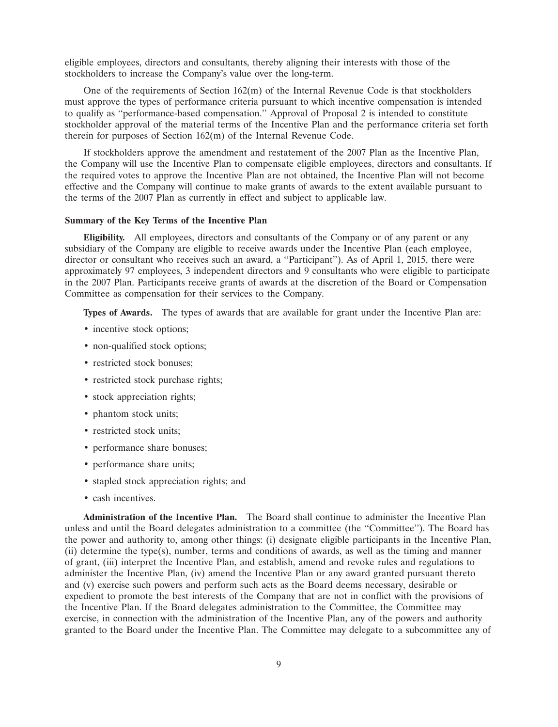eligible employees, directors and consultants, thereby aligning their interests with those of the stockholders to increase the Company's value over the long-term.

One of the requirements of Section 162(m) of the Internal Revenue Code is that stockholders must approve the types of performance criteria pursuant to which incentive compensation is intended to qualify as "performance-based compensation." Approval of Proposal 2 is intended to constitute stockholder approval of the material terms of the Incentive Plan and the performance criteria set forth therein for purposes of Section 162(m) of the Internal Revenue Code.

If stockholders approve the amendment and restatement of the 2007 Plan as the Incentive Plan, the Company will use the Incentive Plan to compensate eligible employees, directors and consultants. If the required votes to approve the Incentive Plan are not obtained, the Incentive Plan will not become effective and the Company will continue to make grants of awards to the extent available pursuant to the terms of the 2007 Plan as currently in effect and subject to applicable law.

**Summary of the Key Terms of the Incentive Plan**

**Eligibility.** All employees, directors and consultants of the Company or of any parent or any subsidiary of the Company are eligible to receive awards under the Incentive Plan (each employee, director or consultant who receives such an award, a "Participant"). As of April 1, 2015, there were approximately 97 employees, 3 independent directors and 9 consultants who were eligible to participate in the 2007 Plan. Participants receive grants of awards at the discretion of the Board or Compensation Committee as compensation for their services to the Company.

**Types of Awards.** The types of awards that are available for grant under the Incentive Plan are:

- incentive stock options;
- non-qualified stock options;
- restricted stock bonuses;
- restricted stock purchase rights;
- stock appreciation rights;
- phantom stock units;
- restricted stock units;
- performance share bonuses;
- performance share units;
- stapled stock appreciation rights; and
- cash incentives.

**Administration of the Incentive Plan.** The Board shall continue to administer the Incentive Plan unless and until the Board delegates administration to a committee (the "Committee"). The Board has the power and authority to, among other things: (i) designate eligible participants in the Incentive Plan, (ii) determine the type(s), number, terms and conditions of awards, as well as the timing and manner of grant, (iii) interpret the Incentive Plan, and establish, amend and revoke rules and regulations to administer the Incentive Plan, (iv) amend the Incentive Plan or any award granted pursuant thereto and (v) exercise such powers and perform such acts as the Board deems necessary, desirable or expedient to promote the best interests of the Company that are not in conflict with the provisions of the Incentive Plan. If the Board delegates administration to the Committee, the Committee may exercise, in connection with the administration of the Incentive Plan, any of the powers and authority granted to the Board under the Incentive Plan. The Committee may delegate to a subcommittee any of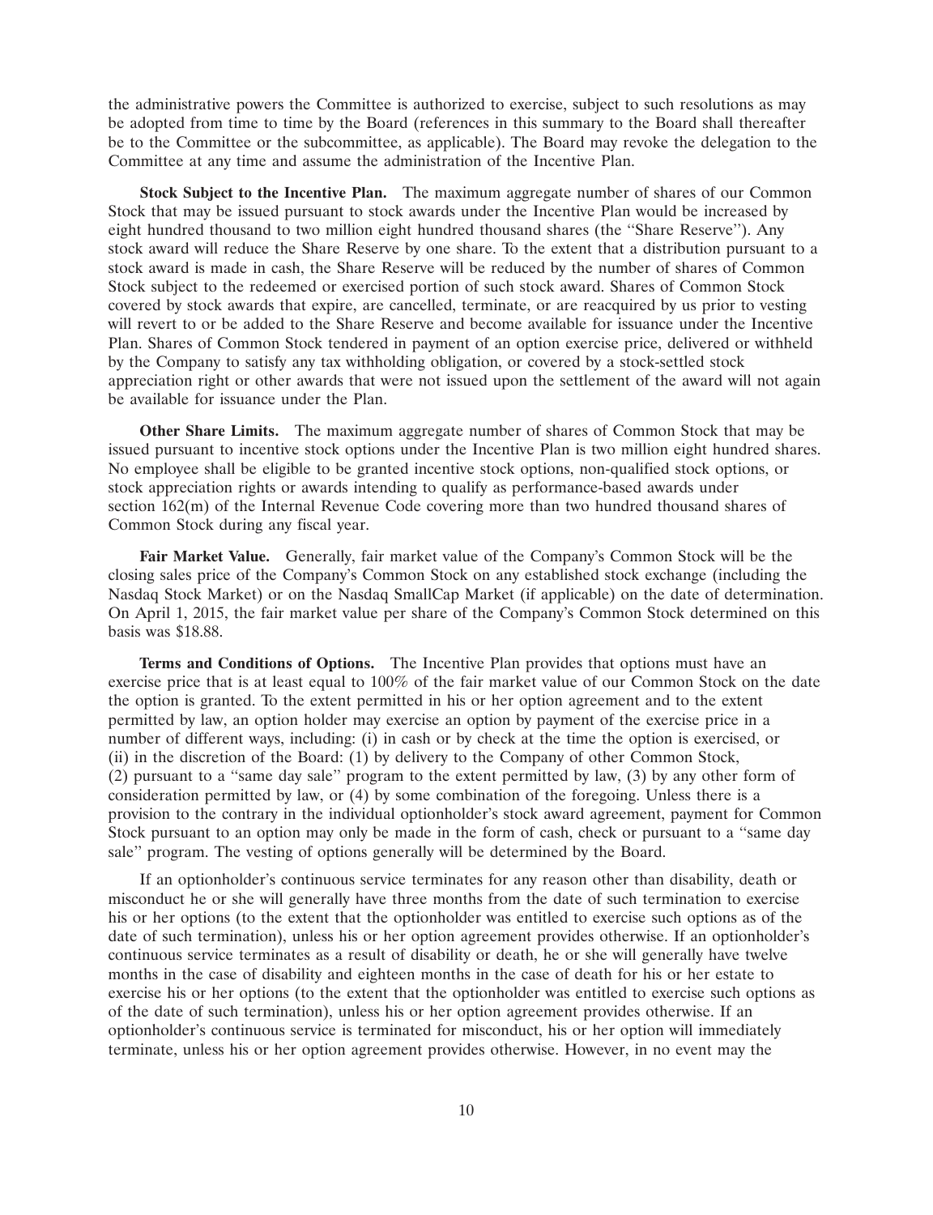the administrative powers the Committee is authorized to exercise, subject to such resolutions as may be adopted from time to time by the Board (references in this summary to the Board shall thereafter be to the Committee or the subcommittee, as applicable). The Board may revoke the delegation to the Committee at any time and assume the administration of the Incentive Plan.

**Stock Subject to the Incentive Plan.** The maximum aggregate number of shares of our Common Stock that may be issued pursuant to stock awards under the Incentive Plan would be increased by eight hundred thousand to two million eight hundred thousand shares (the ''Share Reserve''). Any stock award will reduce the Share Reserve by one share. To the extent that a distribution pursuant to a stock award is made in cash, the Share Reserve will be reduced by the number of shares of Common Stock subject to the redeemed or exercised portion of such stock award. Shares of Common Stock covered by stock awards that expire, are cancelled, terminate, or are reacquired by us prior to vesting will revert to or be added to the Share Reserve and become available for issuance under the Incentive Plan. Shares of Common Stock tendered in payment of an option exercise price, delivered or withheld by the Company to satisfy any tax withholding obligation, or covered by a stock-settled stock appreciation right or other awards that were not issued upon the settlement of the award will not again be available for issuance under the Plan.

**Other Share Limits.** The maximum aggregate number of shares of Common Stock that may be issued pursuant to incentive stock options under the Incentive Plan is two million eight hundred shares. No employee shall be eligible to be granted incentive stock options, non-qualified stock options, or stock appreciation rights or awards intending to qualify as performance-based awards under section 162(m) of the Internal Revenue Code covering more than two hundred thousand shares of Common Stock during any fiscal year.

**Fair Market Value.** Generally, fair market value of the Company's Common Stock will be the closing sales price of the Company's Common Stock on any established stock exchange (including the Nasdaq Stock Market) or on the Nasdaq SmallCap Market (if applicable) on the date of determination. On April 1, 2015, the fair market value per share of the Company's Common Stock determined on this basis was $18.88.

**Terms and Conditions of Options.** The Incentive Plan provides that options must have an exercise price that is at least equal to 100% of the fair market value of our Common Stock on the date the option is granted. To the extent permitted in his or her option agreement and to the extent permitted by law, an option holder may exercise an option by payment of the exercise price in a number of different ways, including: (i) in cash or by check at the time the option is exercised, or (ii) in the discretion of the Board: (1) by delivery to the Company of other Common Stock, (2) pursuant to a ''same day sale'' program to the extent permitted by law, (3) by any other form of consideration permitted by law, or (4) by some combination of the foregoing. Unless there is a provision to the contrary in the individual optionholder's stock award agreement, payment for Common Stock pursuant to an option may only be made in the form of cash, check or pursuant to a ''same day sale'' program. The vesting of options generally will be determined by the Board.

If an optionholder's continuous service terminates for any reason other than disability, death or misconduct he or she will generally have three months from the date of such termination to exercise his or her options (to the extent that the optionholder was entitled to exercise such options as of the date of such termination), unless his or her option agreement provides otherwise. If an optionholder's continuous service terminates as a result of disability or death, he or she will generally have twelve months in the case of disability and eighteen months in the case of death for his or her estate to exercise his or her options (to the extent that the optionholder was entitled to exercise such options as of the date of such termination), unless his or her option agreement provides otherwise. If an optionholder's continuous service is terminated for misconduct, his or her option will immediately terminate, unless his or her option agreement provides otherwise. However, in no event may the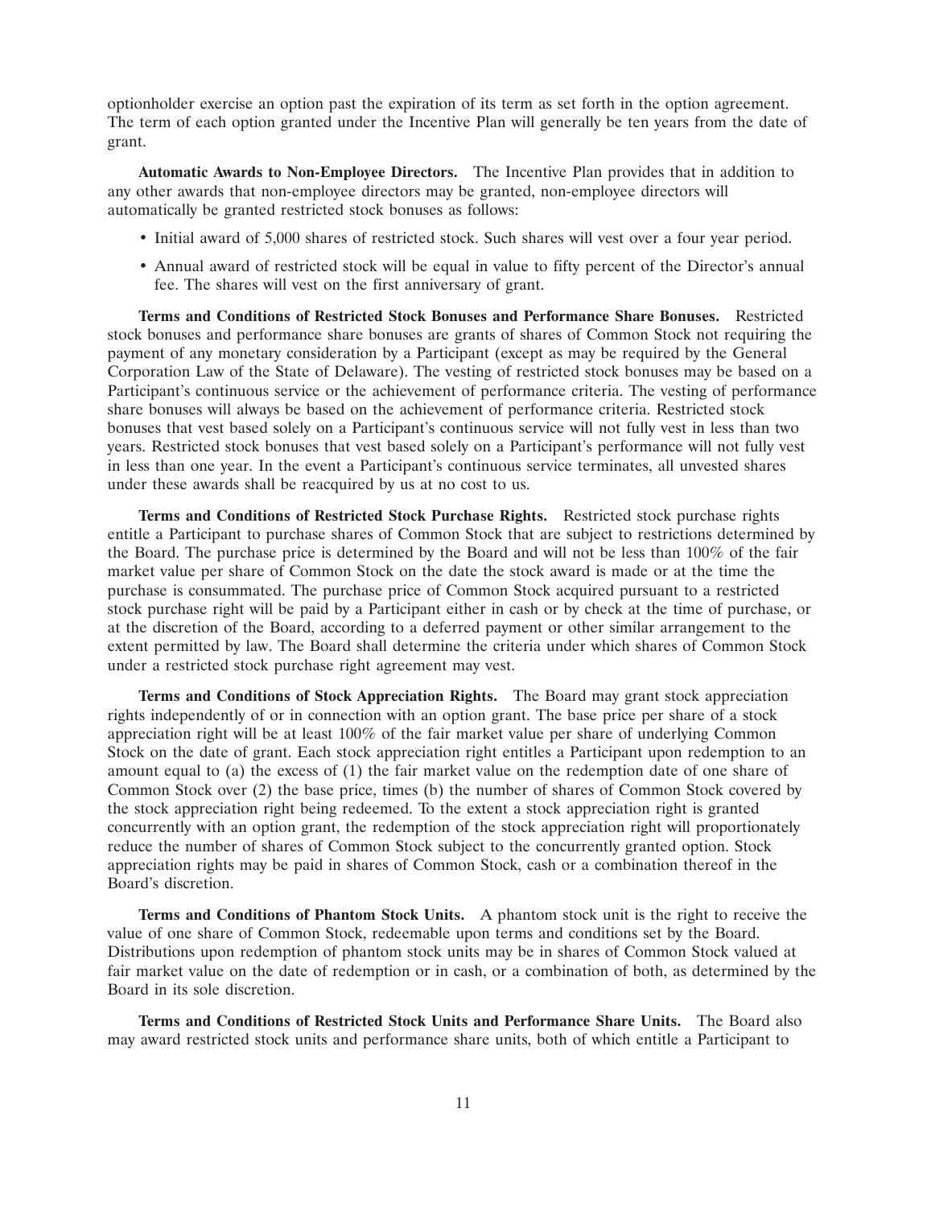optionholder exercise an option past the expiration of its term as set forth in the option agreement. The term of each option granted under the Incentive Plan will generally be ten years from the date of grant.

**Automatic Awards to Non-Employee Directors.** The Incentive Plan provides that in addition to any other awards that non-employee directors may be granted, non-employee directors will automatically be granted restricted stock bonuses as follows:

- Initial award of 5,000 shares of restricted stock. Such shares will vest over a four year period.
- Annual award of restricted stock will be equal in value to fifty percent of the Director's annual fee. The shares will vest on the first anniversary of grant.

**Terms and Conditions of Restricted Stock Bonuses and Performance Share Bonuses.** Restricted stock bonuses and performance share bonuses are grants of shares of Common Stock not requiring the payment of any monetary consideration by a Participant (except as may be required by the General Corporation Law of the State of Delaware). The vesting of restricted stock bonuses may be based on a Participant's continuous service or the achievement of performance criteria. The vesting of performance share bonuses will always be based on the achievement of performance criteria. Restricted stock bonuses that vest based solely on a Participant's continuous service will not fully vest in less than two years. Restricted stock bonuses that vest based solely on a Participant's performance will not fully vest in less than one year. In the event a Participant's continuous service terminates, all unvested shares under these awards shall be reacquired by us at no cost to us.

**Terms and Conditions of Restricted Stock Purchase Rights.** Restricted stock purchase rights entitle a Participant to purchase shares of Common Stock that are subject to restrictions determined by the Board. The purchase price is determined by the Board and will not be less than 100% of the fair market value per share of Common Stock on the date the stock award is made or at the time the purchase is consummated. The purchase price of Common Stock acquired pursuant to a restricted stock purchase right will be paid by a Participant either in cash or by check at the time of purchase, or at the discretion of the Board, according to a deferred payment or other similar arrangement to the extent permitted by law. The Board shall determine the criteria under which shares of Common Stock under a restricted stock purchase right agreement may vest.

**Terms and Conditions of Stock Appreciation Rights.** The Board may grant stock appreciation rights independently of or in connection with an option grant. The base price per share of a stock appreciation right will be at least 100% of the fair market value per share of underlying Common Stock on the date of grant. Each stock appreciation right entitles a Participant upon redemption to an amount equal to (a) the excess of (1) the fair market value on the redemption date of one share of Common Stock over (2) the base price, times (b) the number of shares of Common Stock covered by the stock appreciation right being redeemed. To the extent a stock appreciation right is granted concurrently with an option grant, the redemption of the stock appreciation right will proportionately reduce the number of shares of Common Stock subject to the concurrently granted option. Stock appreciation rights may be paid in shares of Common Stock, cash or a combination thereof in the Board's discretion.

**Terms and Conditions of Phantom Stock Units.** A phantom stock unit is the right to receive the value of one share of Common Stock, redeemable upon terms and conditions set by the Board. Distributions upon redemption of phantom stock units may be in shares of Common Stock valued at fair market value on the date of redemption or in cash, or a combination of both, as determined by the Board in its sole discretion.

**Terms and Conditions of Restricted Stock Units and Performance Share Units.** The Board also may award restricted stock units and performance share units, both of which entitle a Participant to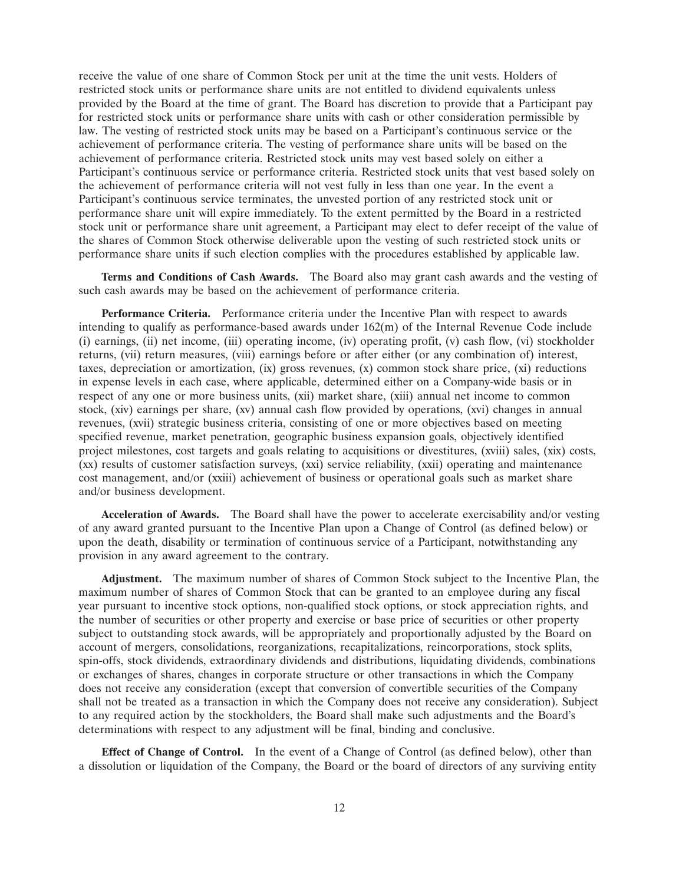receive the value of one share of Common Stock per unit at the time the unit vests. Holders of restricted stock units or performance share units are not entitled to dividend equivalents unless provided by the Board at the time of grant. The Board has discretion to provide that a Participant pay for restricted stock units or performance share units with cash or other consideration permissible by law. The vesting of restricted stock units may be based on a Participant's continuous service or the achievement of performance criteria. The vesting of performance share units will be based on the achievement of performance criteria. Restricted stock units may vest based solely on either a Participant's continuous service or performance criteria. Restricted stock units that vest based solely on the achievement of performance criteria will not vest fully in less than one year. In the event a Participant's continuous service terminates, the unvested portion of any restricted stock unit or performance share unit will expire immediately. To the extent permitted by the Board in a restricted stock unit or performance share unit agreement, a Participant may elect to defer receipt of the value of the shares of Common Stock otherwise deliverable upon the vesting of such restricted stock units or performance share units if such election complies with the procedures established by applicable law.

**Terms and Conditions of Cash Awards.** The Board also may grant cash awards and the vesting of such cash awards may be based on the achievement of performance criteria.

**Performance Criteria.** Performance criteria under the Incentive Plan with respect to awards intending to qualify as performance-based awards under 162(m) of the Internal Revenue Code include (i) earnings, (ii) net income, (iii) operating income, (iv) operating profit, (v) cash flow, (vi) stockholder returns, (vii) return measures, (viii) earnings before or after either (or any combination of) interest, taxes, depreciation or amortization, (ix) gross revenues, (x) common stock share price, (xi) reductions in expense levels in each case, where applicable, determined either on a Company-wide basis or in respect of any one or more business units, (xii) market share, (xiii) annual net income to common stock, (xiv) earnings per share, (xv) annual cash flow provided by operations, (xvi) changes in annual revenues, (xvii) strategic business criteria, consisting of one or more objectives based on meeting specified revenue, market penetration, geographic business expansion goals, objectively identified project milestones, cost targets and goals relating to acquisitions or divestitures, (xviii) sales, (xix) costs, (xx) results of customer satisfaction surveys, (xxi) service reliability, (xxii) operating and maintenance cost management, and/or (xxiii) achievement of business or operational goals such as market share and/or business development.

**Acceleration of Awards.** The Board shall have the power to accelerate exercisability and/or vesting of any award granted pursuant to the Incentive Plan upon a Change of Control (as defined below) or upon the death, disability or termination of continuous service of a Participant, notwithstanding any provision in any award agreement to the contrary.

**Adjustment.** The maximum number of shares of Common Stock subject to the Incentive Plan, the maximum number of shares of Common Stock that can be granted to an employee during any fiscal year pursuant to incentive stock options, non-qualified stock options, or stock appreciation rights, and the number of securities or other property and exercise or base price of securities or other property subject to outstanding stock awards, will be appropriately and proportionally adjusted by the Board on account of mergers, consolidations, reorganizations, recapitalizations, reincorporations, stock splits, spin-offs, stock dividends, extraordinary dividends and distributions, liquidating dividends, combinations or exchanges of shares, changes in corporate structure or other transactions in which the Company does not receive any consideration (except that conversion of convertible securities of the Company shall not be treated as a transaction in which the Company does not receive any consideration). Subject to any required action by the stockholders, the Board shall make such adjustments and the Board's determinations with respect to any adjustment will be final, binding and conclusive.

**Effect of Change of Control.** In the event of a Change of Control (as defined below), other than a dissolution or liquidation of the Company, the Board or the board of directors of any surviving entity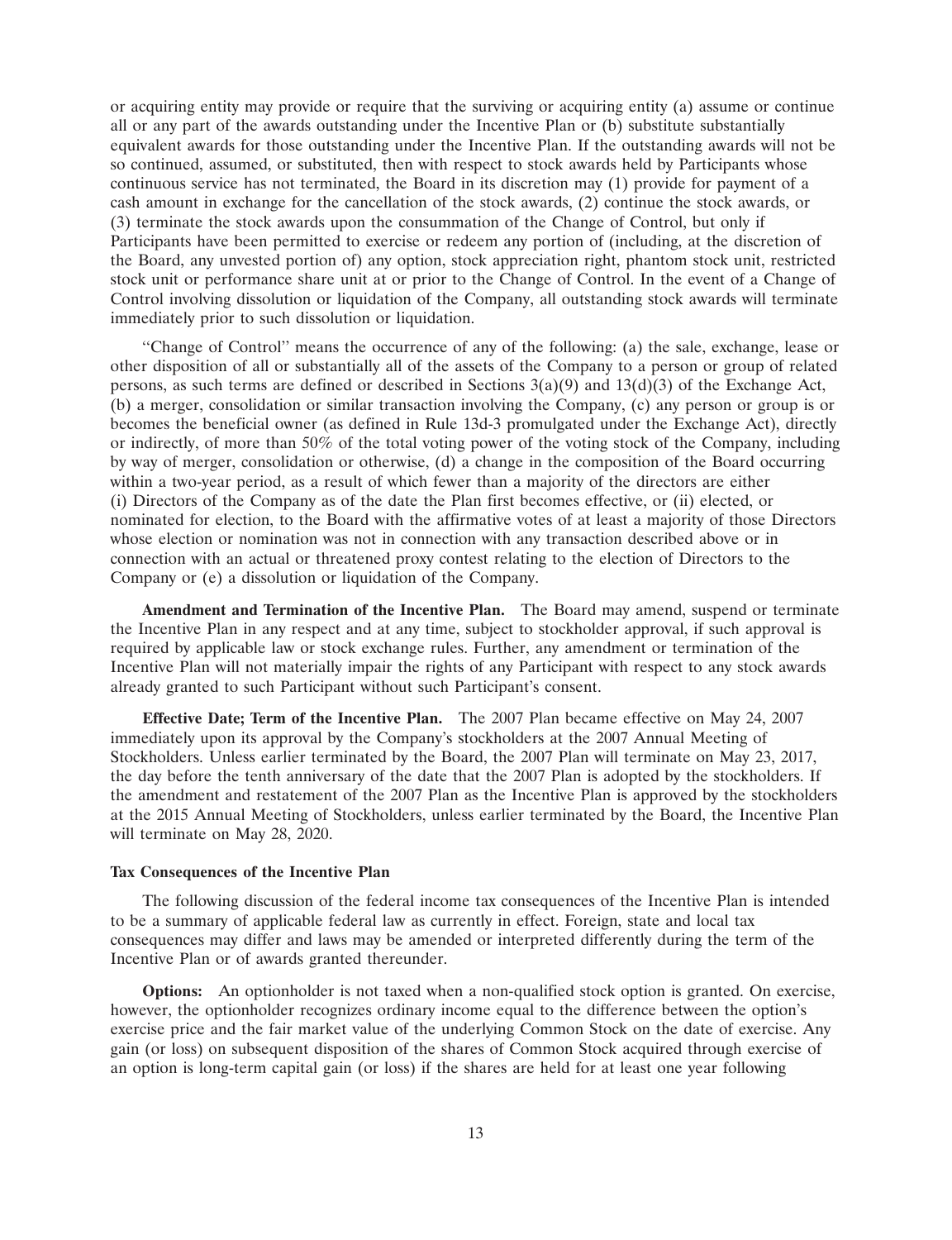or acquiring entity may provide or require that the surviving or acquiring entity (a) assume or continue all or any part of the awards outstanding under the Incentive Plan or (b) substitute substantially equivalent awards for those outstanding under the Incentive Plan. If the outstanding awards will not be so continued, assumed, or substituted, then with respect to stock awards held by Participants whose continuous service has not terminated, the Board in its discretion may (1) provide for payment of a cash amount in exchange for the cancellation of the stock awards, (2) continue the stock awards, or (3) terminate the stock awards upon the consummation of the Change of Control, but only if Participants have been permitted to exercise or redeem any portion of (including, at the discretion of the Board, any unvested portion of) any option, stock appreciation right, phantom stock unit, restricted stock unit or performance share unit at or prior to the Change of Control. In the event of a Change of Control involving dissolution or liquidation of the Company, all outstanding stock awards will terminate immediately prior to such dissolution or liquidation.

"Change of Control" means the occurrence of any of the following: (a) the sale, exchange, lease or other disposition of all or substantially all of the assets of the Company to a person or group of related persons, as such terms are defined or described in Sections 3(a)(9) and 13(d)(3) of the Exchange Act, (b) a merger, consolidation or similar transaction involving the Company, (c) any person or group is or becomes the beneficial owner (as defined in Rule 13d-3 promulgated under the Exchange Act), directly or indirectly, of more than 50% of the total voting power of the voting stock of the Company, including by way of merger, consolidation or otherwise, (d) a change in the composition of the Board occurring within a two-year period, as a result of which fewer than a majority of the directors are either (i) Directors of the Company as of the date the Plan first becomes effective, or (ii) elected, or nominated for election, to the Board with the affirmative votes of at least a majority of those Directors whose election or nomination was not in connection with any transaction described above or in connection with an actual or threatened proxy contest relating to the election of Directors to the Company or (e) a dissolution or liquidation of the Company.

**Amendment and Termination of the Incentive Plan.** The Board may amend, suspend or terminate the Incentive Plan in any respect and at any time, subject to stockholder approval, if such approval is required by applicable law or stock exchange rules. Further, any amendment or termination of the Incentive Plan will not materially impair the rights of any Participant with respect to any stock awards already granted to such Participant without such Participant's consent.

**Effective Date; Term of the Incentive Plan.** The 2007 Plan became effective on May 24, 2007 immediately upon its approval by the Company's stockholders at the 2007 Annual Meeting of Stockholders. Unless earlier terminated by the Board, the 2007 Plan will terminate on May 23, 2017, the day before the tenth anniversary of the date that the 2007 Plan is adopted by the stockholders. If the amendment and restatement of the 2007 Plan as the Incentive Plan is approved by the stockholders at the 2015 Annual Meeting of Stockholders, unless earlier terminated by the Board, the Incentive Plan will terminate on May 28, 2020.

### Tax Consequences of the Incentive Plan

The following discussion of the federal income tax consequences of the Incentive Plan is intended to be a summary of applicable federal law as currently in effect. Foreign, state and local tax consequences may differ and laws may be amended or interpreted differently during the term of the Incentive Plan or of awards granted thereunder.

**Options:** An optionholder is not taxed when a non-qualified stock option is granted. On exercise, however, the optionholder recognizes ordinary income equal to the difference between the option's exercise price and the fair market value of the underlying Common Stock on the date of exercise. Any gain (or loss) on subsequent disposition of the shares of Common Stock acquired through exercise of an option is long-term capital gain (or loss) if the shares are held for at least one year following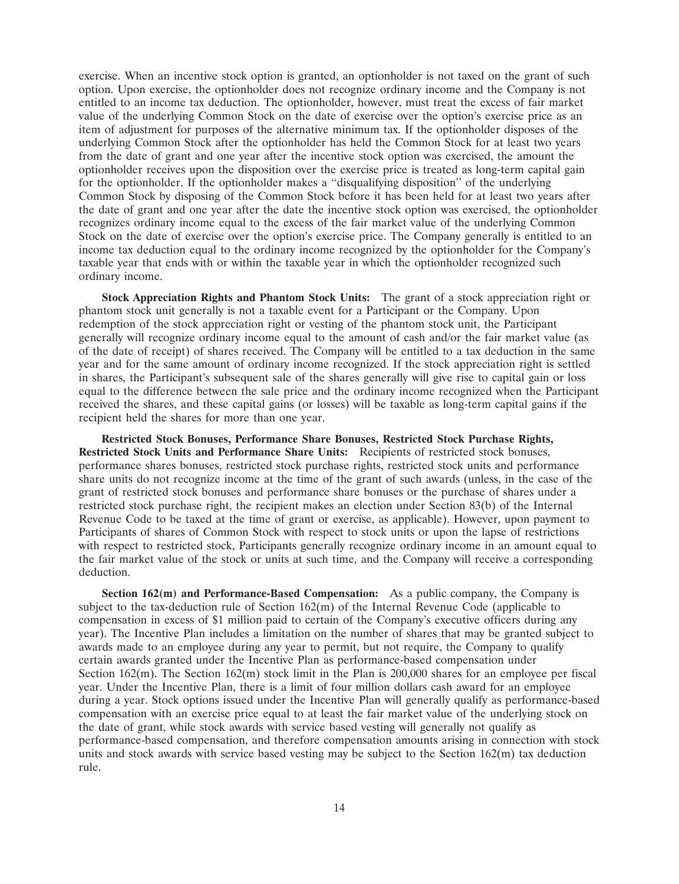exercise. When an incentive stock option is granted, an optionholder is not taxed on the grant of such option. Upon exercise, the optionholder does not recognize ordinary income and the Company is not entitled to an income tax deduction. The optionholder, however, must treat the excess of fair market value of the underlying Common Stock on the date of exercise over the option's exercise price as an item of adjustment for purposes of the alternative minimum tax. If the optionholder disposes of the underlying Common Stock after the optionholder has held the Common Stock for at least two years from the date of grant and one year after the incentive stock option was exercised, the amount the optionholder receives upon the disposition over the exercise price is treated as long-term capital gain for the optionholder. If the optionholder makes a ''disqualifying disposition'' of the underlying Common Stock by disposing of the Common Stock before it has been held for at least two years after the date of grant and one year after the date the incentive stock option was exercised, the optionholder recognizes ordinary income equal to the excess of the fair market value of the underlying Common Stock on the date of exercise over the option's exercise price. The Company generally is entitled to an income tax deduction equal to the ordinary income recognized by the optionholder for the Company's taxable year that ends with or within the taxable year in which the optionholder recognized such ordinary income.

**Stock Appreciation Rights and Phantom Stock Units:** The grant of a stock appreciation right or phantom stock unit generally is not a taxable event for a Participant or the Company. Upon redemption of the stock appreciation right or vesting of the phantom stock unit, the Participant generally will recognize ordinary income equal to the amount of cash and/or the fair market value (as of the date of receipt) of shares received. The Company will be entitled to a tax deduction in the same year and for the same amount of ordinary income recognized. If the stock appreciation right is settled in shares, the Participant's subsequent sale of the shares generally will give rise to capital gain or loss equal to the difference between the sale price and the ordinary income recognized when the Participant received the shares, and these capital gains (or losses) will be taxable as long-term capital gains if the recipient held the shares for more than one year.

**Restricted Stock Bonuses, Performance Share Bonuses, Restricted Stock Purchase Rights, Restricted Stock Units and Performance Share Units:** Recipients of restricted stock bonuses, performance shares bonuses, restricted stock purchase rights, restricted stock units and performance share units do not recognize income at the time of the grant of such awards (unless, in the case of the grant of restricted stock bonuses and performance share bonuses or the purchase of shares under a restricted stock purchase right, the recipient makes an election under Section 83(b) of the Internal Revenue Code to be taxed at the time of grant or exercise, as applicable). However, upon payment to Participants of shares of Common Stock with respect to stock units or upon the lapse of restrictions with respect to restricted stock, Participants generally recognize ordinary income in an amount equal to the fair market value of the stock or units at such time, and the Company will receive a corresponding deduction.

**Section 162(m) and Performance-Based Compensation:** As a public company, the Company is subject to the tax-deduction rule of Section 162(m) of the Internal Revenue Code (applicable to compensation in excess of $1 million paid to certain of the Company's executive officers during any year). The Incentive Plan includes a limitation on the number of shares that may be granted subject to awards made to an employee during any year to permit, but not require, the Company to qualify certain awards granted under the Incentive Plan as performance-based compensation under Section 162(m). The Section 162(m) stock limit in the Plan is 200,000 shares for an employee per fiscal year. Under the Incentive Plan, there is a limit of four million dollars cash award for an employee during a year. Stock options issued under the Incentive Plan will generally qualify as performance-based compensation with an exercise price equal to at least the fair market value of the underlying stock on the date of grant, while stock awards with service based vesting will generally not qualify as performance-based compensation, and therefore compensation amounts arising in connection with stock units and stock awards with service based vesting may be subject to the Section 162(m) tax deduction rule.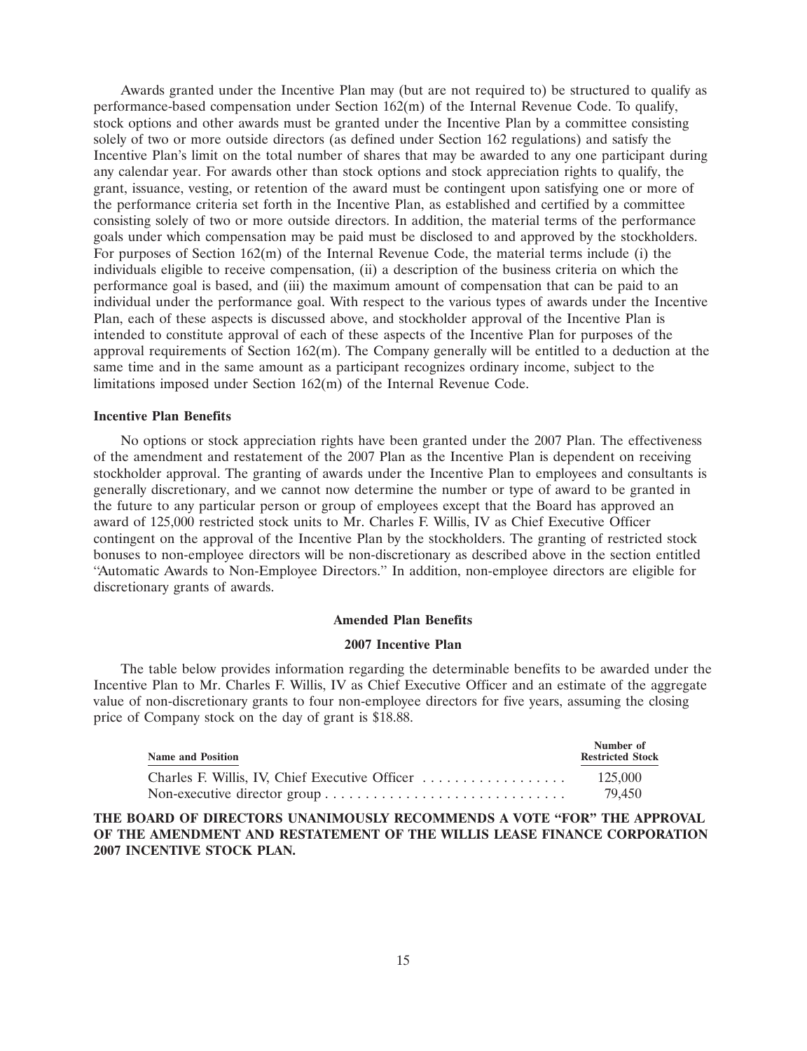Awards granted under the Incentive Plan may (but are not required to) be structured to qualify as performance-based compensation under Section 162(m) of the Internal Revenue Code. To qualify, stock options and other awards must be granted under the Incentive Plan by a committee consisting solely of two or more outside directors (as defined under Section 162 regulations) and satisfy the Incentive Plan's limit on the total number of shares that may be awarded to any one participant during any calendar year. For awards other than stock options and stock appreciation rights to qualify, the grant, issuance, vesting, or retention of the award must be contingent upon satisfying one or more of the performance criteria set forth in the Incentive Plan, as established and certified by a committee consisting solely of two or more outside directors. In addition, the material terms of the performance goals under which compensation may be paid must be disclosed to and approved by the stockholders. For purposes of Section 162(m) of the Internal Revenue Code, the material terms include (i) the individuals eligible to receive compensation, (ii) a description of the business criteria on which the performance goal is based, and (iii) the maximum amount of compensation that can be paid to an individual under the performance goal. With respect to the various types of awards under the Incentive Plan, each of these aspects is discussed above, and stockholder approval of the Incentive Plan is intended to constitute approval of each of these aspects of the Incentive Plan for purposes of the approval requirements of Section 162(m). The Company generally will be entitled to a deduction at the same time and in the same amount as a participant recognizes ordinary income, subject to the limitations imposed under Section 162(m) of the Internal Revenue Code.

**Incentive Plan Benefits**

No options or stock appreciation rights have been granted under the 2007 Plan. The effectiveness of the amendment and restatement of the 2007 Plan as the Incentive Plan is dependent on receiving stockholder approval. The granting of awards under the Incentive Plan to employees and consultants is generally discretionary, and we cannot now determine the number or type of award to be granted in the future to any particular person or group of employees except that the Board has approved an award of 125,000 restricted stock units to Mr. Charles F. Willis, IV as Chief Executive Officer contingent on the approval of the Incentive Plan by the stockholders. The granting of restricted stock bonuses to non-employee directors will be non-discretionary as described above in the section entitled "Automatic Awards to Non-Employee Directors." In addition, non-employee directors are eligible for discretionary grants of awards.

**Amended Plan Benefits**

**2007 Incentive Plan**

The table below provides information regarding the determinable benefits to be awarded under the Incentive Plan to Mr. Charles F. Willis, IV as Chief Executive Officer and an estimate of the aggregate value of non-discretionary grants to four non-employee directors for five years, assuming the closing price of Company stock on the day of grant is $18.88.

| Name and Position | Number of Restricted Stock |
|---|---|
| Charles F. Willis, IV, Chief Executive Officer | 125,000 |
| Non-executive director group | 79,450 |

**THE BOARD OF DIRECTORS UNANIMOUSLY RECOMMENDS A VOTE "FOR" THE APPROVAL OF THE AMENDMENT AND RESTATEMENT OF THE WILLIS LEASE FINANCE CORPORATION 2007 INCENTIVE STOCK PLAN.**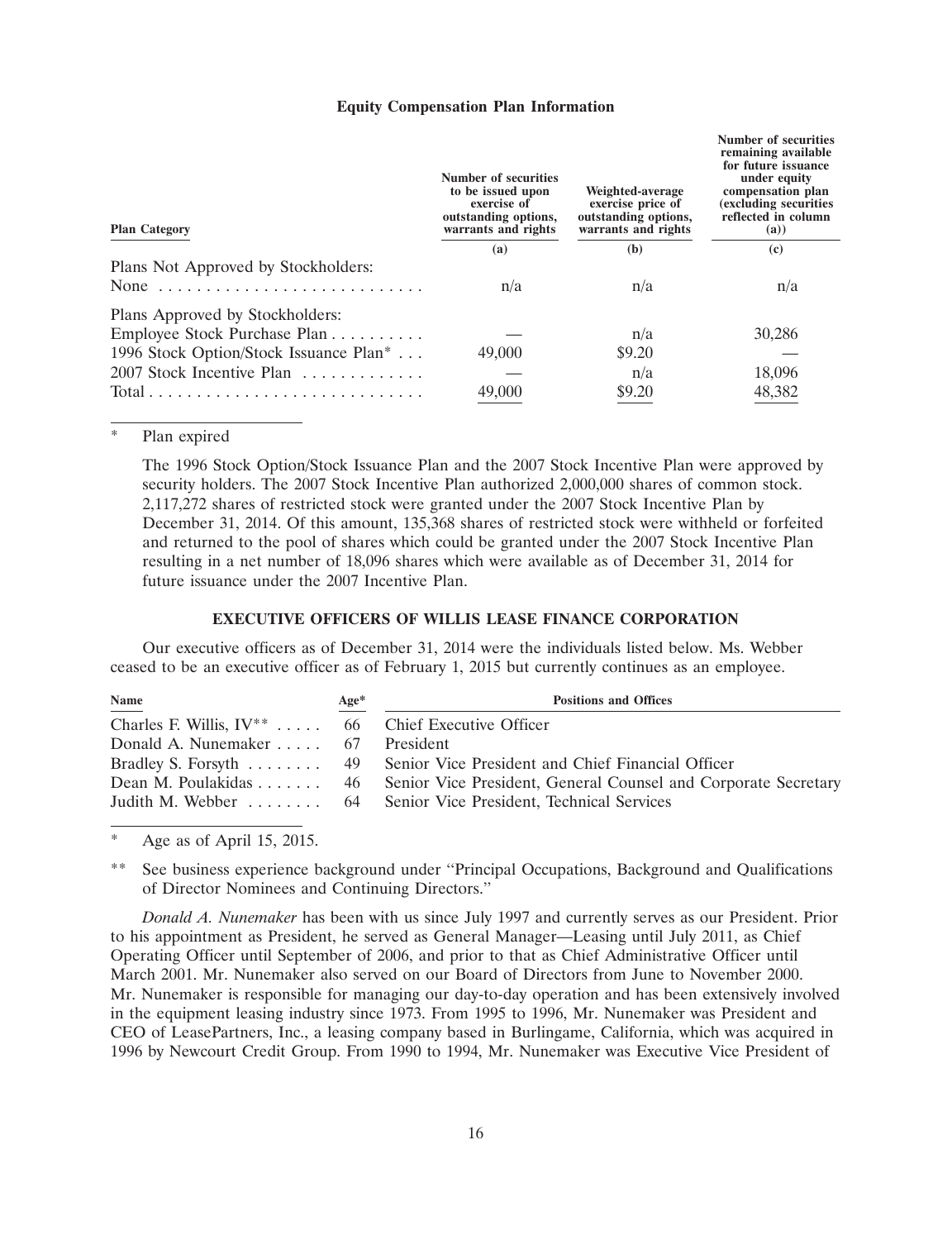## Equity Compensation Plan Information

| Plan Category | Number of securities to be issued upon exercise of outstanding options, warrants and rights | Weighted-average exercise price of outstanding options, warrants and rights | Number of securities remaining available for future issuance under equity compensation plan (excluding securities reflected in column (a)) |
|---|---|---|---|
| | (a) | (b) | (c) |
| Plans Not Approved by Stockholders: | | | |
| None | n/a | n/a | n/a |
| Plans Approved by Stockholders: | | | |
| Employee Stock Purchase Plan | — | n/a | 30,286 |
| 1996 Stock Option/Stock Issuance Plan* | 49,000 | $9.20 | — |
| 2007 Stock Incentive Plan | — | n/a | 18,096 |
| Total | 49,000 | $9.20 | 48,382 |

\* Plan expired

The 1996 Stock Option/Stock Issuance Plan and the 2007 Stock Incentive Plan were approved by security holders. The 2007 Stock Incentive Plan authorized 2,000,000 shares of common stock. 2,117,272 shares of restricted stock were granted under the 2007 Stock Incentive Plan by December 31, 2014. Of this amount, 135,368 shares of restricted stock were withheld or forfeited and returned to the pool of shares which could be granted under the 2007 Stock Incentive Plan resulting in a net number of 18,096 shares which were available as of December 31, 2014 for future issuance under the 2007 Incentive Plan.

## EXECUTIVE OFFICERS OF WILLIS LEASE FINANCE CORPORATION

Our executive officers as of December 31, 2014 were the individuals listed below. Ms. Webber ceased to be an executive officer as of February 1, 2015 but currently continues as an employee.

| Name | Age* | Positions and Offices |
|---|---|---|
| Charles F. Willis, IV** | 66 | Chief Executive Officer |
| Donald A. Nunemaker | 67 | President |
| Bradley S. Forsyth | 49 | Senior Vice President and Chief Financial Officer |
| Dean M. Poulakidas | 46 | Senior Vice President, General Counsel and Corporate Secretary |
| Judith M. Webber | 64 | Senior Vice President, Technical Services |

\* Age as of April 15, 2015.

\*\* See business experience background under "Principal Occupations, Background and Qualifications of Director Nominees and Continuing Directors."

*Donald A. Nunemaker* has been with us since July 1997 and currently serves as our President. Prior to his appointment as President, he served as General Manager—Leasing until July 2011, as Chief Operating Officer until September of 2006, and prior to that as Chief Administrative Officer until March 2001. Mr. Nunemaker also served on our Board of Directors from June to November 2000. Mr. Nunemaker is responsible for managing our day-to-day operation and has been extensively involved in the equipment leasing industry since 1973. From 1995 to 1996, Mr. Nunemaker was President and CEO of LeasePartners, Inc., a leasing company based in Burlingame, California, which was acquired in 1996 by Newcourt Credit Group. From 1990 to 1994, Mr. Nunemaker was Executive Vice President of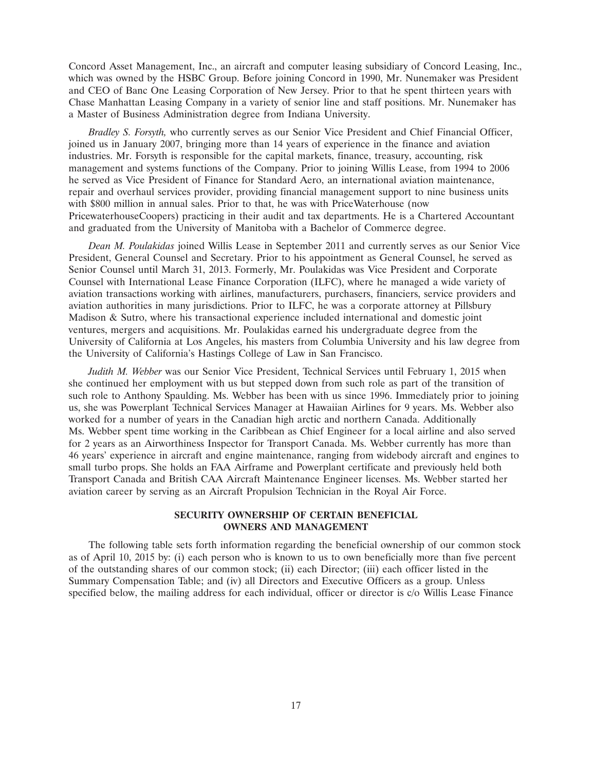Concord Asset Management, Inc., an aircraft and computer leasing subsidiary of Concord Leasing, Inc., which was owned by the HSBC Group. Before joining Concord in 1990, Mr. Nunemaker was President and CEO of Banc One Leasing Corporation of New Jersey. Prior to that he spent thirteen years with Chase Manhattan Leasing Company in a variety of senior line and staff positions. Mr. Nunemaker has a Master of Business Administration degree from Indiana University.

*Bradley S. Forsyth,* who currently serves as our Senior Vice President and Chief Financial Officer, joined us in January 2007, bringing more than 14 years of experience in the finance and aviation industries. Mr. Forsyth is responsible for the capital markets, finance, treasury, accounting, risk management and systems functions of the Company. Prior to joining Willis Lease, from 1994 to 2006 he served as Vice President of Finance for Standard Aero, an international aviation maintenance, repair and overhaul services provider, providing financial management support to nine business units with $800 million in annual sales. Prior to that, he was with PriceWaterhouse (now PricewaterhouseCoopers) practicing in their audit and tax departments. He is a Chartered Accountant and graduated from the University of Manitoba with a Bachelor of Commerce degree.

*Dean M. Poulakidas* joined Willis Lease in September 2011 and currently serves as our Senior Vice President, General Counsel and Secretary. Prior to his appointment as General Counsel, he served as Senior Counsel until March 31, 2013. Formerly, Mr. Poulakidas was Vice President and Corporate Counsel with International Lease Finance Corporation (ILFC), where he managed a wide variety of aviation transactions working with airlines, manufacturers, purchasers, financiers, service providers and aviation authorities in many jurisdictions. Prior to ILFC, he was a corporate attorney at Pillsbury Madison & Sutro, where his transactional experience included international and domestic joint ventures, mergers and acquisitions. Mr. Poulakidas earned his undergraduate degree from the University of California at Los Angeles, his masters from Columbia University and his law degree from the University of California's Hastings College of Law in San Francisco.

*Judith M. Webber* was our Senior Vice President, Technical Services until February 1, 2015 when she continued her employment with us but stepped down from such role as part of the transition of such role to Anthony Spaulding. Ms. Webber has been with us since 1996. Immediately prior to joining us, she was Powerplant Technical Services Manager at Hawaiian Airlines for 9 years. Ms. Webber also worked for a number of years in the Canadian high arctic and northern Canada. Additionally Ms. Webber spent time working in the Caribbean as Chief Engineer for a local airline and also served for 2 years as an Airworthiness Inspector for Transport Canada. Ms. Webber currently has more than 46 years' experience in aircraft and engine maintenance, ranging from widebody aircraft and engines to small turbo props. She holds an FAA Airframe and Powerplant certificate and previously held both Transport Canada and British CAA Aircraft Maintenance Engineer licenses. Ms. Webber started her aviation career by serving as an Aircraft Propulsion Technician in the Royal Air Force.

## SECURITY OWNERSHIP OF CERTAIN BENEFICIAL OWNERS AND MANAGEMENT

The following table sets forth information regarding the beneficial ownership of our common stock as of April 10, 2015 by: (i) each person who is known to us to own beneficially more than five percent of the outstanding shares of our common stock; (ii) each Director; (iii) each officer listed in the Summary Compensation Table; and (iv) all Directors and Executive Officers as a group. Unless specified below, the mailing address for each individual, officer or director is c/o Willis Lease Finance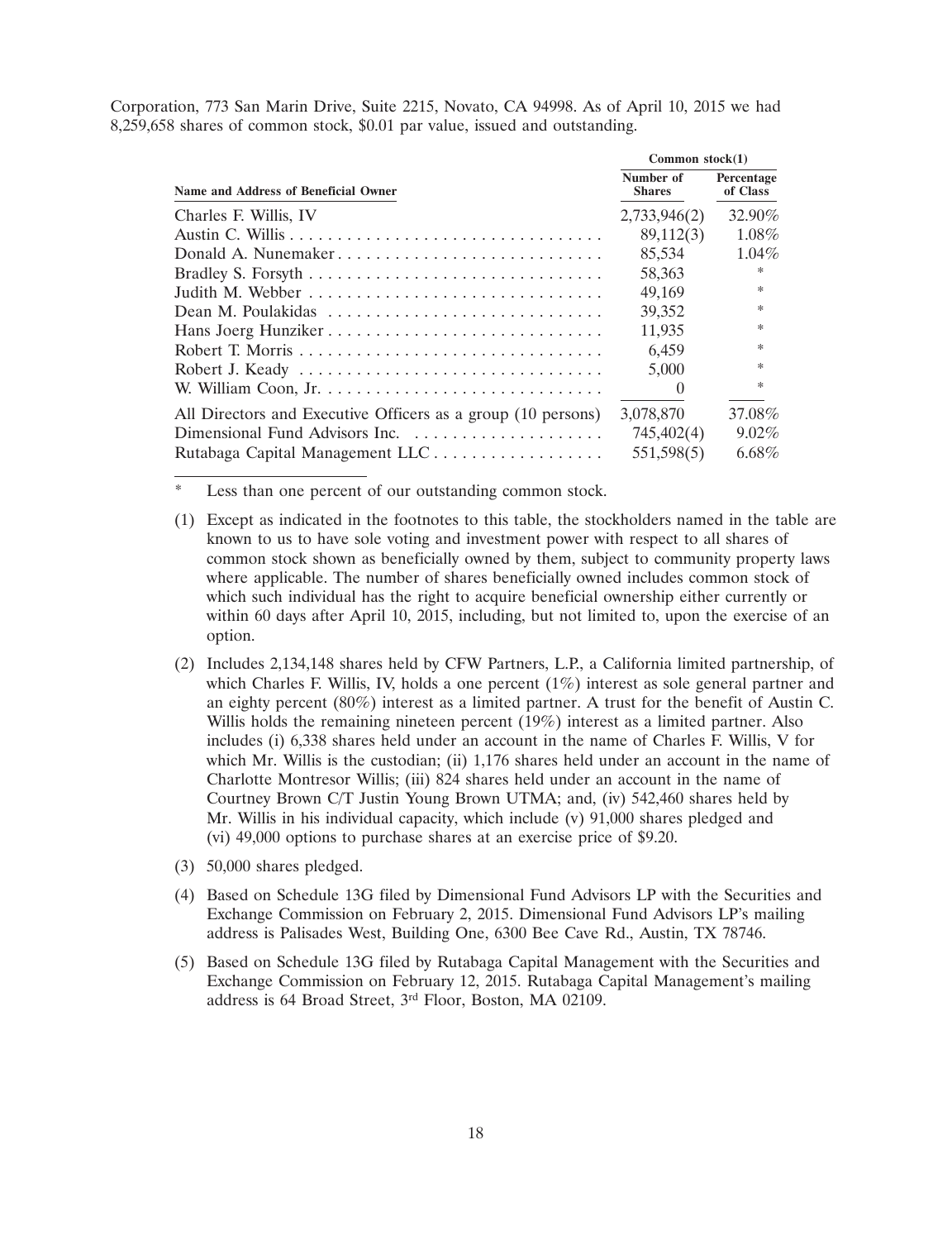Corporation, 773 San Marin Drive, Suite 2215, Novato, CA 94998. As of April 10, 2015 we had 8,259,658 shares of common stock, $0.01 par value, issued and outstanding.

| | Common stock(1) | |
|---|---|---|
| **Name and Address of Beneficial Owner** | **Number of Shares** | **Percentage of Class** |
| Charles F. Willis, IV | 2,733,946(2) | 32.90% |
| Austin C. Willis | 89,112(3) | 1.08% |
| Donald A. Nunemaker | 85,534 | 1.04% |
| Bradley S. Forsyth | 58,363 | * |
| Judith M. Webber | 49,169 | * |
| Dean M. Poulakidas | 39,352 | * |
| Hans Joerg Hunziker | 11,935 | * |
| Robert T. Morris | 6,459 | * |
| Robert J. Keady | 5,000 | * |
| W. William Coon, Jr. | 0 | * |
| All Directors and Executive Officers as a group (10 persons) | 3,078,870 | 37.08% |
| Dimensional Fund Advisors Inc. | 745,402(4) | 9.02% |
| Rutabaga Capital Management LLC | 551,598(5) | 6.68% |

\* Less than one percent of our outstanding common stock.

(1) Except as indicated in the footnotes to this table, the stockholders named in the table are known to us to have sole voting and investment power with respect to all shares of common stock shown as beneficially owned by them, subject to community property laws where applicable. The number of shares beneficially owned includes common stock of which such individual has the right to acquire beneficial ownership either currently or within 60 days after April 10, 2015, including, but not limited to, upon the exercise of an option.

(2) Includes 2,134,148 shares held by CFW Partners, L.P., a California limited partnership, of which Charles F. Willis, IV, holds a one percent (1%) interest as sole general partner and an eighty percent (80%) interest as a limited partner. A trust for the benefit of Austin C. Willis holds the remaining nineteen percent (19%) interest as a limited partner. Also includes (i) 6,338 shares held under an account in the name of Charles F. Willis, V for which Mr. Willis is the custodian; (ii) 1,176 shares held under an account in the name of Charlotte Montresor Willis; (iii) 824 shares held under an account in the name of Courtney Brown C/T Justin Young Brown UTMA; and, (iv) 542,460 shares held by Mr. Willis in his individual capacity, which include (v) 91,000 shares pledged and (vi) 49,000 options to purchase shares at an exercise price of $9.20.

(3) 50,000 shares pledged.

(4) Based on Schedule 13G filed by Dimensional Fund Advisors LP with the Securities and Exchange Commission on February 2, 2015. Dimensional Fund Advisors LP's mailing address is Palisades West, Building One, 6300 Bee Cave Rd., Austin, TX 78746.

(5) Based on Schedule 13G filed by Rutabaga Capital Management with the Securities and Exchange Commission on February 12, 2015. Rutabaga Capital Management's mailing address is 64 Broad Street, 3rd Floor, Boston, MA 02109.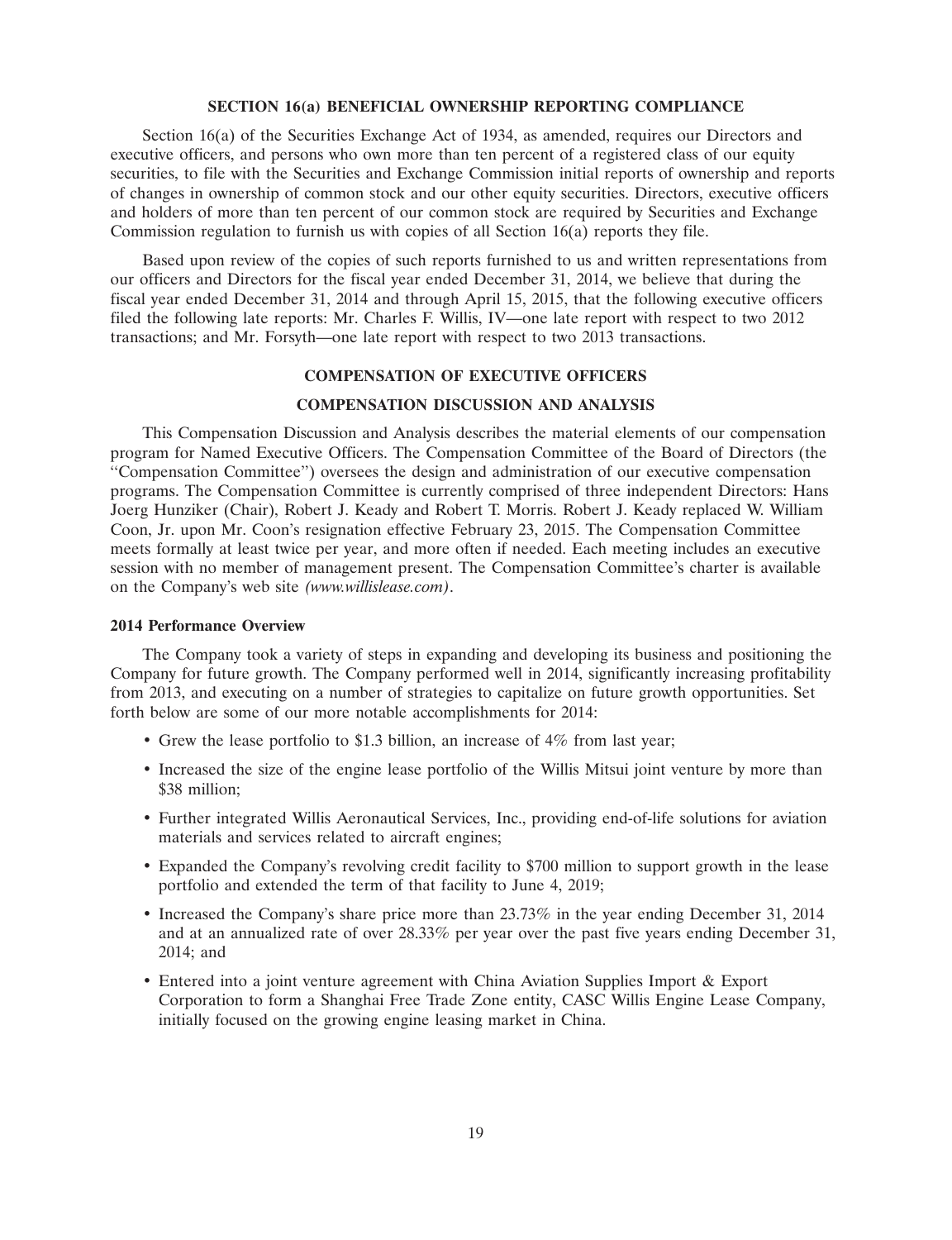## SECTION 16(a) BENEFICIAL OWNERSHIP REPORTING COMPLIANCE

Section 16(a) of the Securities Exchange Act of 1934, as amended, requires our Directors and executive officers, and persons who own more than ten percent of a registered class of our equity securities, to file with the Securities and Exchange Commission initial reports of ownership and reports of changes in ownership of common stock and our other equity securities. Directors, executive officers and holders of more than ten percent of our common stock are required by Securities and Exchange Commission regulation to furnish us with copies of all Section 16(a) reports they file.

Based upon review of the copies of such reports furnished to us and written representations from our officers and Directors for the fiscal year ended December 31, 2014, we believe that during the fiscal year ended December 31, 2014 and through April 15, 2015, that the following executive officers filed the following late reports: Mr. Charles F. Willis, IV—one late report with respect to two 2012 transactions; and Mr. Forsyth—one late report with respect to two 2013 transactions.

## COMPENSATION OF EXECUTIVE OFFICERS

## COMPENSATION DISCUSSION AND ANALYSIS

This Compensation Discussion and Analysis describes the material elements of our compensation program for Named Executive Officers. The Compensation Committee of the Board of Directors (the "Compensation Committee") oversees the design and administration of our executive compensation programs. The Compensation Committee is currently comprised of three independent Directors: Hans Joerg Hunziker (Chair), Robert J. Keady and Robert T. Morris. Robert J. Keady replaced W. William Coon, Jr. upon Mr. Coon's resignation effective February 23, 2015. The Compensation Committee meets formally at least twice per year, and more often if needed. Each meeting includes an executive session with no member of management present. The Compensation Committee's charter is available on the Company's web site *(www.willislease.com)*.

### 2014 Performance Overview

The Company took a variety of steps in expanding and developing its business and positioning the Company for future growth. The Company performed well in 2014, significantly increasing profitability from 2013, and executing on a number of strategies to capitalize on future growth opportunities. Set forth below are some of our more notable accomplishments for 2014:

- Grew the lease portfolio to $1.3 billion, an increase of 4% from last year;
- Increased the size of the engine lease portfolio of the Willis Mitsui joint venture by more than $38 million;
- Further integrated Willis Aeronautical Services, Inc., providing end-of-life solutions for aviation materials and services related to aircraft engines;
- Expanded the Company's revolving credit facility to $700 million to support growth in the lease portfolio and extended the term of that facility to June 4, 2019;
- Increased the Company's share price more than 23.73% in the year ending December 31, 2014 and at an annualized rate of over 28.33% per year over the past five years ending December 31, 2014; and
- Entered into a joint venture agreement with China Aviation Supplies Import & Export Corporation to form a Shanghai Free Trade Zone entity, CASC Willis Engine Lease Company, initially focused on the growing engine leasing market in China.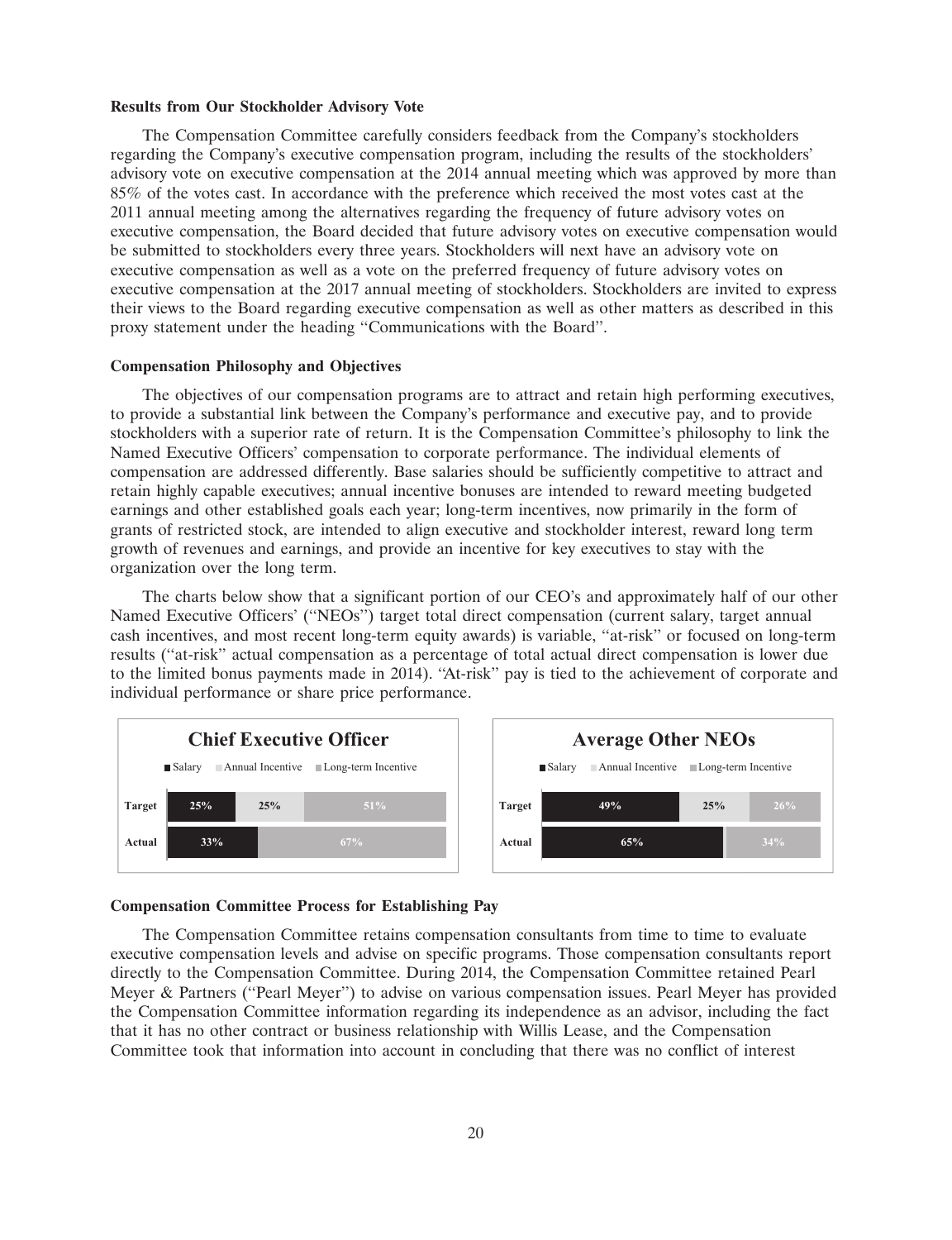**Results from Our Stockholder Advisory Vote**

The Compensation Committee carefully considers feedback from the Company's stockholders regarding the Company's executive compensation program, including the results of the stockholders' advisory vote on executive compensation at the 2014 annual meeting which was approved by more than 85% of the votes cast. In accordance with the preference which received the most votes cast at the 2011 annual meeting among the alternatives regarding the frequency of future advisory votes on executive compensation, the Board decided that future advisory votes on executive compensation would be submitted to stockholders every three years. Stockholders will next have an advisory vote on executive compensation as well as a vote on the preferred frequency of future advisory votes on executive compensation at the 2017 annual meeting of stockholders. Stockholders are invited to express their views to the Board regarding executive compensation as well as other matters as described in this proxy statement under the heading ''Communications with the Board''.

**Compensation Philosophy and Objectives**

The objectives of our compensation programs are to attract and retain high performing executives, to provide a substantial link between the Company's performance and executive pay, and to provide stockholders with a superior rate of return. It is the Compensation Committee's philosophy to link the Named Executive Officers' compensation to corporate performance. The individual elements of compensation are addressed differently. Base salaries should be sufficiently competitive to attract and retain highly capable executives; annual incentive bonuses are intended to reward meeting budgeted earnings and other established goals each year; long-term incentives, now primarily in the form of grants of restricted stock, are intended to align executive and stockholder interest, reward long term growth of revenues and earnings, and provide an incentive for key executives to stay with the organization over the long term.

The charts below show that a significant portion of our CEO's and approximately half of our other Named Executive Officers' (''NEOs'') target total direct compensation (current salary, target annual cash incentives, and most recent long-term equity awards) is variable, ''at-risk'' or focused on long-term results (''at-risk'' actual compensation as a percentage of total actual direct compensation is lower due to the limited bonus payments made in 2014). ''At-risk'' pay is tied to the achievement of corporate and individual performance or share price performance.

**Chief Executive Officer**

| | Salary | Annual Incentive | Long-term Incentive |
|---|---|---|---|
| Target | 25% | 25% | 51% |
| Actual | 33% | | 67% |

**Average Other NEOs**

| | Salary | Annual Incentive | Long-term Incentive |
|---|---|---|---|
| Target | 49% | 25% | 26% |
| Actual | 65% | | 34% |

**Compensation Committee Process for Establishing Pay**

The Compensation Committee retains compensation consultants from time to time to evaluate executive compensation levels and advise on specific programs. Those compensation consultants report directly to the Compensation Committee. During 2014, the Compensation Committee retained Pearl Meyer & Partners (''Pearl Meyer'') to advise on various compensation issues. Pearl Meyer has provided the Compensation Committee information regarding its independence as an advisor, including the fact that it has no other contract or business relationship with Willis Lease, and the Compensation Committee took that information into account in concluding that there was no conflict of interest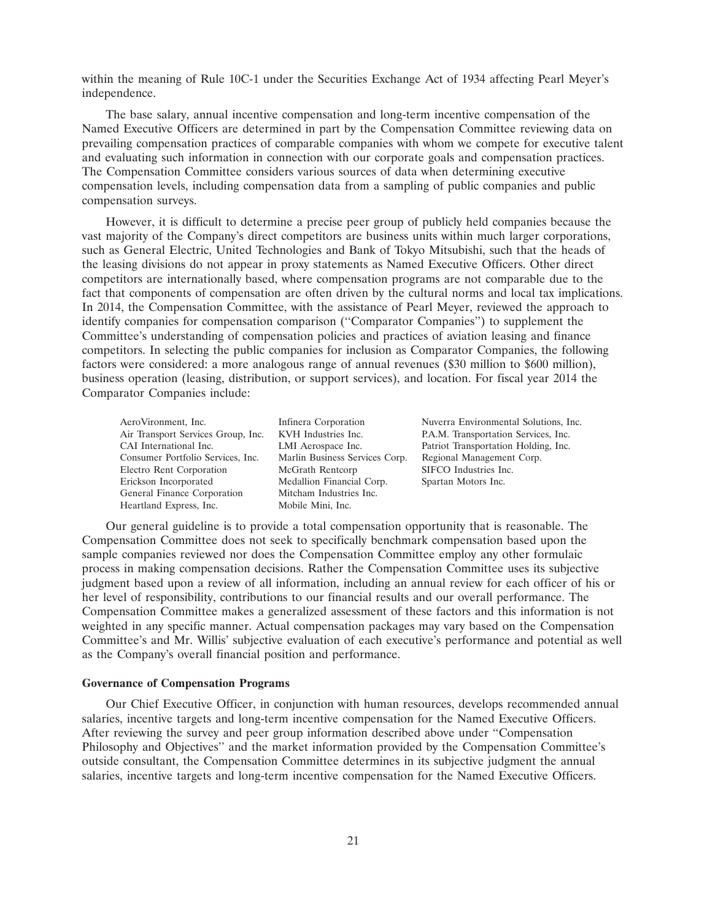within the meaning of Rule 10C-1 under the Securities Exchange Act of 1934 affecting Pearl Meyer's independence.

The base salary, annual incentive compensation and long-term incentive compensation of the Named Executive Officers are determined in part by the Compensation Committee reviewing data on prevailing compensation practices of comparable companies with whom we compete for executive talent and evaluating such information in connection with our corporate goals and compensation practices. The Compensation Committee considers various sources of data when determining executive compensation levels, including compensation data from a sampling of public companies and public compensation surveys.

However, it is difficult to determine a precise peer group of publicly held companies because the vast majority of the Company's direct competitors are business units within much larger corporations, such as General Electric, United Technologies and Bank of Tokyo Mitsubishi, such that the heads of the leasing divisions do not appear in proxy statements as Named Executive Officers. Other direct competitors are internationally based, where compensation programs are not comparable due to the fact that components of compensation are often driven by the cultural norms and local tax implications. In 2014, the Compensation Committee, with the assistance of Pearl Meyer, reviewed the approach to identify companies for compensation comparison (''Comparator Companies'') to supplement the Committee's understanding of compensation policies and practices of aviation leasing and finance competitors. In selecting the public companies for inclusion as Comparator Companies, the following factors were considered: a more analogous range of annual revenues ($30 million to $600 million), business operation (leasing, distribution, or support services), and location. For fiscal year 2014 the Comparator Companies include:

| | | |
|---|---|---|
| AeroVironment, Inc. | Infinera Corporation | Nuverra Environmental Solutions, Inc. |
| Air Transport Services Group, Inc. | KVH Industries Inc. | P.A.M. Transportation Services, Inc. |
| CAI International Inc. | LMI Aerospace Inc. | Patriot Transportation Holding, Inc. |
| Consumer Portfolio Services, Inc. | Marlin Business Services Corp. | Regional Management Corp. |
| Electro Rent Corporation | McGrath Rentcorp | SIFCO Industries Inc. |
| Erickson Incorporated | Medallion Financial Corp. | Spartan Motors Inc. |
| General Finance Corporation | Mitcham Industries Inc. | |
| Heartland Express, Inc. | Mobile Mini, Inc. | |

Our general guideline is to provide a total compensation opportunity that is reasonable. The Compensation Committee does not seek to specifically benchmark compensation based upon the sample companies reviewed nor does the Compensation Committee employ any other formulaic process in making compensation decisions. Rather the Compensation Committee uses its subjective judgment based upon a review of all information, including an annual review for each officer of his or her level of responsibility, contributions to our financial results and our overall performance. The Compensation Committee makes a generalized assessment of these factors and this information is not weighted in any specific manner. Actual compensation packages may vary based on the Compensation Committee's and Mr. Willis' subjective evaluation of each executive's performance and potential as well as the Company's overall financial position and performance.

**Governance of Compensation Programs**

Our Chief Executive Officer, in conjunction with human resources, develops recommended annual salaries, incentive targets and long-term incentive compensation for the Named Executive Officers. After reviewing the survey and peer group information described above under ''Compensation Philosophy and Objectives'' and the market information provided by the Compensation Committee's outside consultant, the Compensation Committee determines in its subjective judgment the annual salaries, incentive targets and long-term incentive compensation for the Named Executive Officers.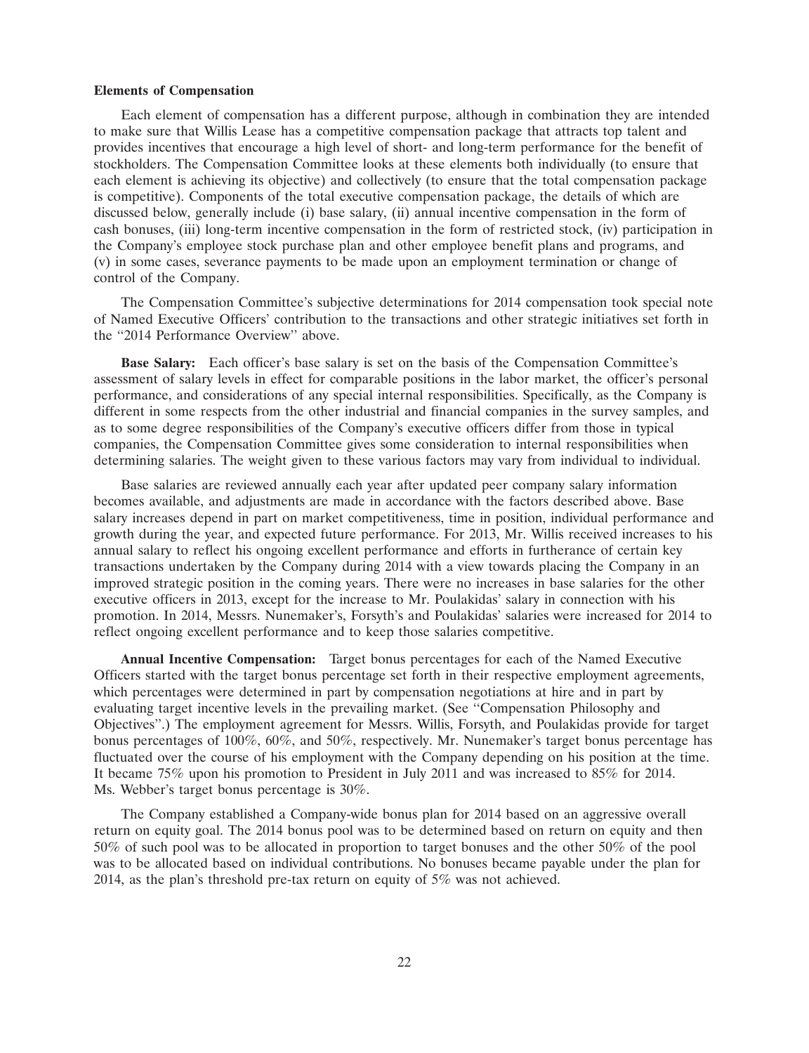**Elements of Compensation**

Each element of compensation has a different purpose, although in combination they are intended to make sure that Willis Lease has a competitive compensation package that attracts top talent and provides incentives that encourage a high level of short- and long-term performance for the benefit of stockholders. The Compensation Committee looks at these elements both individually (to ensure that each element is achieving its objective) and collectively (to ensure that the total compensation package is competitive). Components of the total executive compensation package, the details of which are discussed below, generally include (i) base salary, (ii) annual incentive compensation in the form of cash bonuses, (iii) long-term incentive compensation in the form of restricted stock, (iv) participation in the Company's employee stock purchase plan and other employee benefit plans and programs, and (v) in some cases, severance payments to be made upon an employment termination or change of control of the Company.

The Compensation Committee's subjective determinations for 2014 compensation took special note of Named Executive Officers' contribution to the transactions and other strategic initiatives set forth in the "2014 Performance Overview" above.

**Base Salary:** Each officer's base salary is set on the basis of the Compensation Committee's assessment of salary levels in effect for comparable positions in the labor market, the officer's personal performance, and considerations of any special internal responsibilities. Specifically, as the Company is different in some respects from the other industrial and financial companies in the survey samples, and as to some degree responsibilities of the Company's executive officers differ from those in typical companies, the Compensation Committee gives some consideration to internal responsibilities when determining salaries. The weight given to these various factors may vary from individual to individual.

Base salaries are reviewed annually each year after updated peer company salary information becomes available, and adjustments are made in accordance with the factors described above. Base salary increases depend in part on market competitiveness, time in position, individual performance and growth during the year, and expected future performance. For 2013, Mr. Willis received increases to his annual salary to reflect his ongoing excellent performance and efforts in furtherance of certain key transactions undertaken by the Company during 2014 with a view towards placing the Company in an improved strategic position in the coming years. There were no increases in base salaries for the other executive officers in 2013, except for the increase to Mr. Poulakidas' salary in connection with his promotion. In 2014, Messrs. Nunemaker's, Forsyth's and Poulakidas' salaries were increased for 2014 to reflect ongoing excellent performance and to keep those salaries competitive.

**Annual Incentive Compensation:** Target bonus percentages for each of the Named Executive Officers started with the target bonus percentage set forth in their respective employment agreements, which percentages were determined in part by compensation negotiations at hire and in part by evaluating target incentive levels in the prevailing market. (See "Compensation Philosophy and Objectives".) The employment agreement for Messrs. Willis, Forsyth, and Poulakidas provide for target bonus percentages of 100%, 60%, and 50%, respectively. Mr. Nunemaker's target bonus percentage has fluctuated over the course of his employment with the Company depending on his position at the time. It became 75% upon his promotion to President in July 2011 and was increased to 85% for 2014. Ms. Webber's target bonus percentage is 30%.

The Company established a Company-wide bonus plan for 2014 based on an aggressive overall return on equity goal. The 2014 bonus pool was to be determined based on return on equity and then 50% of such pool was to be allocated in proportion to target bonuses and the other 50% of the pool was to be allocated based on individual contributions. No bonuses became payable under the plan for 2014, as the plan's threshold pre-tax return on equity of 5% was not achieved.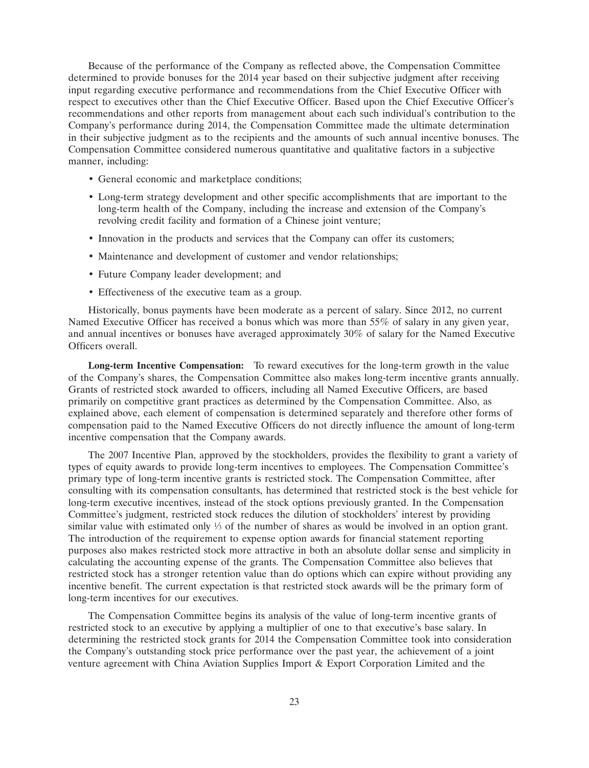Because of the performance of the Company as reflected above, the Compensation Committee determined to provide bonuses for the 2014 year based on their subjective judgment after receiving input regarding executive performance and recommendations from the Chief Executive Officer with respect to executives other than the Chief Executive Officer. Based upon the Chief Executive Officer's recommendations and other reports from management about each such individual's contribution to the Company's performance during 2014, the Compensation Committee made the ultimate determination in their subjective judgment as to the recipients and the amounts of such annual incentive bonuses. The Compensation Committee considered numerous quantitative and qualitative factors in a subjective manner, including:

- General economic and marketplace conditions;
- Long-term strategy development and other specific accomplishments that are important to the long-term health of the Company, including the increase and extension of the Company's revolving credit facility and formation of a Chinese joint venture;
- Innovation in the products and services that the Company can offer its customers;
- Maintenance and development of customer and vendor relationships;
- Future Company leader development; and
- Effectiveness of the executive team as a group.

Historically, bonus payments have been moderate as a percent of salary. Since 2012, no current Named Executive Officer has received a bonus which was more than 55% of salary in any given year, and annual incentives or bonuses have averaged approximately 30% of salary for the Named Executive Officers overall.

**Long-term Incentive Compensation:** To reward executives for the long-term growth in the value of the Company's shares, the Compensation Committee also makes long-term incentive grants annually. Grants of restricted stock awarded to officers, including all Named Executive Officers, are based primarily on competitive grant practices as determined by the Compensation Committee. Also, as explained above, each element of compensation is determined separately and therefore other forms of compensation paid to the Named Executive Officers do not directly influence the amount of long-term incentive compensation that the Company awards.

The 2007 Incentive Plan, approved by the stockholders, provides the flexibility to grant a variety of types of equity awards to provide long-term incentives to employees. The Compensation Committee's primary type of long-term incentive grants is restricted stock. The Compensation Committee, after consulting with its compensation consultants, has determined that restricted stock is the best vehicle for long-term executive incentives, instead of the stock options previously granted. In the Compensation Committee's judgment, restricted stock reduces the dilution of stockholders' interest by providing similar value with estimated only ⅓ of the number of shares as would be involved in an option grant. The introduction of the requirement to expense option awards for financial statement reporting purposes also makes restricted stock more attractive in both an absolute dollar sense and simplicity in calculating the accounting expense of the grants. The Compensation Committee also believes that restricted stock has a stronger retention value than do options which can expire without providing any incentive benefit. The current expectation is that restricted stock awards will be the primary form of long-term incentives for our executives.

The Compensation Committee begins its analysis of the value of long-term incentive grants of restricted stock to an executive by applying a multiplier of one to that executive's base salary. In determining the restricted stock grants for 2014 the Compensation Committee took into consideration the Company's outstanding stock price performance over the past year, the achievement of a joint venture agreement with China Aviation Supplies Import & Export Corporation Limited and the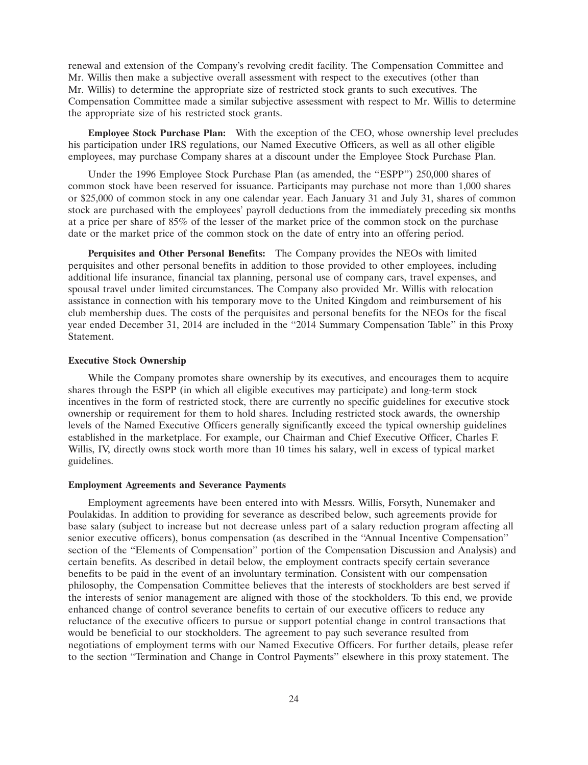renewal and extension of the Company's revolving credit facility. The Compensation Committee and Mr. Willis then make a subjective overall assessment with respect to the executives (other than Mr. Willis) to determine the appropriate size of restricted stock grants to such executives. The Compensation Committee made a similar subjective assessment with respect to Mr. Willis to determine the appropriate size of his restricted stock grants.

**Employee Stock Purchase Plan:** With the exception of the CEO, whose ownership level precludes his participation under IRS regulations, our Named Executive Officers, as well as all other eligible employees, may purchase Company shares at a discount under the Employee Stock Purchase Plan.

Under the 1996 Employee Stock Purchase Plan (as amended, the "ESPP") 250,000 shares of common stock have been reserved for issuance. Participants may purchase not more than 1,000 shares or $25,000 of common stock in any one calendar year. Each January 31 and July 31, shares of common stock are purchased with the employees' payroll deductions from the immediately preceding six months at a price per share of 85% of the lesser of the market price of the common stock on the purchase date or the market price of the common stock on the date of entry into an offering period.

**Perquisites and Other Personal Benefits:** The Company provides the NEOs with limited perquisites and other personal benefits in addition to those provided to other employees, including additional life insurance, financial tax planning, personal use of company cars, travel expenses, and spousal travel under limited circumstances. The Company also provided Mr. Willis with relocation assistance in connection with his temporary move to the United Kingdom and reimbursement of his club membership dues. The costs of the perquisites and personal benefits for the NEOs for the fiscal year ended December 31, 2014 are included in the "2014 Summary Compensation Table" in this Proxy Statement.

### Executive Stock Ownership

While the Company promotes share ownership by its executives, and encourages them to acquire shares through the ESPP (in which all eligible executives may participate) and long-term stock incentives in the form of restricted stock, there are currently no specific guidelines for executive stock ownership or requirement for them to hold shares. Including restricted stock awards, the ownership levels of the Named Executive Officers generally significantly exceed the typical ownership guidelines established in the marketplace. For example, our Chairman and Chief Executive Officer, Charles F. Willis, IV, directly owns stock worth more than 10 times his salary, well in excess of typical market guidelines.

### Employment Agreements and Severance Payments

Employment agreements have been entered into with Messrs. Willis, Forsyth, Nunemaker and Poulakidas. In addition to providing for severance as described below, such agreements provide for base salary (subject to increase but not decrease unless part of a salary reduction program affecting all senior executive officers), bonus compensation (as described in the "Annual Incentive Compensation" section of the "Elements of Compensation" portion of the Compensation Discussion and Analysis) and certain benefits. As described in detail below, the employment contracts specify certain severance benefits to be paid in the event of an involuntary termination. Consistent with our compensation philosophy, the Compensation Committee believes that the interests of stockholders are best served if the interests of senior management are aligned with those of the stockholders. To this end, we provide enhanced change of control severance benefits to certain of our executive officers to reduce any reluctance of the executive officers to pursue or support potential change in control transactions that would be beneficial to our stockholders. The agreement to pay such severance resulted from negotiations of employment terms with our Named Executive Officers. For further details, please refer to the section "Termination and Change in Control Payments" elsewhere in this proxy statement. The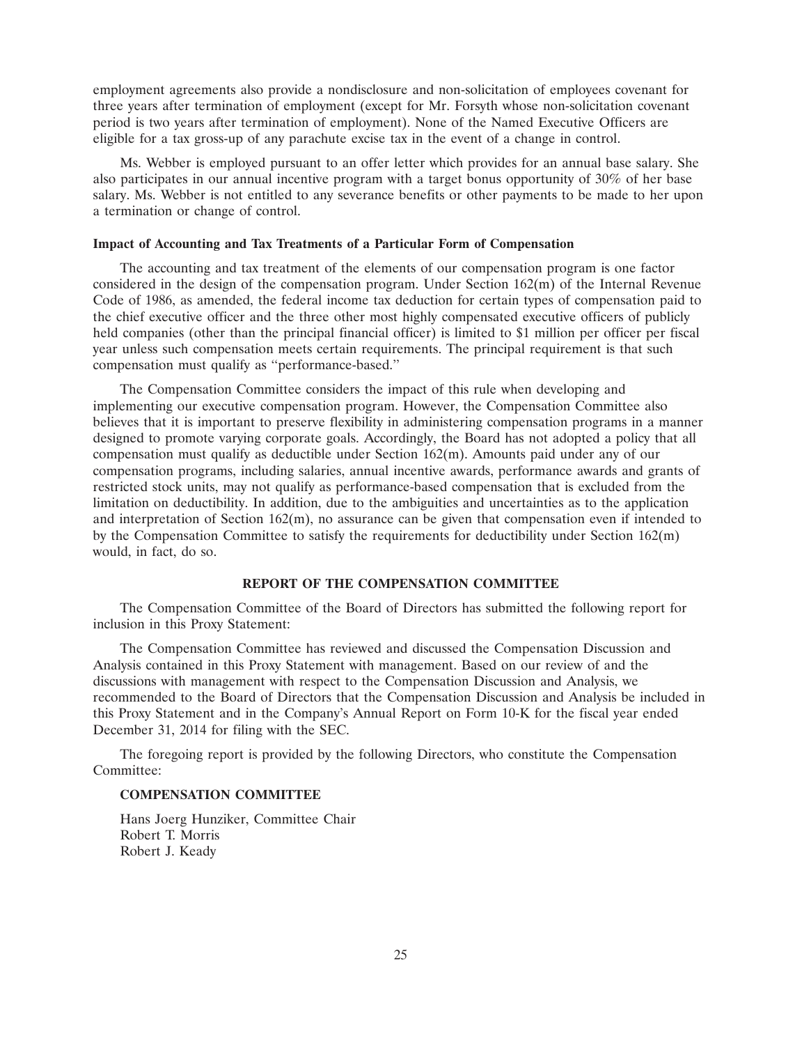employment agreements also provide a nondisclosure and non-solicitation of employees covenant for three years after termination of employment (except for Mr. Forsyth whose non-solicitation covenant period is two years after termination of employment). None of the Named Executive Officers are eligible for a tax gross-up of any parachute excise tax in the event of a change in control.

Ms. Webber is employed pursuant to an offer letter which provides for an annual base salary. She also participates in our annual incentive program with a target bonus opportunity of 30% of her base salary. Ms. Webber is not entitled to any severance benefits or other payments to be made to her upon a termination or change of control.

**Impact of Accounting and Tax Treatments of a Particular Form of Compensation**

The accounting and tax treatment of the elements of our compensation program is one factor considered in the design of the compensation program. Under Section 162(m) of the Internal Revenue Code of 1986, as amended, the federal income tax deduction for certain types of compensation paid to the chief executive officer and the three other most highly compensated executive officers of publicly held companies (other than the principal financial officer) is limited to $1 million per officer per fiscal year unless such compensation meets certain requirements. The principal requirement is that such compensation must qualify as ''performance-based.''

The Compensation Committee considers the impact of this rule when developing and implementing our executive compensation program. However, the Compensation Committee also believes that it is important to preserve flexibility in administering compensation programs in a manner designed to promote varying corporate goals. Accordingly, the Board has not adopted a policy that all compensation must qualify as deductible under Section 162(m). Amounts paid under any of our compensation programs, including salaries, annual incentive awards, performance awards and grants of restricted stock units, may not qualify as performance-based compensation that is excluded from the limitation on deductibility. In addition, due to the ambiguities and uncertainties as to the application and interpretation of Section 162(m), no assurance can be given that compensation even if intended to by the Compensation Committee to satisfy the requirements for deductibility under Section 162(m) would, in fact, do so.

## REPORT OF THE COMPENSATION COMMITTEE

The Compensation Committee of the Board of Directors has submitted the following report for inclusion in this Proxy Statement:

The Compensation Committee has reviewed and discussed the Compensation Discussion and Analysis contained in this Proxy Statement with management. Based on our review of and the discussions with management with respect to the Compensation Discussion and Analysis, we recommended to the Board of Directors that the Compensation Discussion and Analysis be included in this Proxy Statement and in the Company's Annual Report on Form 10-K for the fiscal year ended December 31, 2014 for filing with the SEC.

The foregoing report is provided by the following Directors, who constitute the Compensation Committee:

**COMPENSATION COMMITTEE**

Hans Joerg Hunziker, Committee Chair
Robert T. Morris
Robert J. Keady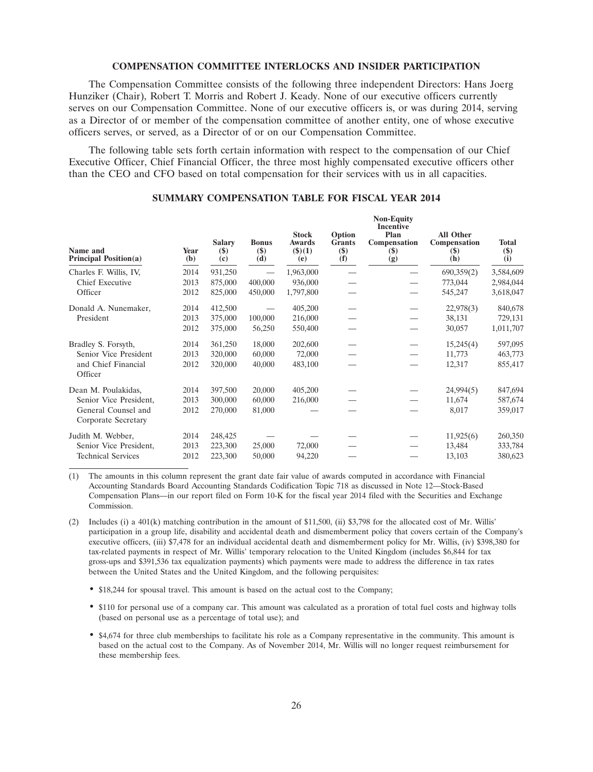## COMPENSATION COMMITTEE INTERLOCKS AND INSIDER PARTICIPATION

The Compensation Committee consists of the following three independent Directors: Hans Joerg Hunziker (Chair), Robert T. Morris and Robert J. Keady. None of our executive officers currently serves on our Compensation Committee. None of our executive officers is, or was during 2014, serving as a Director of or member of the compensation committee of another entity, one of whose executive officers serves, or served, as a Director of or on our Compensation Committee.

The following table sets forth certain information with respect to the compensation of our Chief Executive Officer, Chief Financial Officer, the three most highly compensated executive officers other than the CEO and CFO based on total compensation for their services with us in all capacities.

### SUMMARY COMPENSATION TABLE FOR FISCAL YEAR 2014

| Name and Principal Position(a) | Year (b) | Salary ($) (c) | Bonus ($) (d) | Stock Awards ($)(1) (e) | Option Grants ($) (f) | Non-Equity Incentive Plan Compensation ($) (g) | All Other Compensation ($) (h) | Total ($) (i) |
|---|---|---|---|---|---|---|---|---|
| Charles F. Willis, IV, | 2014 | 931,250 | — | 1,963,000 | — | — | 690,359(2) | 3,584,609 |
| Chief Executive | 2013 | 875,000 | 400,000 | 936,000 | — | — | 773,044 | 2,984,044 |
| Officer | 2012 | 825,000 | 450,000 | 1,797,800 | — | — | 545,247 | 3,618,047 |
| Donald A. Nunemaker, | 2014 | 412,500 | — | 405,200 | — | — | 22,978(3) | 840,678 |
| President | 2013 | 375,000 | 100,000 | 216,000 | — | — | 38,131 | 729,131 |
| | 2012 | 375,000 | 56,250 | 550,400 | — | — | 30,057 | 1,011,707 |
| Bradley S. Forsyth, | 2014 | 361,250 | 18,000 | 202,600 | — | — | 15,245(4) | 597,095 |
| Senior Vice President | 2013 | 320,000 | 60,000 | 72,000 | — | — | 11,773 | 463,773 |
| and Chief Financial Officer | 2012 | 320,000 | 40,000 | 483,100 | — | — | 12,317 | 855,417 |
| Dean M. Poulakidas, | 2014 | 397,500 | 20,000 | 405,200 | — | — | 24,994(5) | 847,694 |
| Senior Vice President, | 2013 | 300,000 | 60,000 | 216,000 | — | — | 11,674 | 587,674 |
| General Counsel and Corporate Secretary | 2012 | 270,000 | 81,000 | — | — | — | 8,017 | 359,017 |
| Judith M. Webber, | 2014 | 248,425 | — | — | — | — | 11,925(6) | 260,350 |
| Senior Vice President, | 2013 | 223,300 | 25,000 | 72,000 | — | — | 13,484 | 333,784 |
| Technical Services | 2012 | 223,300 | 50,000 | 94,220 | — | — | 13,103 | 380,623 |

(1) The amounts in this column represent the grant date fair value of awards computed in accordance with Financial Accounting Standards Board Accounting Standards Codification Topic 718 as discussed in Note 12—Stock-Based Compensation Plans—in our report filed on Form 10-K for the fiscal year 2014 filed with the Securities and Exchange Commission.

(2) Includes (i) a 401(k) matching contribution in the amount of $11,500, (ii) $3,798 for the allocated cost of Mr. Willis' participation in a group life, disability and accidental death and dismemberment policy that covers certain of the Company's executive officers, (iii) $7,478 for an individual accidental death and dismemberment policy for Mr. Willis, (iv) $398,380 for tax-related payments in respect of Mr. Willis' temporary relocation to the United Kingdom (includes $6,844 for tax gross-ups and $391,536 tax equalization payments) which payments were made to address the difference in tax rates between the United States and the United Kingdom, and the following perquisites:

- $18,244 for spousal travel. This amount is based on the actual cost to the Company;
- $110 for personal use of a company car. This amount was calculated as a proration of total fuel costs and highway tolls (based on personal use as a percentage of total use); and
- $4,674 for three club memberships to facilitate his role as a Company representative in the community. This amount is based on the actual cost to the Company. As of November 2014, Mr. Willis will no longer request reimbursement for these membership fees.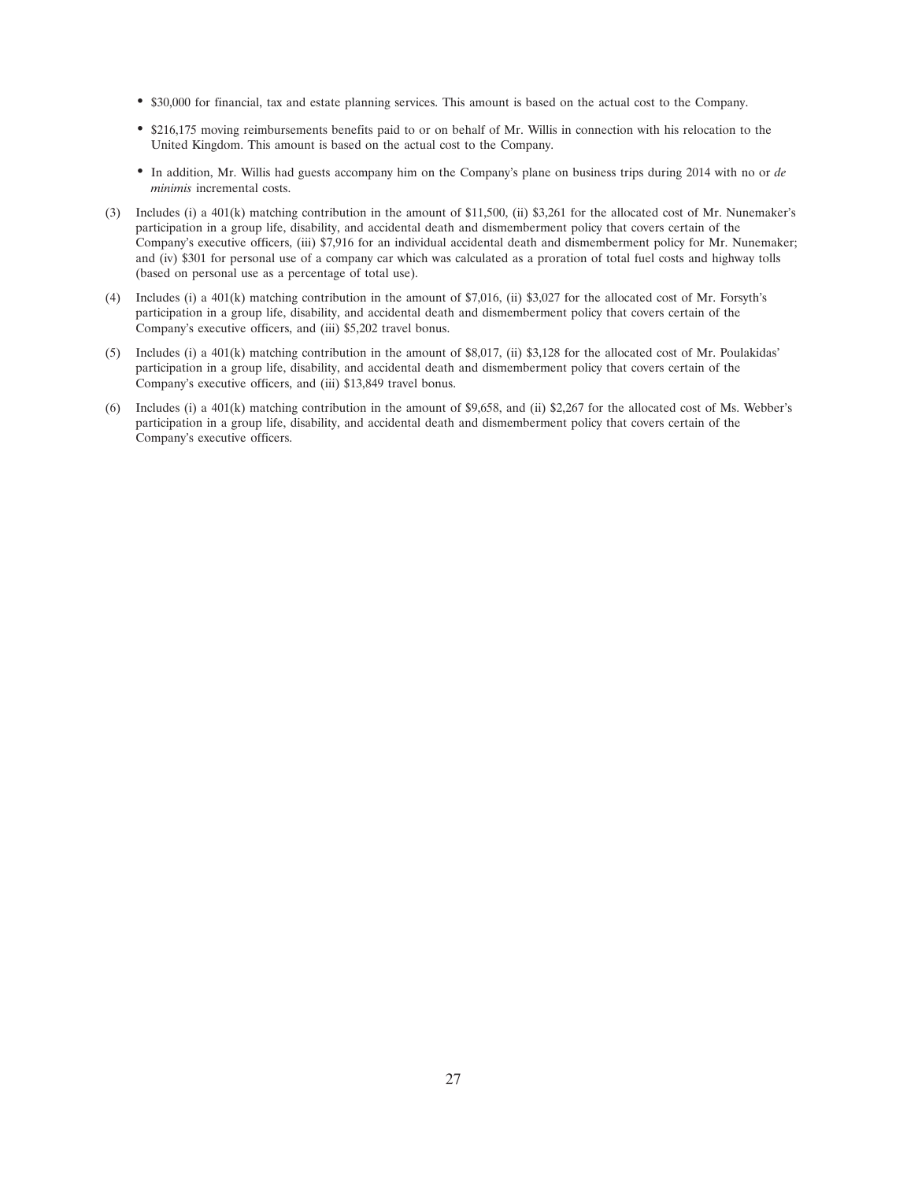- $30,000 for financial, tax and estate planning services. This amount is based on the actual cost to the Company.
- $216,175 moving reimbursements benefits paid to or on behalf of Mr. Willis in connection with his relocation to the United Kingdom. This amount is based on the actual cost to the Company.
- In addition, Mr. Willis had guests accompany him on the Company's plane on business trips during 2014 with no or *de minimis* incremental costs.

(3) Includes (i) a 401(k) matching contribution in the amount of $11,500, (ii) $3,261 for the allocated cost of Mr. Nunemaker's participation in a group life, disability, and accidental death and dismemberment policy that covers certain of the Company's executive officers, (iii) $7,916 for an individual accidental death and dismemberment policy for Mr. Nunemaker; and (iv) $301 for personal use of a company car which was calculated as a proration of total fuel costs and highway tolls (based on personal use as a percentage of total use).

(4) Includes (i) a 401(k) matching contribution in the amount of $7,016, (ii) $3,027 for the allocated cost of Mr. Forsyth's participation in a group life, disability, and accidental death and dismemberment policy that covers certain of the Company's executive officers, and (iii) $5,202 travel bonus.

(5) Includes (i) a 401(k) matching contribution in the amount of $8,017, (ii) $3,128 for the allocated cost of Mr. Poulakidas' participation in a group life, disability, and accidental death and dismemberment policy that covers certain of the Company's executive officers, and (iii) $13,849 travel bonus.

(6) Includes (i) a 401(k) matching contribution in the amount of $9,658, and (ii) $2,267 for the allocated cost of Ms. Webber's participation in a group life, disability, and accidental death and dismemberment policy that covers certain of the Company's executive officers.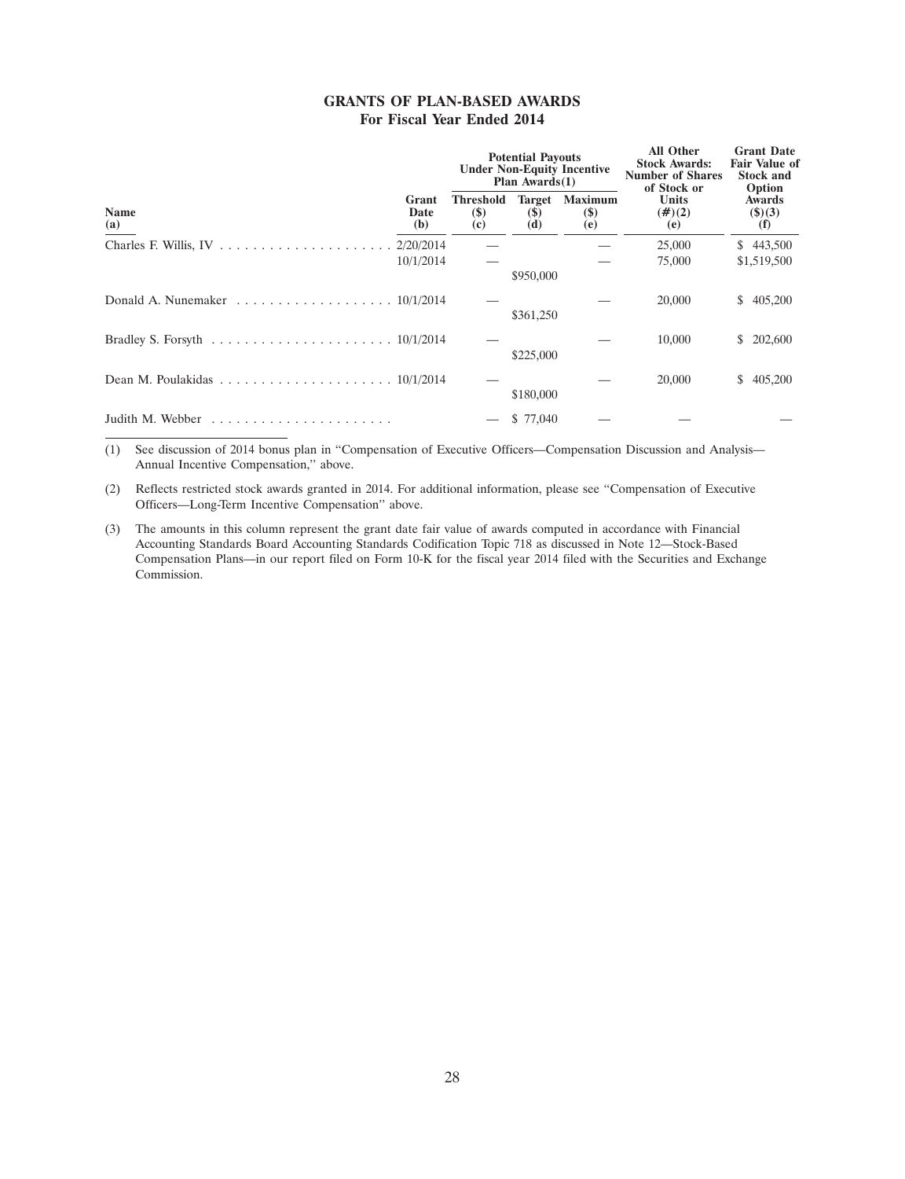## GRANTS OF PLAN-BASED AWARDS
### For Fiscal Year Ended 2014

| Name (a) | Grant Date (b) | Potential Payouts Under Non-Equity Incentive Plan Awards(1) Threshold ($) (c) | Target ($) (d) | Maximum ($) (e) | All Other Stock Awards: Number of Shares of Stock or Units (#)(2) (e) | Grant Date Fair Value of Stock and Option Awards ($)(3) (f) |
|---|---|---|---|---|---|---|
| Charles F. Willis, IV | 2/20/2014 | — | | — | 25,000 | $ 443,500 |
| | 10/1/2014 | — | $950,000 | — | 75,000 | $1,519,500 |
| Donald A. Nunemaker | 10/1/2014 | — | $361,250 | — | 20,000 | $ 405,200 |
| Bradley S. Forsyth | 10/1/2014 | — | $225,000 | — | 10,000 | $ 202,600 |
| Dean M. Poulakidas | 10/1/2014 | — | $180,000 | — | 20,000 | $ 405,200 |
| Judith M. Webber | | — | $ 77,040 | — | — | — |

(1) See discussion of 2014 bonus plan in "Compensation of Executive Officers—Compensation Discussion and Analysis—Annual Incentive Compensation," above.

(2) Reflects restricted stock awards granted in 2014. For additional information, please see "Compensation of Executive Officers—Long-Term Incentive Compensation" above.

(3) The amounts in this column represent the grant date fair value of awards computed in accordance with Financial Accounting Standards Board Accounting Standards Codification Topic 718 as discussed in Note 12—Stock-Based Compensation Plans—in our report filed on Form 10-K for the fiscal year 2014 filed with the Securities and Exchange Commission.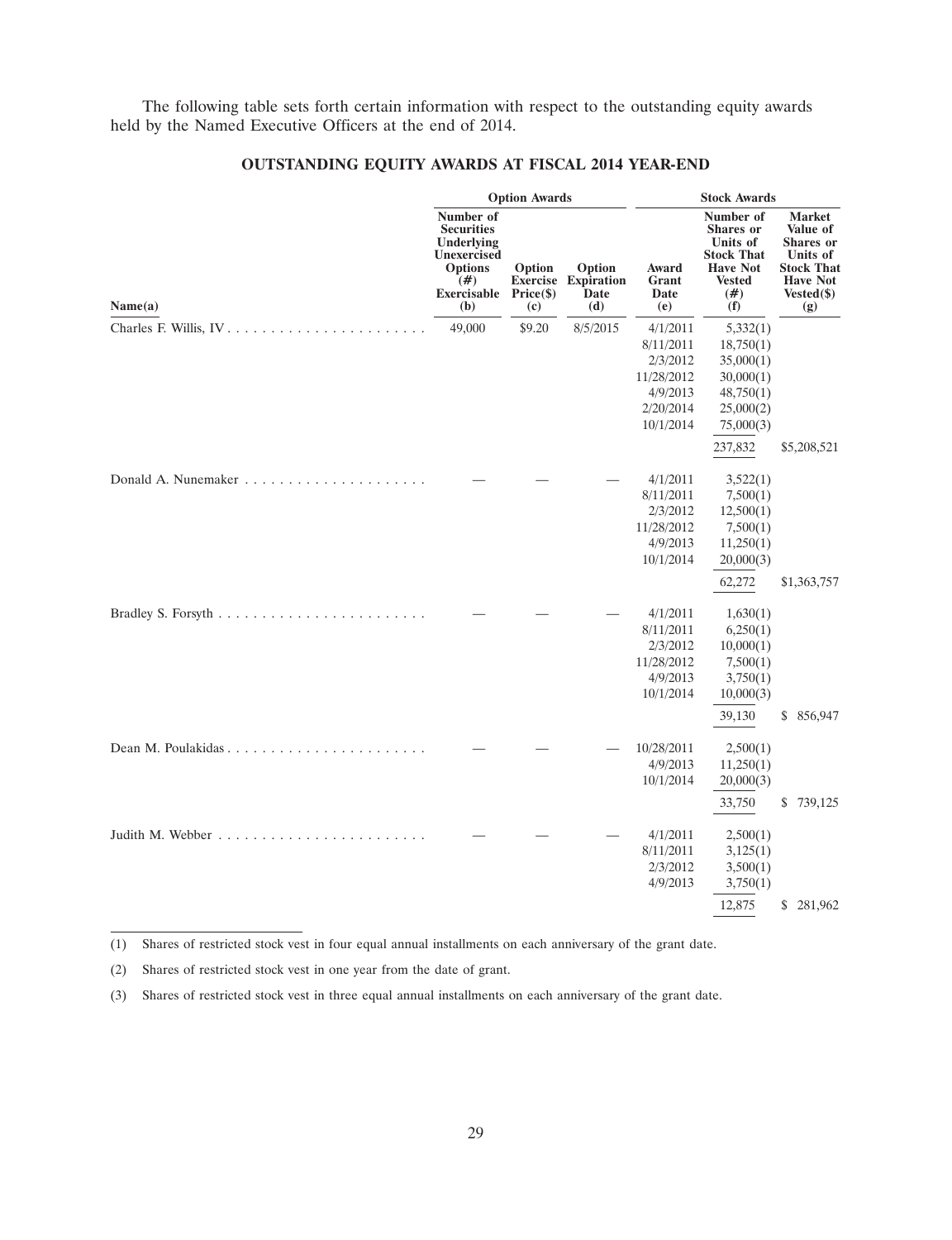The following table sets forth certain information with respect to the outstanding equity awards held by the Named Executive Officers at the end of 2014.

## OUTSTANDING EQUITY AWARDS AT FISCAL 2014 YEAR-END

| | Option Awards | | | Stock Awards | | |
|---|---|---|---|---|---|---|
| Name(a) | Number of Securities Underlying Unexercised Options (#) Exercisable (b) | Option Exercise Price($) (c) | Option Expiration Date (d) | Award Grant Date (e) | Number of Shares or Units of Stock That Have Not Vested (#) (f) | Market Value of Shares or Units of Stock That Have Not Vested($) (g) |
| Charles F. Willis, IV | 49,000 | $9.20 | 8/5/2015 | 4/1/2011 | 5,332(1) | |
| | | | | 8/11/2011 | 18,750(1) | |
| | | | | 2/3/2012 | 35,000(1) | |
| | | | | 11/28/2012 | 30,000(1) | |
| | | | | 4/9/2013 | 48,750(1) | |
| | | | | 2/20/2014 | 25,000(2) | |
| | | | | 10/1/2014 | 75,000(3) | |
| | | | | | 237,832 | $5,208,521 |
| Donald A. Nunemaker | — | — | — | 4/1/2011 | 3,522(1) | |
| | | | | 8/11/2011 | 7,500(1) | |
| | | | | 2/3/2012 | 12,500(1) | |
| | | | | 11/28/2012 | 7,500(1) | |
| | | | | 4/9/2013 | 11,250(1) | |
| | | | | 10/1/2014 | 20,000(3) | |
| | | | | | 62,272 | $1,363,757 |
| Bradley S. Forsyth | — | — | — | 4/1/2011 | 1,630(1) | |
| | | | | 8/11/2011 | 6,250(1) | |
| | | | | 2/3/2012 | 10,000(1) | |
| | | | | 11/28/2012 | 7,500(1) | |
| | | | | 4/9/2013 | 3,750(1) | |
| | | | | 10/1/2014 | 10,000(3) | |
| | | | | | 39,130 | $ 856,947 |
| Dean M. Poulakidas | — | — | — | 10/28/2011 | 2,500(1) | |
| | | | | 4/9/2013 | 11,250(1) | |
| | | | | 10/1/2014 | 20,000(3) | |
| | | | | | 33,750 | $ 739,125 |
| Judith M. Webber | — | — | — | 4/1/2011 | 2,500(1) | |
| | | | | 8/11/2011 | 3,125(1) | |
| | | | | 2/3/2012 | 3,500(1) | |
| | | | | 4/9/2013 | 3,750(1) | |
| | | | | | 12,875 | $ 281,962 |

(1) Shares of restricted stock vest in four equal annual installments on each anniversary of the grant date.

(2) Shares of restricted stock vest in one year from the date of grant.

(3) Shares of restricted stock vest in three equal annual installments on each anniversary of the grant date.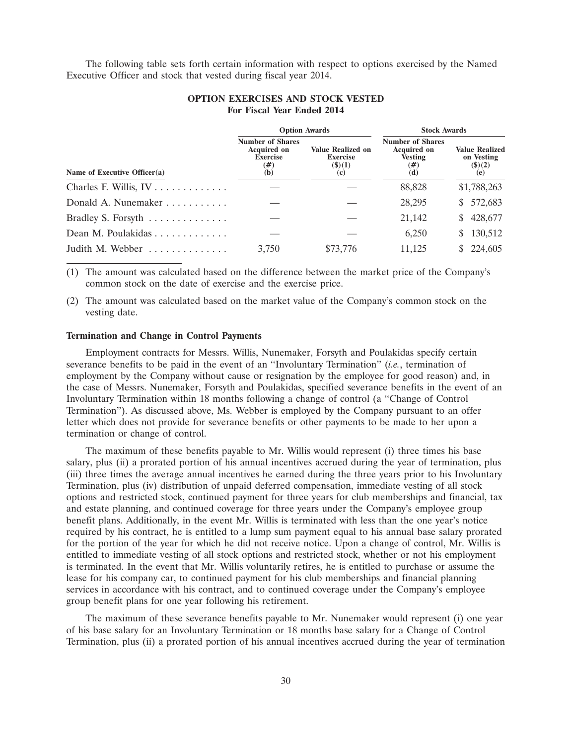The following table sets forth certain information with respect to options exercised by the Named Executive Officer and stock that vested during fiscal year 2014.

**OPTION EXERCISES AND STOCK VESTED**
**For Fiscal Year Ended 2014**

| | Option Awards | | Stock Awards | |
|---|---|---|---|---|
| Name of Executive Officer(a) | Number of Shares Acquired on Exercise (#) (b) | Value Realized on Exercise ($)(1) (c) | Number of Shares Acquired on Vesting (#) (d) | Value Realized on Vesting ($)(2) (e) |
| Charles F. Willis, IV | — | — | 88,828 | $1,788,263 |
| Donald A. Nunemaker | — | — | 28,295 | $ 572,683 |
| Bradley S. Forsyth | — | — | 21,142 | $ 428,677 |
| Dean M. Poulakidas | — | — | 6,250 | $ 130,512 |
| Judith M. Webber | 3,750 | $73,776 | 11,125 | $ 224,605 |

(1) The amount was calculated based on the difference between the market price of the Company's common stock on the date of exercise and the exercise price.

(2) The amount was calculated based on the market value of the Company's common stock on the vesting date.

**Termination and Change in Control Payments**

Employment contracts for Messrs. Willis, Nunemaker, Forsyth and Poulakidas specify certain severance benefits to be paid in the event of an ''Involuntary Termination'' (*i.e.*, termination of employment by the Company without cause or resignation by the employee for good reason) and, in the case of Messrs. Nunemaker, Forsyth and Poulakidas, specified severance benefits in the event of an Involuntary Termination within 18 months following a change of control (a ''Change of Control Termination''). As discussed above, Ms. Webber is employed by the Company pursuant to an offer letter which does not provide for severance benefits or other payments to be made to her upon a termination or change of control.

The maximum of these benefits payable to Mr. Willis would represent (i) three times his base salary, plus (ii) a prorated portion of his annual incentives accrued during the year of termination, plus (iii) three times the average annual incentives he earned during the three years prior to his Involuntary Termination, plus (iv) distribution of unpaid deferred compensation, immediate vesting of all stock options and restricted stock, continued payment for three years for club memberships and financial, tax and estate planning, and continued coverage for three years under the Company's employee group benefit plans. Additionally, in the event Mr. Willis is terminated with less than the one year's notice required by his contract, he is entitled to a lump sum payment equal to his annual base salary prorated for the portion of the year for which he did not receive notice. Upon a change of control, Mr. Willis is entitled to immediate vesting of all stock options and restricted stock, whether or not his employment is terminated. In the event that Mr. Willis voluntarily retires, he is entitled to purchase or assume the lease for his company car, to continued payment for his club memberships and financial planning services in accordance with his contract, and to continued coverage under the Company's employee group benefit plans for one year following his retirement.

The maximum of these severance benefits payable to Mr. Nunemaker would represent (i) one year of his base salary for an Involuntary Termination or 18 months base salary for a Change of Control Termination, plus (ii) a prorated portion of his annual incentives accrued during the year of termination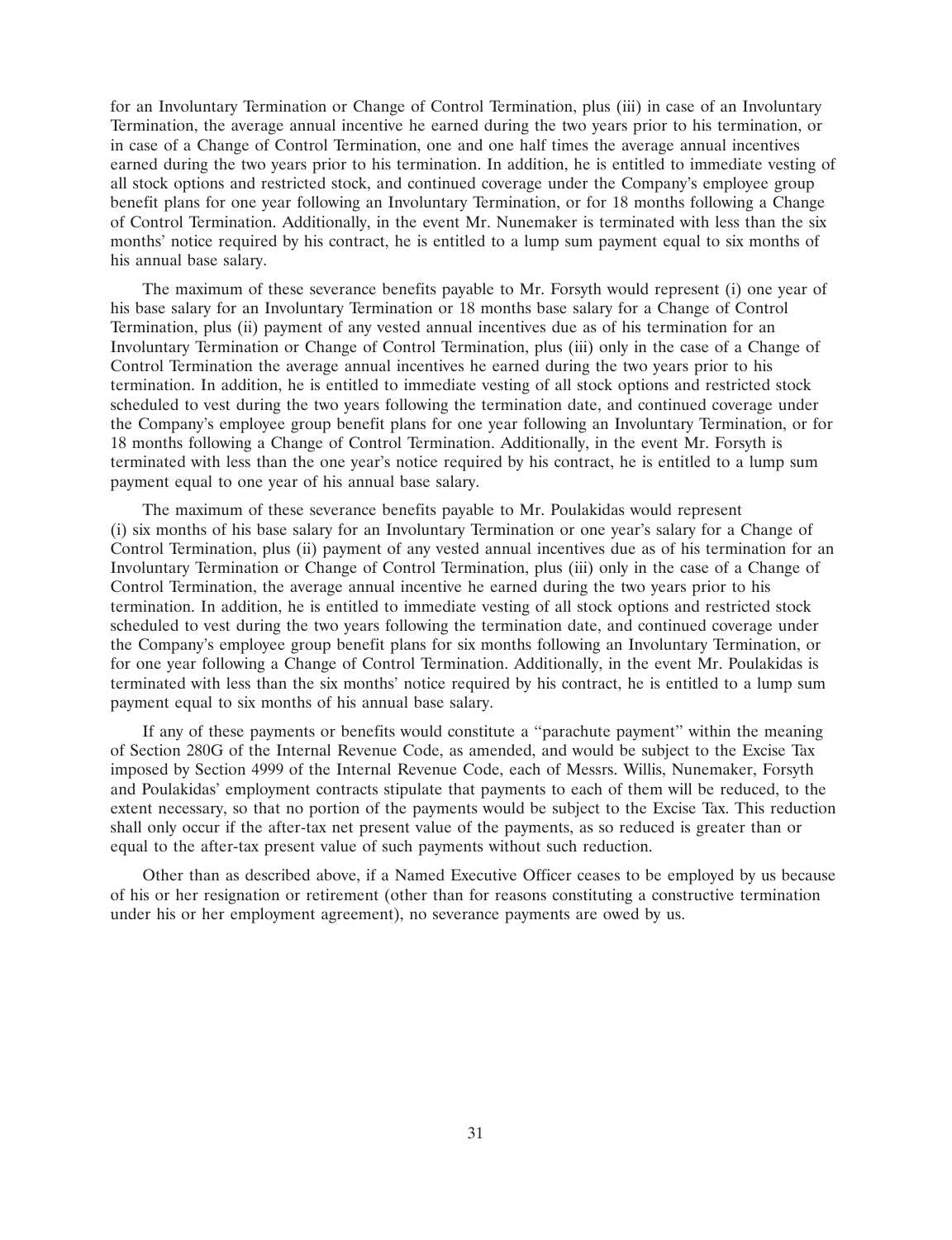for an Involuntary Termination or Change of Control Termination, plus (iii) in case of an Involuntary Termination, the average annual incentive he earned during the two years prior to his termination, or in case of a Change of Control Termination, one and one half times the average annual incentives earned during the two years prior to his termination. In addition, he is entitled to immediate vesting of all stock options and restricted stock, and continued coverage under the Company's employee group benefit plans for one year following an Involuntary Termination, or for 18 months following a Change of Control Termination. Additionally, in the event Mr. Nunemaker is terminated with less than the six months' notice required by his contract, he is entitled to a lump sum payment equal to six months of his annual base salary.

The maximum of these severance benefits payable to Mr. Forsyth would represent (i) one year of his base salary for an Involuntary Termination or 18 months base salary for a Change of Control Termination, plus (ii) payment of any vested annual incentives due as of his termination for an Involuntary Termination or Change of Control Termination, plus (iii) only in the case of a Change of Control Termination the average annual incentives he earned during the two years prior to his termination. In addition, he is entitled to immediate vesting of all stock options and restricted stock scheduled to vest during the two years following the termination date, and continued coverage under the Company's employee group benefit plans for one year following an Involuntary Termination, or for 18 months following a Change of Control Termination. Additionally, in the event Mr. Forsyth is terminated with less than the one year's notice required by his contract, he is entitled to a lump sum payment equal to one year of his annual base salary.

The maximum of these severance benefits payable to Mr. Poulakidas would represent (i) six months of his base salary for an Involuntary Termination or one year's salary for a Change of Control Termination, plus (ii) payment of any vested annual incentives due as of his termination for an Involuntary Termination or Change of Control Termination, plus (iii) only in the case of a Change of Control Termination, the average annual incentive he earned during the two years prior to his termination. In addition, he is entitled to immediate vesting of all stock options and restricted stock scheduled to vest during the two years following the termination date, and continued coverage under the Company's employee group benefit plans for six months following an Involuntary Termination, or for one year following a Change of Control Termination. Additionally, in the event Mr. Poulakidas is terminated with less than the six months' notice required by his contract, he is entitled to a lump sum payment equal to six months of his annual base salary.

If any of these payments or benefits would constitute a "parachute payment" within the meaning of Section 280G of the Internal Revenue Code, as amended, and would be subject to the Excise Tax imposed by Section 4999 of the Internal Revenue Code, each of Messrs. Willis, Nunemaker, Forsyth and Poulakidas' employment contracts stipulate that payments to each of them will be reduced, to the extent necessary, so that no portion of the payments would be subject to the Excise Tax. This reduction shall only occur if the after-tax net present value of the payments, as so reduced is greater than or equal to the after-tax present value of such payments without such reduction.

Other than as described above, if a Named Executive Officer ceases to be employed by us because of his or her resignation or retirement (other than for reasons constituting a constructive termination under his or her employment agreement), no severance payments are owed by us.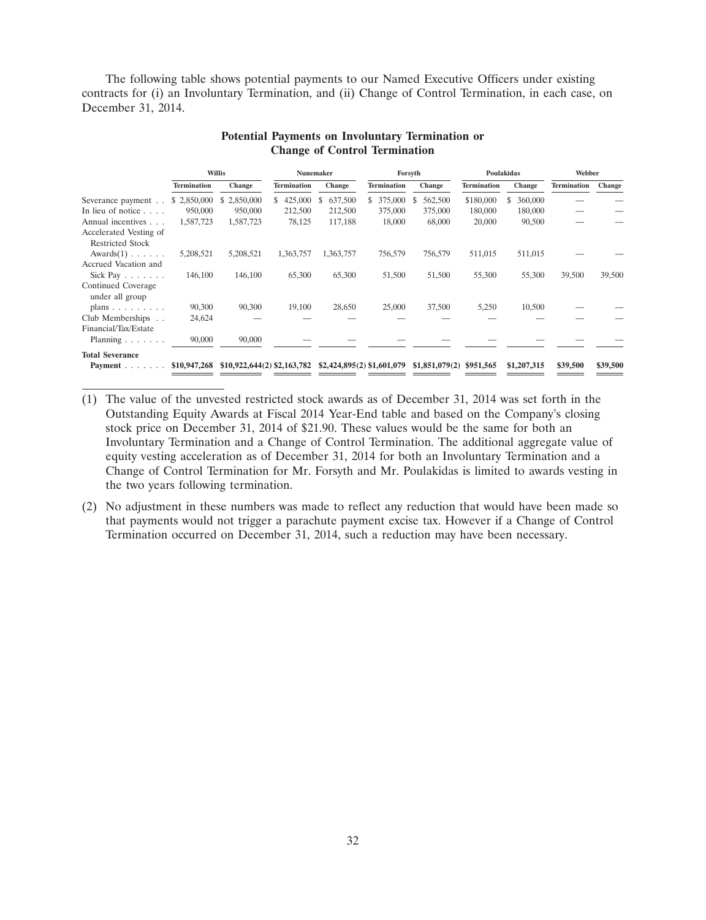The following table shows potential payments to our Named Executive Officers under existing contracts for (i) an Involuntary Termination, and (ii) Change of Control Termination, in each case, on December 31, 2014.

**Potential Payments on Involuntary Termination or Change of Control Termination**

| | Willis | | Nunemaker | | Forsyth | | Poulakidas | | Webber | |
|---|---|---|---|---|---|---|---|---|---|---|
| | Termination | Change | Termination | Change | Termination | Change | Termination | Change | Termination | Change |
| Severance payment | $ 2,850,000 | $ 2,850,000 | $ 425,000 | $ 637,500 | $ 375,000 | $ 562,500 | $180,000 | $ 360,000 | — | — |
| In lieu of notice | 950,000 | 950,000 | 212,500 | 212,500 | 375,000 | 375,000 | 180,000 | 180,000 | — | — |
| Annual incentives | 1,587,723 | 1,587,723 | 78,125 | 117,188 | 18,000 | 68,000 | 20,000 | 90,500 | — | — |
| Accelerated Vesting of Restricted Stock Awards(1) | 5,208,521 | 5,208,521 | 1,363,757 | 1,363,757 | 756,579 | 756,579 | 511,015 | 511,015 | — | — |
| Accrued Vacation and Sick Pay | 146,100 | 146,100 | 65,300 | 65,300 | 51,500 | 51,500 | 55,300 | 55,300 | 39,500 | 39,500 |
| Continued Coverage under all group plans | 90,300 | 90,300 | 19,100 | 28,650 | 25,000 | 37,500 | 5,250 | 10,500 | — | — |
| Club Memberships | 24,624 | — | — | — | — | — | — | — | — | — |
| Financial/Tax/Estate Planning | 90,000 | 90,000 | — | — | — | — | — | — | — | — |
| **Total Severance Payment** | **$10,947,268** | **$10,922,644(2)** | **$2,163,782** | **$2,424,895(2)** | **$1,601,079** | **$1,851,079(2)** | **$951,565** | **$1,207,315** | **$39,500** | **$39,500** |

(1) The value of the unvested restricted stock awards as of December 31, 2014 was set forth in the Outstanding Equity Awards at Fiscal 2014 Year-End table and based on the Company's closing stock price on December 31, 2014 of $21.90. These values would be the same for both an Involuntary Termination and a Change of Control Termination. The additional aggregate value of equity vesting acceleration as of December 31, 2014 for both an Involuntary Termination and a Change of Control Termination for Mr. Forsyth and Mr. Poulakidas is limited to awards vesting in the two years following termination.

(2) No adjustment in these numbers was made to reflect any reduction that would have been made so that payments would not trigger a parachute payment excise tax. However if a Change of Control Termination occurred on December 31, 2014, such a reduction may have been necessary.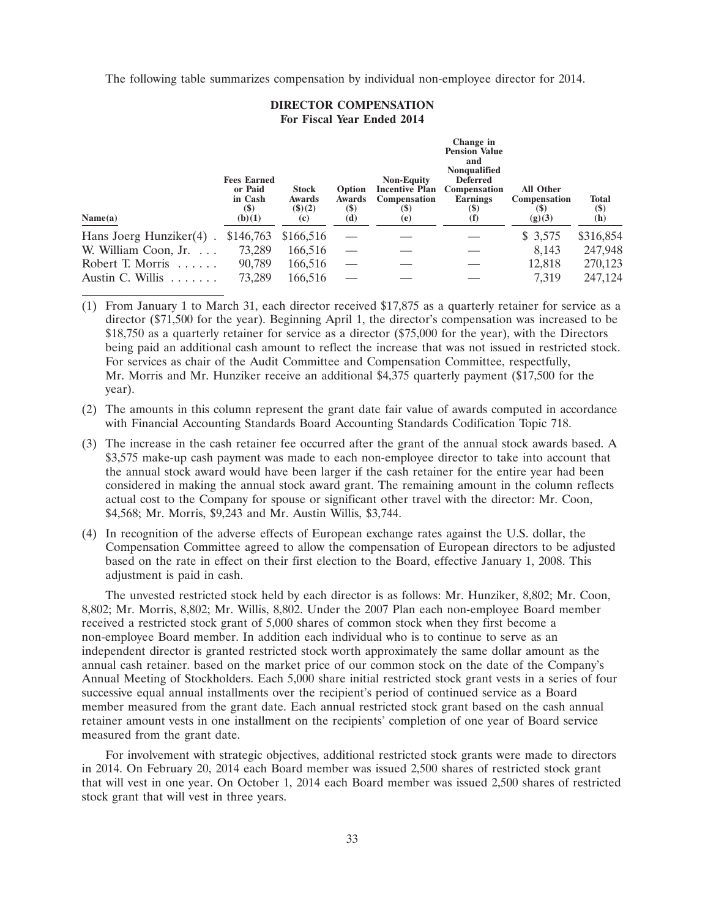The following table summarizes compensation by individual non-employee director for 2014.

**DIRECTOR COMPENSATION**
**For Fiscal Year Ended 2014**

| Name(a) | Fees Earned or Paid in Cash ($) (b)(1) | Stock Awards ($)(2) (c) | Option Awards ($) (d) | Non-Equity Incentive Plan Compensation ($) (e) | Change in Pension Value and Nonqualified Deferred Compensation Earnings ($) (f) | All Other Compensation ($) (g)(3) | Total ($) (h) |
|---|---|---|---|---|---|---|---|
| Hans Joerg Hunziker(4) | $146,763 | $166,516 | — | — | — | $ 3,575 | $316,854 |
| W. William Coon, Jr. | 73,289 | 166,516 | — | — | — | 8,143 | 247,948 |
| Robert T. Morris | 90,789 | 166,516 | — | — | — | 12,818 | 270,123 |
| Austin C. Willis | 73,289 | 166,516 | — | — | — | 7,319 | 247,124 |

(1) From January 1 to March 31, each director received $17,875 as a quarterly retainer for service as a director ($71,500 for the year). Beginning April 1, the director's compensation was increased to be $18,750 as a quarterly retainer for service as a director ($75,000 for the year), with the Directors being paid an additional cash amount to reflect the increase that was not issued in restricted stock. For services as chair of the Audit Committee and Compensation Committee, respectfully, Mr. Morris and Mr. Hunziker receive an additional $4,375 quarterly payment ($17,500 for the year).

(2) The amounts in this column represent the grant date fair value of awards computed in accordance with Financial Accounting Standards Board Accounting Standards Codification Topic 718.

(3) The increase in the cash retainer fee occurred after the grant of the annual stock awards based. A $3,575 make-up cash payment was made to each non-employee director to take into account that the annual stock award would have been larger if the cash retainer for the entire year had been considered in making the annual stock award grant. The remaining amount in the column reflects actual cost to the Company for spouse or significant other travel with the director: Mr. Coon, $4,568; Mr. Morris, $9,243 and Mr. Austin Willis, $3,744.

(4) In recognition of the adverse effects of European exchange rates against the U.S. dollar, the Compensation Committee agreed to allow the compensation of European directors to be adjusted based on the rate in effect on their first election to the Board, effective January 1, 2008. This adjustment is paid in cash.

The unvested restricted stock held by each director is as follows: Mr. Hunziker, 8,802; Mr. Coon, 8,802; Mr. Morris, 8,802; Mr. Willis, 8,802. Under the 2007 Plan each non-employee Board member received a restricted stock grant of 5,000 shares of common stock when they first become a non-employee Board member. In addition each individual who is to continue to serve as an independent director is granted restricted stock worth approximately the same dollar amount as the annual cash retainer. based on the market price of our common stock on the date of the Company's Annual Meeting of Stockholders. Each 5,000 share initial restricted stock grant vests in a series of four successive equal annual installments over the recipient's period of continued service as a Board member measured from the grant date. Each annual restricted stock grant based on the cash annual retainer amount vests in one installment on the recipients' completion of one year of Board service measured from the grant date.

For involvement with strategic objectives, additional restricted stock grants were made to directors in 2014. On February 20, 2014 each Board member was issued 2,500 shares of restricted stock grant that will vest in one year. On October 1, 2014 each Board member was issued 2,500 shares of restricted stock grant that will vest in three years.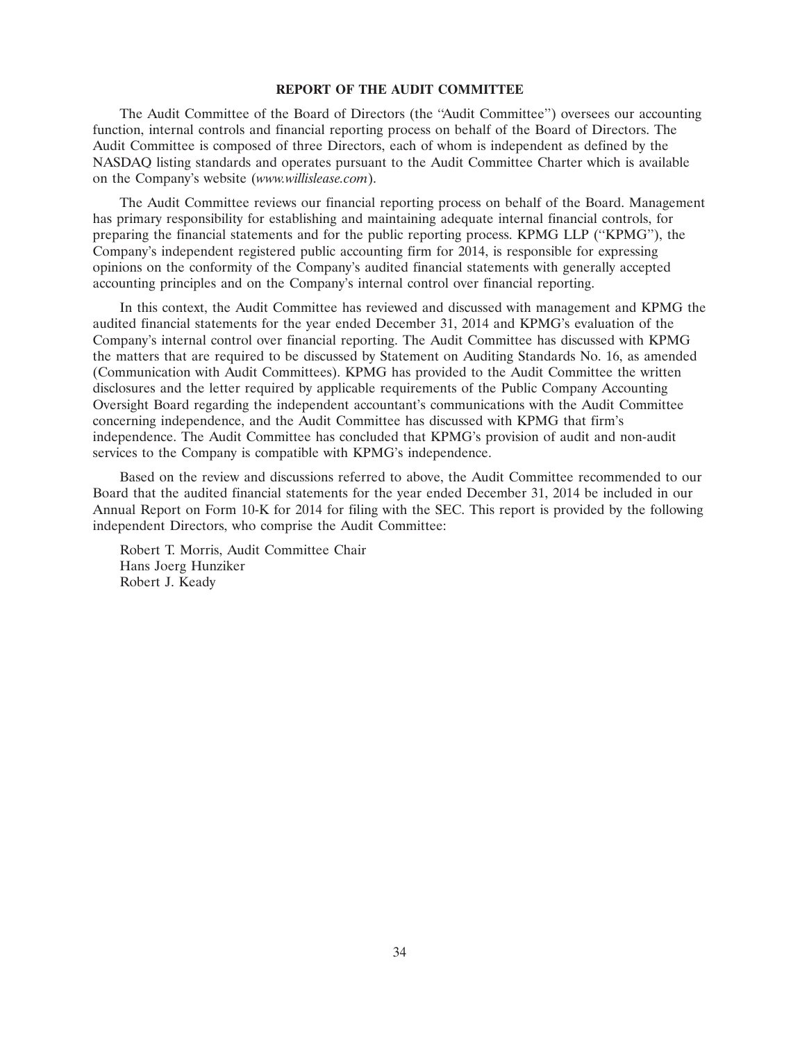## REPORT OF THE AUDIT COMMITTEE

The Audit Committee of the Board of Directors (the "Audit Committee") oversees our accounting function, internal controls and financial reporting process on behalf of the Board of Directors. The Audit Committee is composed of three Directors, each of whom is independent as defined by the NASDAQ listing standards and operates pursuant to the Audit Committee Charter which is available on the Company's website (*www.willislease.com*).

The Audit Committee reviews our financial reporting process on behalf of the Board. Management has primary responsibility for establishing and maintaining adequate internal financial controls, for preparing the financial statements and for the public reporting process. KPMG LLP ("KPMG"), the Company's independent registered public accounting firm for 2014, is responsible for expressing opinions on the conformity of the Company's audited financial statements with generally accepted accounting principles and on the Company's internal control over financial reporting.

In this context, the Audit Committee has reviewed and discussed with management and KPMG the audited financial statements for the year ended December 31, 2014 and KPMG's evaluation of the Company's internal control over financial reporting. The Audit Committee has discussed with KPMG the matters that are required to be discussed by Statement on Auditing Standards No. 16, as amended (Communication with Audit Committees). KPMG has provided to the Audit Committee the written disclosures and the letter required by applicable requirements of the Public Company Accounting Oversight Board regarding the independent accountant's communications with the Audit Committee concerning independence, and the Audit Committee has discussed with KPMG that firm's independence. The Audit Committee has concluded that KPMG's provision of audit and non-audit services to the Company is compatible with KPMG's independence.

Based on the review and discussions referred to above, the Audit Committee recommended to our Board that the audited financial statements for the year ended December 31, 2014 be included in our Annual Report on Form 10-K for 2014 for filing with the SEC. This report is provided by the following independent Directors, who comprise the Audit Committee:

Robert T. Morris, Audit Committee Chair  
Hans Joerg Hunziker  
Robert J. Keady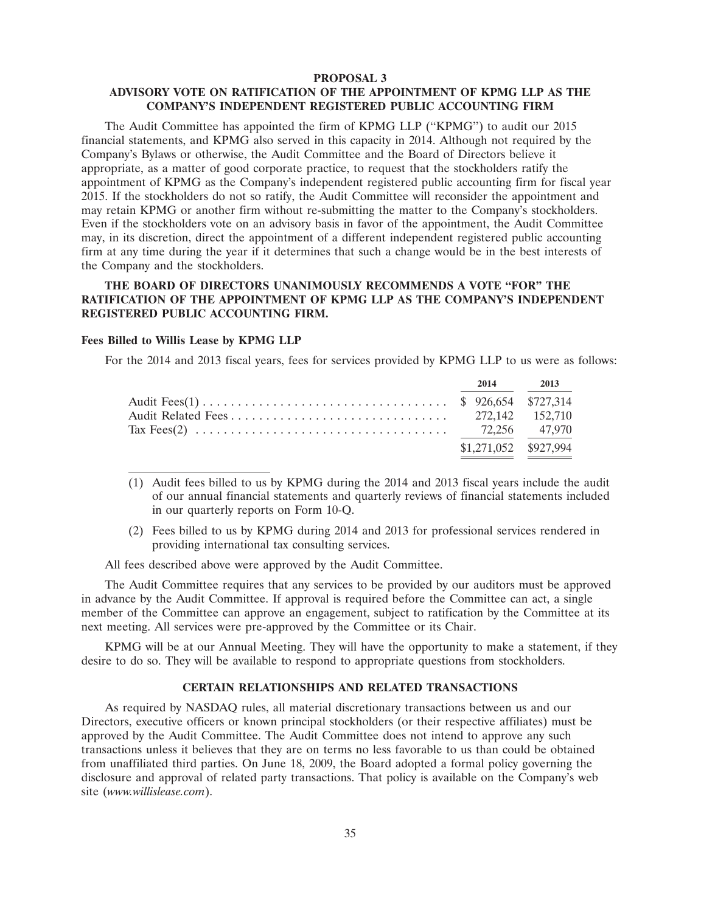## PROPOSAL 3

## ADVISORY VOTE ON RATIFICATION OF THE APPOINTMENT OF KPMG LLP AS THE COMPANY'S INDEPENDENT REGISTERED PUBLIC ACCOUNTING FIRM

The Audit Committee has appointed the firm of KPMG LLP ("KPMG") to audit our 2015 financial statements, and KPMG also served in this capacity in 2014. Although not required by the Company's Bylaws or otherwise, the Audit Committee and the Board of Directors believe it appropriate, as a matter of good corporate practice, to request that the stockholders ratify the appointment of KPMG as the Company's independent registered public accounting firm for fiscal year 2015. If the stockholders do not so ratify, the Audit Committee will reconsider the appointment and may retain KPMG or another firm without re-submitting the matter to the Company's stockholders. Even if the stockholders vote on an advisory basis in favor of the appointment, the Audit Committee may, in its discretion, direct the appointment of a different independent registered public accounting firm at any time during the year if it determines that such a change would be in the best interests of the Company and the stockholders.

**THE BOARD OF DIRECTORS UNANIMOUSLY RECOMMENDS A VOTE "FOR" THE RATIFICATION OF THE APPOINTMENT OF KPMG LLP AS THE COMPANY'S INDEPENDENT REGISTERED PUBLIC ACCOUNTING FIRM.**

### Fees Billed to Willis Lease by KPMG LLP

For the 2014 and 2013 fiscal years, fees for services provided by KPMG LLP to us were as follows:

| | 2014 | 2013 |
|---|---|---|
| Audit Fees(1) | $ 926,654 | $727,314 |
| Audit Related Fees | 272,142 | 152,710 |
| Tax Fees(2) | 72,256 | 47,970 |
| | $1,271,052 | $927,994 |

(1) Audit fees billed to us by KPMG during the 2014 and 2013 fiscal years include the audit of our annual financial statements and quarterly reviews of financial statements included in our quarterly reports on Form 10-Q.

(2) Fees billed to us by KPMG during 2014 and 2013 for professional services rendered in providing international tax consulting services.

All fees described above were approved by the Audit Committee.

The Audit Committee requires that any services to be provided by our auditors must be approved in advance by the Audit Committee. If approval is required before the Committee can act, a single member of the Committee can approve an engagement, subject to ratification by the Committee at its next meeting. All services were pre-approved by the Committee or its Chair.

KPMG will be at our Annual Meeting. They will have the opportunity to make a statement, if they desire to do so. They will be available to respond to appropriate questions from stockholders.

## CERTAIN RELATIONSHIPS AND RELATED TRANSACTIONS

As required by NASDAQ rules, all material discretionary transactions between us and our Directors, executive officers or known principal stockholders (or their respective affiliates) must be approved by the Audit Committee. The Audit Committee does not intend to approve any such transactions unless it believes that they are on terms no less favorable to us than could be obtained from unaffiliated third parties. On June 18, 2009, the Board adopted a formal policy governing the disclosure and approval of related party transactions. That policy is available on the Company's web site (*www.willislease.com*).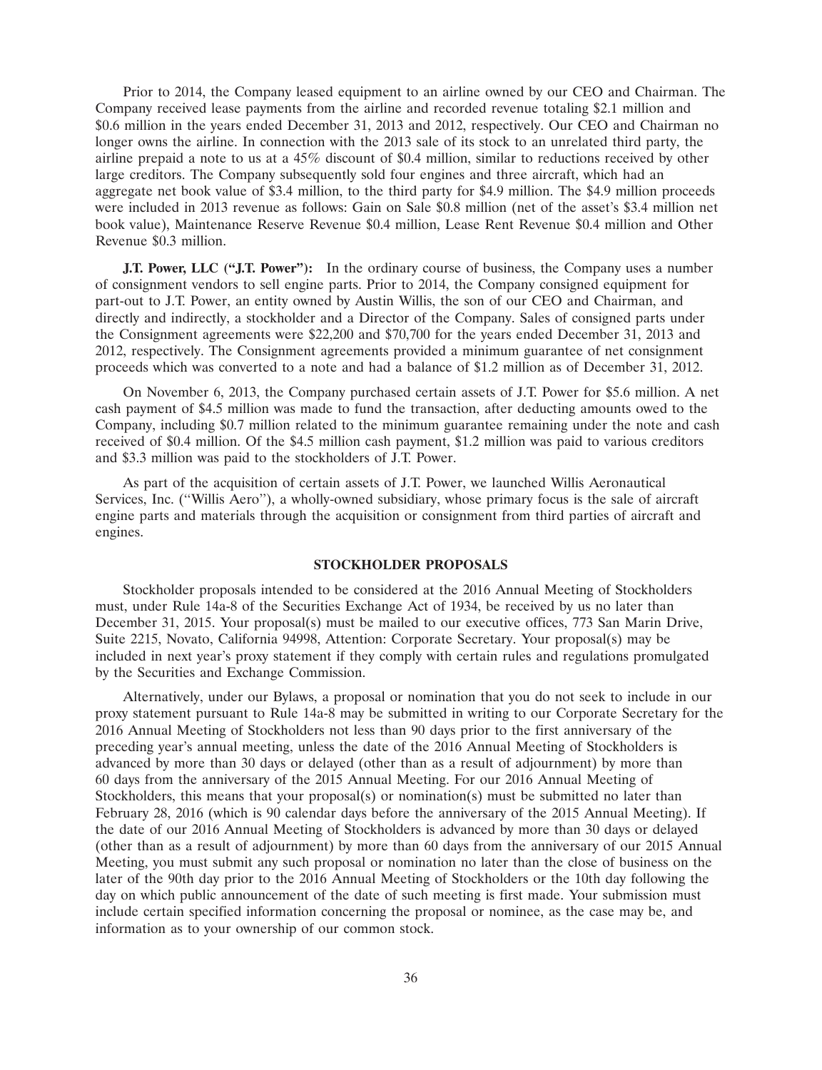Prior to 2014, the Company leased equipment to an airline owned by our CEO and Chairman. The Company received lease payments from the airline and recorded revenue totaling $2.1 million and $0.6 million in the years ended December 31, 2013 and 2012, respectively. Our CEO and Chairman no longer owns the airline. In connection with the 2013 sale of its stock to an unrelated third party, the airline prepaid a note to us at a 45% discount of $0.4 million, similar to reductions received by other large creditors. The Company subsequently sold four engines and three aircraft, which had an aggregate net book value of $3.4 million, to the third party for $4.9 million. The $4.9 million proceeds were included in 2013 revenue as follows: Gain on Sale $0.8 million (net of the asset's $3.4 million net book value), Maintenance Reserve Revenue $0.4 million, Lease Rent Revenue $0.4 million and Other Revenue $0.3 million.

**J.T. Power, LLC ("J.T. Power"):** In the ordinary course of business, the Company uses a number of consignment vendors to sell engine parts. Prior to 2014, the Company consigned equipment for part-out to J.T. Power, an entity owned by Austin Willis, the son of our CEO and Chairman, and directly and indirectly, a stockholder and a Director of the Company. Sales of consigned parts under the Consignment agreements were $22,200 and $70,700 for the years ended December 31, 2013 and 2012, respectively. The Consignment agreements provided a minimum guarantee of net consignment proceeds which was converted to a note and had a balance of $1.2 million as of December 31, 2012.

On November 6, 2013, the Company purchased certain assets of J.T. Power for $5.6 million. A net cash payment of $4.5 million was made to fund the transaction, after deducting amounts owed to the Company, including $0.7 million related to the minimum guarantee remaining under the note and cash received of $0.4 million. Of the $4.5 million cash payment, $1.2 million was paid to various creditors and $3.3 million was paid to the stockholders of J.T. Power.

As part of the acquisition of certain assets of J.T. Power, we launched Willis Aeronautical Services, Inc. ("Willis Aero"), a wholly-owned subsidiary, whose primary focus is the sale of aircraft engine parts and materials through the acquisition or consignment from third parties of aircraft and engines.

## STOCKHOLDER PROPOSALS

Stockholder proposals intended to be considered at the 2016 Annual Meeting of Stockholders must, under Rule 14a-8 of the Securities Exchange Act of 1934, be received by us no later than December 31, 2015. Your proposal(s) must be mailed to our executive offices, 773 San Marin Drive, Suite 2215, Novato, California 94998, Attention: Corporate Secretary. Your proposal(s) may be included in next year's proxy statement if they comply with certain rules and regulations promulgated by the Securities and Exchange Commission.

Alternatively, under our Bylaws, a proposal or nomination that you do not seek to include in our proxy statement pursuant to Rule 14a-8 may be submitted in writing to our Corporate Secretary for the 2016 Annual Meeting of Stockholders not less than 90 days prior to the first anniversary of the preceding year's annual meeting, unless the date of the 2016 Annual Meeting of Stockholders is advanced by more than 30 days or delayed (other than as a result of adjournment) by more than 60 days from the anniversary of the 2015 Annual Meeting. For our 2016 Annual Meeting of Stockholders, this means that your proposal(s) or nomination(s) must be submitted no later than February 28, 2016 (which is 90 calendar days before the anniversary of the 2015 Annual Meeting). If the date of our 2016 Annual Meeting of Stockholders is advanced by more than 30 days or delayed (other than as a result of adjournment) by more than 60 days from the anniversary of our 2015 Annual Meeting, you must submit any such proposal or nomination no later than the close of business on the later of the 90th day prior to the 2016 Annual Meeting of Stockholders or the 10th day following the day on which public announcement of the date of such meeting is first made. Your submission must include certain specified information concerning the proposal or nominee, as the case may be, and information as to your ownership of our common stock.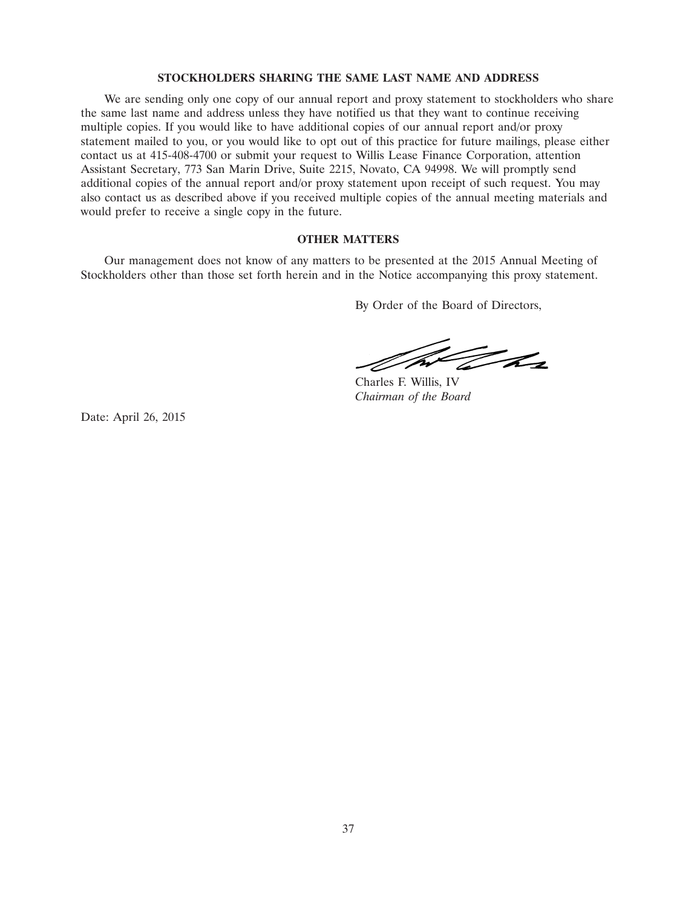## STOCKHOLDERS SHARING THE SAME LAST NAME AND ADDRESS

We are sending only one copy of our annual report and proxy statement to stockholders who share the same last name and address unless they have notified us that they want to continue receiving multiple copies. If you would like to have additional copies of our annual report and/or proxy statement mailed to you, or you would like to opt out of this practice for future mailings, please either contact us at 415-408-4700 or submit your request to Willis Lease Finance Corporation, attention Assistant Secretary, 773 San Marin Drive, Suite 2215, Novato, CA 94998. We will promptly send additional copies of the annual report and/or proxy statement upon receipt of such request. You may also contact us as described above if you received multiple copies of the annual meeting materials and would prefer to receive a single copy in the future.

## OTHER MATTERS

Our management does not know of any matters to be presented at the 2015 Annual Meeting of Stockholders other than those set forth herein and in the Notice accompanying this proxy statement.

By Order of the Board of Directors,

Charles F. Willis, IV
*Chairman of the Board*

Date: April 26, 2015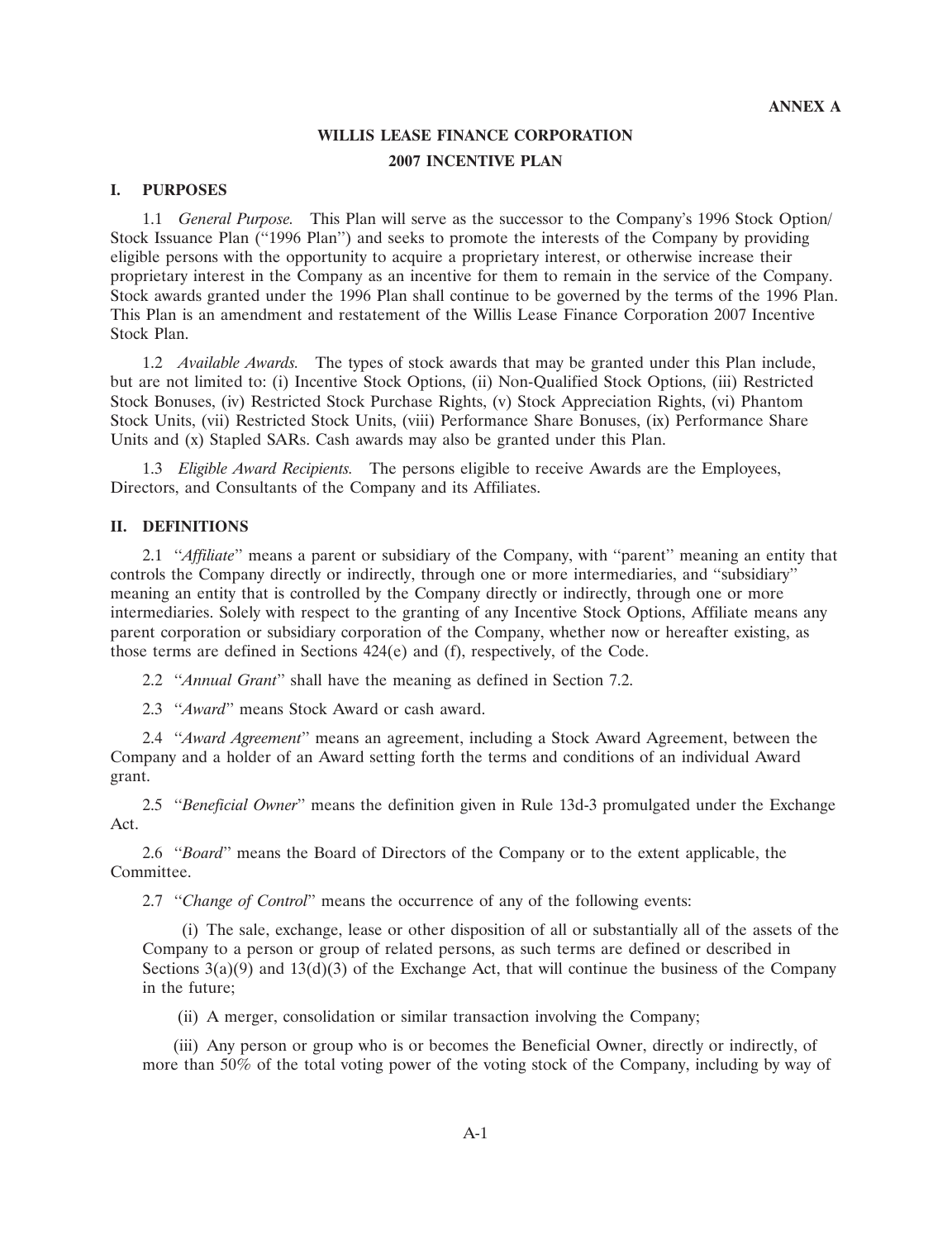**ANNEX A**

# WILLIS LEASE FINANCE CORPORATION
# 2007 INCENTIVE PLAN

## I. PURPOSES

1.1 *General Purpose.* This Plan will serve as the successor to the Company's 1996 Stock Option/ Stock Issuance Plan (''1996 Plan'') and seeks to promote the interests of the Company by providing eligible persons with the opportunity to acquire a proprietary interest, or otherwise increase their proprietary interest in the Company as an incentive for them to remain in the service of the Company. Stock awards granted under the 1996 Plan shall continue to be governed by the terms of the 1996 Plan. This Plan is an amendment and restatement of the Willis Lease Finance Corporation 2007 Incentive Stock Plan.

1.2 *Available Awards.* The types of stock awards that may be granted under this Plan include, but are not limited to: (i) Incentive Stock Options, (ii) Non-Qualified Stock Options, (iii) Restricted Stock Bonuses, (iv) Restricted Stock Purchase Rights, (v) Stock Appreciation Rights, (vi) Phantom Stock Units, (vii) Restricted Stock Units, (viii) Performance Share Bonuses, (ix) Performance Share Units and (x) Stapled SARs. Cash awards may also be granted under this Plan.

1.3 *Eligible Award Recipients.* The persons eligible to receive Awards are the Employees, Directors, and Consultants of the Company and its Affiliates.

## II. DEFINITIONS

2.1 ''*Affiliate*'' means a parent or subsidiary of the Company, with ''parent'' meaning an entity that controls the Company directly or indirectly, through one or more intermediaries, and ''subsidiary'' meaning an entity that is controlled by the Company directly or indirectly, through one or more intermediaries. Solely with respect to the granting of any Incentive Stock Options, Affiliate means any parent corporation or subsidiary corporation of the Company, whether now or hereafter existing, as those terms are defined in Sections 424(e) and (f), respectively, of the Code.

2.2 ''*Annual Grant*'' shall have the meaning as defined in Section 7.2.

2.3 ''*Award*'' means Stock Award or cash award.

2.4 ''*Award Agreement*'' means an agreement, including a Stock Award Agreement, between the Company and a holder of an Award setting forth the terms and conditions of an individual Award grant.

2.5 ''*Beneficial Owner*'' means the definition given in Rule 13d-3 promulgated under the Exchange Act.

2.6 ''*Board*'' means the Board of Directors of the Company or to the extent applicable, the Committee.

2.7 ''*Change of Control*'' means the occurrence of any of the following events:

(i) The sale, exchange, lease or other disposition of all or substantially all of the assets of the Company to a person or group of related persons, as such terms are defined or described in Sections 3(a)(9) and 13(d)(3) of the Exchange Act, that will continue the business of the Company in the future;

(ii) A merger, consolidation or similar transaction involving the Company;

(iii) Any person or group who is or becomes the Beneficial Owner, directly or indirectly, of more than 50% of the total voting power of the voting stock of the Company, including by way of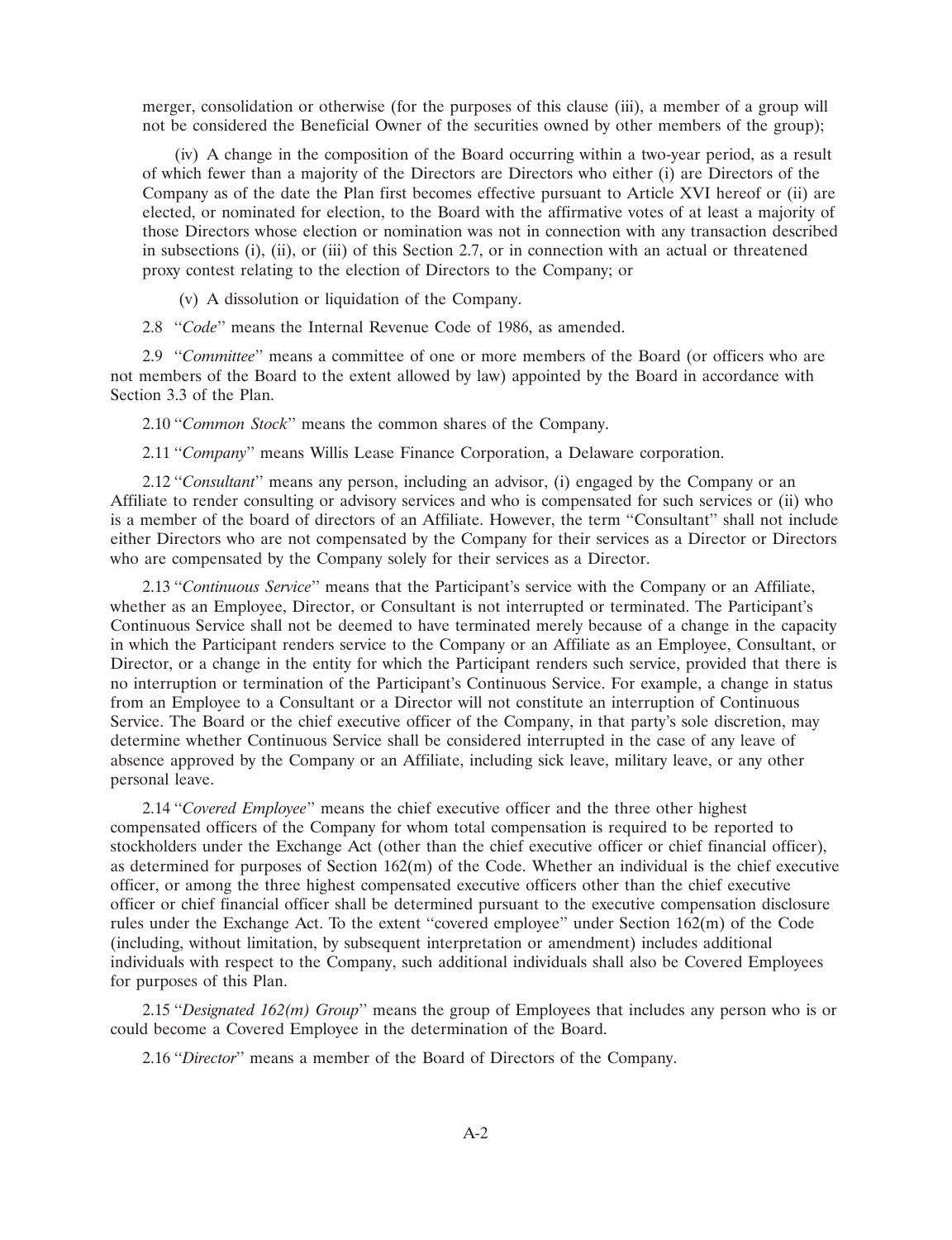merger, consolidation or otherwise (for the purposes of this clause (iii), a member of a group will not be considered the Beneficial Owner of the securities owned by other members of the group);

(iv) A change in the composition of the Board occurring within a two-year period, as a result of which fewer than a majority of the Directors are Directors who either (i) are Directors of the Company as of the date the Plan first becomes effective pursuant to Article XVI hereof or (ii) are elected, or nominated for election, to the Board with the affirmative votes of at least a majority of those Directors whose election or nomination was not in connection with any transaction described in subsections (i), (ii), or (iii) of this Section 2.7, or in connection with an actual or threatened proxy contest relating to the election of Directors to the Company; or

(v) A dissolution or liquidation of the Company.

2.8 ''*Code*'' means the Internal Revenue Code of 1986, as amended.

2.9 ''*Committee*'' means a committee of one or more members of the Board (or officers who are not members of the Board to the extent allowed by law) appointed by the Board in accordance with Section 3.3 of the Plan.

2.10 ''*Common Stock*'' means the common shares of the Company.

2.11 ''*Company*'' means Willis Lease Finance Corporation, a Delaware corporation.

2.12 ''*Consultant*'' means any person, including an advisor, (i) engaged by the Company or an Affiliate to render consulting or advisory services and who is compensated for such services or (ii) who is a member of the board of directors of an Affiliate. However, the term ''Consultant'' shall not include either Directors who are not compensated by the Company for their services as a Director or Directors who are compensated by the Company solely for their services as a Director.

2.13 ''*Continuous Service*'' means that the Participant's service with the Company or an Affiliate, whether as an Employee, Director, or Consultant is not interrupted or terminated. The Participant's Continuous Service shall not be deemed to have terminated merely because of a change in the capacity in which the Participant renders service to the Company or an Affiliate as an Employee, Consultant, or Director, or a change in the entity for which the Participant renders such service, provided that there is no interruption or termination of the Participant's Continuous Service. For example, a change in status from an Employee to a Consultant or a Director will not constitute an interruption of Continuous Service. The Board or the chief executive officer of the Company, in that party's sole discretion, may determine whether Continuous Service shall be considered interrupted in the case of any leave of absence approved by the Company or an Affiliate, including sick leave, military leave, or any other personal leave.

2.14 ''*Covered Employee*'' means the chief executive officer and the three other highest compensated officers of the Company for whom total compensation is required to be reported to stockholders under the Exchange Act (other than the chief executive officer or chief financial officer), as determined for purposes of Section 162(m) of the Code. Whether an individual is the chief executive officer, or among the three highest compensated executive officers other than the chief executive officer or chief financial officer shall be determined pursuant to the executive compensation disclosure rules under the Exchange Act. To the extent ''covered employee'' under Section 162(m) of the Code (including, without limitation, by subsequent interpretation or amendment) includes additional individuals with respect to the Company, such additional individuals shall also be Covered Employees for purposes of this Plan.

2.15 ''*Designated 162(m) Group*'' means the group of Employees that includes any person who is or could become a Covered Employee in the determination of the Board.

2.16 ''*Director*'' means a member of the Board of Directors of the Company.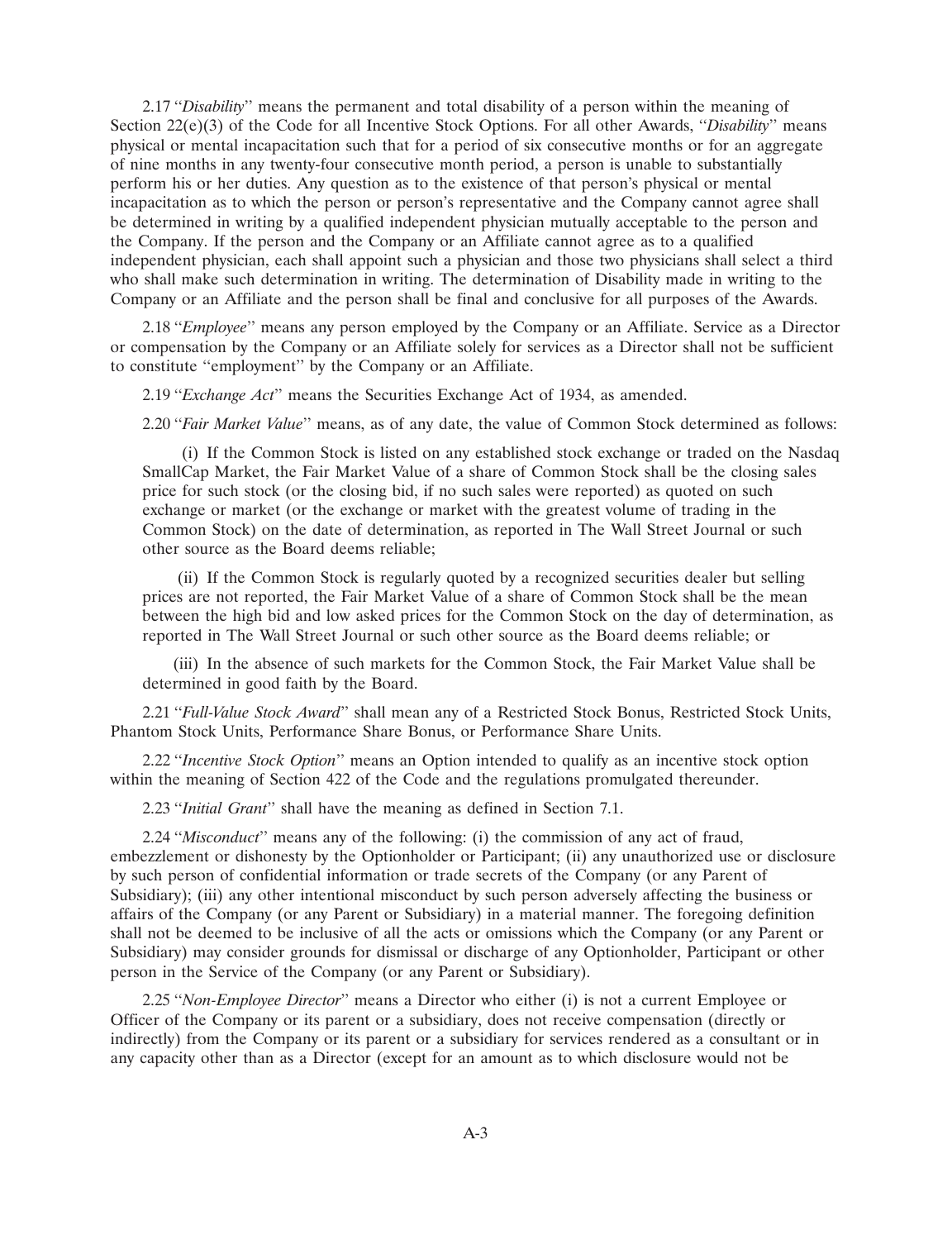2.17 "*Disability*" means the permanent and total disability of a person within the meaning of Section 22(e)(3) of the Code for all Incentive Stock Options. For all other Awards, "*Disability*" means physical or mental incapacitation such that for a period of six consecutive months or for an aggregate of nine months in any twenty-four consecutive month period, a person is unable to substantially perform his or her duties. Any question as to the existence of that person's physical or mental incapacitation as to which the person or person's representative and the Company cannot agree shall be determined in writing by a qualified independent physician mutually acceptable to the person and the Company. If the person and the Company or an Affiliate cannot agree as to a qualified independent physician, each shall appoint such a physician and those two physicians shall select a third who shall make such determination in writing. The determination of Disability made in writing to the Company or an Affiliate and the person shall be final and conclusive for all purposes of the Awards.

2.18 "*Employee*" means any person employed by the Company or an Affiliate. Service as a Director or compensation by the Company or an Affiliate solely for services as a Director shall not be sufficient to constitute "employment" by the Company or an Affiliate.

2.19 "*Exchange Act*" means the Securities Exchange Act of 1934, as amended.

2.20 "*Fair Market Value*" means, as of any date, the value of Common Stock determined as follows:

(i) If the Common Stock is listed on any established stock exchange or traded on the Nasdaq SmallCap Market, the Fair Market Value of a share of Common Stock shall be the closing sales price for such stock (or the closing bid, if no such sales were reported) as quoted on such exchange or market (or the exchange or market with the greatest volume of trading in the Common Stock) on the date of determination, as reported in The Wall Street Journal or such other source as the Board deems reliable;

(ii) If the Common Stock is regularly quoted by a recognized securities dealer but selling prices are not reported, the Fair Market Value of a share of Common Stock shall be the mean between the high bid and low asked prices for the Common Stock on the day of determination, as reported in The Wall Street Journal or such other source as the Board deems reliable; or

(iii) In the absence of such markets for the Common Stock, the Fair Market Value shall be determined in good faith by the Board.

2.21 "*Full-Value Stock Award*" shall mean any of a Restricted Stock Bonus, Restricted Stock Units, Phantom Stock Units, Performance Share Bonus, or Performance Share Units.

2.22 "*Incentive Stock Option*" means an Option intended to qualify as an incentive stock option within the meaning of Section 422 of the Code and the regulations promulgated thereunder.

2.23 "*Initial Grant*" shall have the meaning as defined in Section 7.1.

2.24 "*Misconduct*" means any of the following: (i) the commission of any act of fraud, embezzlement or dishonesty by the Optionholder or Participant; (ii) any unauthorized use or disclosure by such person of confidential information or trade secrets of the Company (or any Parent of Subsidiary); (iii) any other intentional misconduct by such person adversely affecting the business or affairs of the Company (or any Parent or Subsidiary) in a material manner. The foregoing definition shall not be deemed to be inclusive of all the acts or omissions which the Company (or any Parent or Subsidiary) may consider grounds for dismissal or discharge of any Optionholder, Participant or other person in the Service of the Company (or any Parent or Subsidiary).

2.25 "*Non-Employee Director*" means a Director who either (i) is not a current Employee or Officer of the Company or its parent or a subsidiary, does not receive compensation (directly or indirectly) from the Company or its parent or a subsidiary for services rendered as a consultant or in any capacity other than as a Director (except for an amount as to which disclosure would not be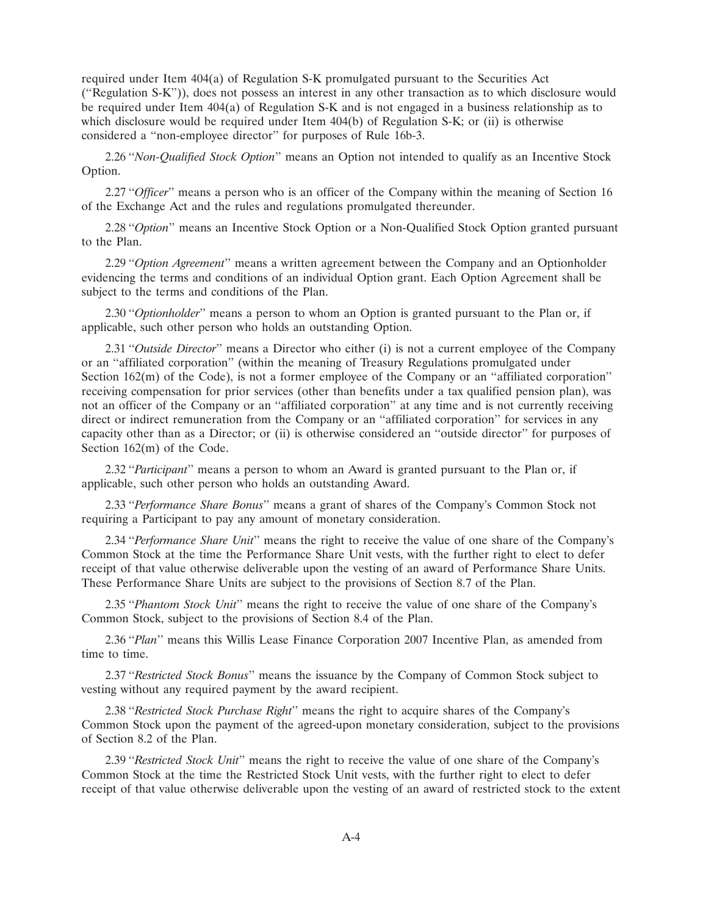required under Item 404(a) of Regulation S-K promulgated pursuant to the Securities Act (''Regulation S-K'')), does not possess an interest in any other transaction as to which disclosure would be required under Item 404(a) of Regulation S-K and is not engaged in a business relationship as to which disclosure would be required under Item 404(b) of Regulation S-K; or (ii) is otherwise considered a ''non-employee director'' for purposes of Rule 16b-3.

2.26 ''*Non-Qualified Stock Option*'' means an Option not intended to qualify as an Incentive Stock Option.

2.27 ''*Officer*'' means a person who is an officer of the Company within the meaning of Section 16 of the Exchange Act and the rules and regulations promulgated thereunder.

2.28 ''*Option*'' means an Incentive Stock Option or a Non-Qualified Stock Option granted pursuant to the Plan.

2.29 ''*Option Agreement*'' means a written agreement between the Company and an Optionholder evidencing the terms and conditions of an individual Option grant. Each Option Agreement shall be subject to the terms and conditions of the Plan.

2.30 ''*Optionholder*'' means a person to whom an Option is granted pursuant to the Plan or, if applicable, such other person who holds an outstanding Option.

2.31 ''*Outside Director*'' means a Director who either (i) is not a current employee of the Company or an ''affiliated corporation'' (within the meaning of Treasury Regulations promulgated under Section 162(m) of the Code), is not a former employee of the Company or an ''affiliated corporation'' receiving compensation for prior services (other than benefits under a tax qualified pension plan), was not an officer of the Company or an ''affiliated corporation'' at any time and is not currently receiving direct or indirect remuneration from the Company or an ''affiliated corporation'' for services in any capacity other than as a Director; or (ii) is otherwise considered an ''outside director'' for purposes of Section 162(m) of the Code.

2.32 ''*Participant*'' means a person to whom an Award is granted pursuant to the Plan or, if applicable, such other person who holds an outstanding Award.

2.33 ''*Performance Share Bonus*'' means a grant of shares of the Company's Common Stock not requiring a Participant to pay any amount of monetary consideration.

2.34 ''*Performance Share Unit*'' means the right to receive the value of one share of the Company's Common Stock at the time the Performance Share Unit vests, with the further right to elect to defer receipt of that value otherwise deliverable upon the vesting of an award of Performance Share Units. These Performance Share Units are subject to the provisions of Section 8.7 of the Plan.

2.35 ''*Phantom Stock Unit*'' means the right to receive the value of one share of the Company's Common Stock, subject to the provisions of Section 8.4 of the Plan.

2.36 ''*Plan*'' means this Willis Lease Finance Corporation 2007 Incentive Plan, as amended from time to time.

2.37 ''*Restricted Stock Bonus*'' means the issuance by the Company of Common Stock subject to vesting without any required payment by the award recipient.

2.38 ''*Restricted Stock Purchase Right*'' means the right to acquire shares of the Company's Common Stock upon the payment of the agreed-upon monetary consideration, subject to the provisions of Section 8.2 of the Plan.

2.39 ''*Restricted Stock Unit*'' means the right to receive the value of one share of the Company's Common Stock at the time the Restricted Stock Unit vests, with the further right to elect to defer receipt of that value otherwise deliverable upon the vesting of an award of restricted stock to the extent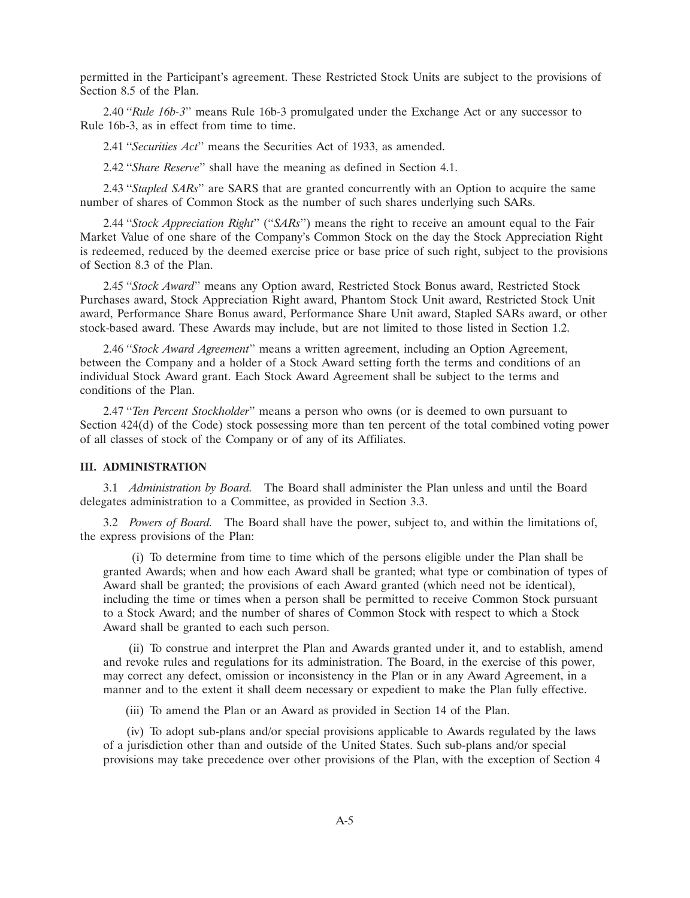permitted in the Participant's agreement. These Restricted Stock Units are subject to the provisions of Section 8.5 of the Plan.

2.40 "*Rule 16b-3*" means Rule 16b-3 promulgated under the Exchange Act or any successor to Rule 16b-3, as in effect from time to time.

2.41 "*Securities Act*" means the Securities Act of 1933, as amended.

2.42 "*Share Reserve*" shall have the meaning as defined in Section 4.1.

2.43 "*Stapled SARs*" are SARS that are granted concurrently with an Option to acquire the same number of shares of Common Stock as the number of such shares underlying such SARs.

2.44 "*Stock Appreciation Right*" ("*SARs*") means the right to receive an amount equal to the Fair Market Value of one share of the Company's Common Stock on the day the Stock Appreciation Right is redeemed, reduced by the deemed exercise price or base price of such right, subject to the provisions of Section 8.3 of the Plan.

2.45 "*Stock Award*" means any Option award, Restricted Stock Bonus award, Restricted Stock Purchases award, Stock Appreciation Right award, Phantom Stock Unit award, Restricted Stock Unit award, Performance Share Bonus award, Performance Share Unit award, Stapled SARs award, or other stock-based award. These Awards may include, but are not limited to those listed in Section 1.2.

2.46 "*Stock Award Agreement*" means a written agreement, including an Option Agreement, between the Company and a holder of a Stock Award setting forth the terms and conditions of an individual Stock Award grant. Each Stock Award Agreement shall be subject to the terms and conditions of the Plan.

2.47 "*Ten Percent Stockholder*" means a person who owns (or is deemed to own pursuant to Section 424(d) of the Code) stock possessing more than ten percent of the total combined voting power of all classes of stock of the Company or of any of its Affiliates.

## III. ADMINISTRATION

3.1 *Administration by Board.* The Board shall administer the Plan unless and until the Board delegates administration to a Committee, as provided in Section 3.3.

3.2 *Powers of Board.* The Board shall have the power, subject to, and within the limitations of, the express provisions of the Plan:

(i) To determine from time to time which of the persons eligible under the Plan shall be granted Awards; when and how each Award shall be granted; what type or combination of types of Award shall be granted; the provisions of each Award granted (which need not be identical), including the time or times when a person shall be permitted to receive Common Stock pursuant to a Stock Award; and the number of shares of Common Stock with respect to which a Stock Award shall be granted to each such person.

(ii) To construe and interpret the Plan and Awards granted under it, and to establish, amend and revoke rules and regulations for its administration. The Board, in the exercise of this power, may correct any defect, omission or inconsistency in the Plan or in any Award Agreement, in a manner and to the extent it shall deem necessary or expedient to make the Plan fully effective.

(iii) To amend the Plan or an Award as provided in Section 14 of the Plan.

(iv) To adopt sub-plans and/or special provisions applicable to Awards regulated by the laws of a jurisdiction other than and outside of the United States. Such sub-plans and/or special provisions may take precedence over other provisions of the Plan, with the exception of Section 4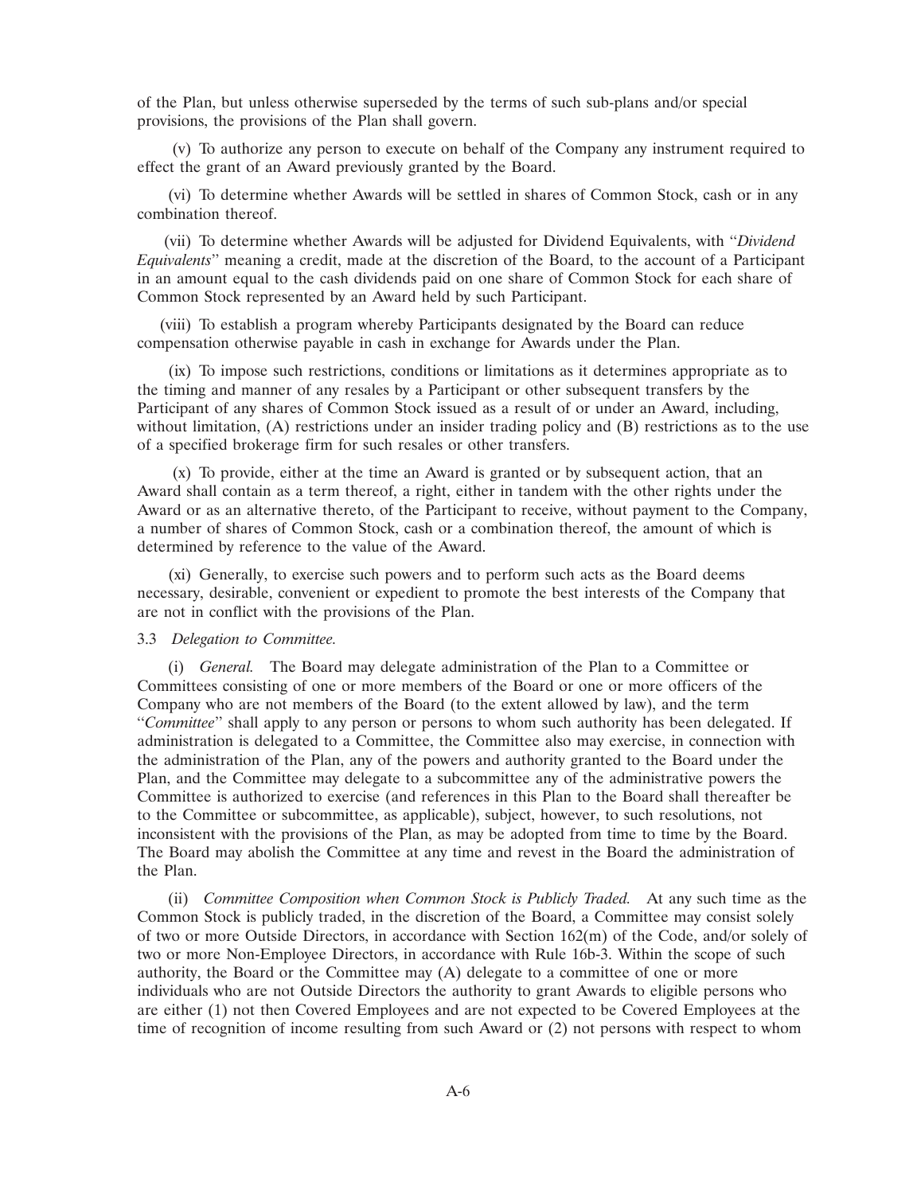of the Plan, but unless otherwise superseded by the terms of such sub-plans and/or special provisions, the provisions of the Plan shall govern.

(v) To authorize any person to execute on behalf of the Company any instrument required to effect the grant of an Award previously granted by the Board.

(vi) To determine whether Awards will be settled in shares of Common Stock, cash or in any combination thereof.

(vii) To determine whether Awards will be adjusted for Dividend Equivalents, with "*Dividend Equivalents*" meaning a credit, made at the discretion of the Board, to the account of a Participant in an amount equal to the cash dividends paid on one share of Common Stock for each share of Common Stock represented by an Award held by such Participant.

(viii) To establish a program whereby Participants designated by the Board can reduce compensation otherwise payable in cash in exchange for Awards under the Plan.

(ix) To impose such restrictions, conditions or limitations as it determines appropriate as to the timing and manner of any resales by a Participant or other subsequent transfers by the Participant of any shares of Common Stock issued as a result of or under an Award, including, without limitation, (A) restrictions under an insider trading policy and (B) restrictions as to the use of a specified brokerage firm for such resales or other transfers.

(x) To provide, either at the time an Award is granted or by subsequent action, that an Award shall contain as a term thereof, a right, either in tandem with the other rights under the Award or as an alternative thereto, of the Participant to receive, without payment to the Company, a number of shares of Common Stock, cash or a combination thereof, the amount of which is determined by reference to the value of the Award.

(xi) Generally, to exercise such powers and to perform such acts as the Board deems necessary, desirable, convenient or expedient to promote the best interests of the Company that are not in conflict with the provisions of the Plan.

3.3 *Delegation to Committee.*

(i) *General.* The Board may delegate administration of the Plan to a Committee or Committees consisting of one or more members of the Board or one or more officers of the Company who are not members of the Board (to the extent allowed by law), and the term "*Committee*" shall apply to any person or persons to whom such authority has been delegated. If administration is delegated to a Committee, the Committee also may exercise, in connection with the administration of the Plan, any of the powers and authority granted to the Board under the Plan, and the Committee may delegate to a subcommittee any of the administrative powers the Committee is authorized to exercise (and references in this Plan to the Board shall thereafter be to the Committee or subcommittee, as applicable), subject, however, to such resolutions, not inconsistent with the provisions of the Plan, as may be adopted from time to time by the Board. The Board may abolish the Committee at any time and revest in the Board the administration of the Plan.

(ii) *Committee Composition when Common Stock is Publicly Traded.* At any such time as the Common Stock is publicly traded, in the discretion of the Board, a Committee may consist solely of two or more Outside Directors, in accordance with Section 162(m) of the Code, and/or solely of two or more Non-Employee Directors, in accordance with Rule 16b-3. Within the scope of such authority, the Board or the Committee may (A) delegate to a committee of one or more individuals who are not Outside Directors the authority to grant Awards to eligible persons who are either (1) not then Covered Employees and are not expected to be Covered Employees at the time of recognition of income resulting from such Award or (2) not persons with respect to whom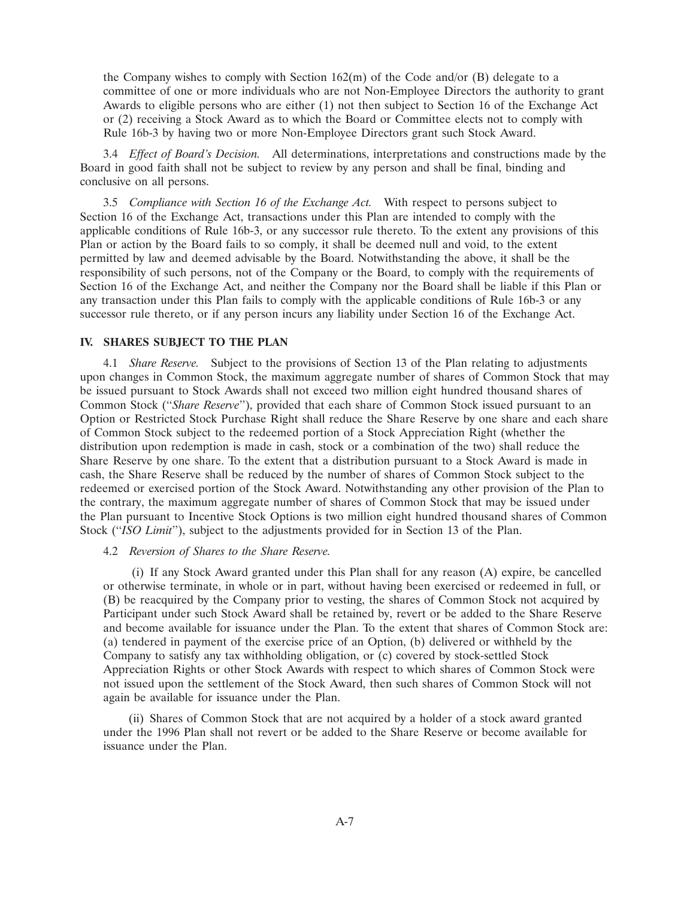the Company wishes to comply with Section 162(m) of the Code and/or (B) delegate to a committee of one or more individuals who are not Non-Employee Directors the authority to grant Awards to eligible persons who are either (1) not then subject to Section 16 of the Exchange Act or (2) receiving a Stock Award as to which the Board or Committee elects not to comply with Rule 16b-3 by having two or more Non-Employee Directors grant such Stock Award.

3.4 *Effect of Board's Decision.* All determinations, interpretations and constructions made by the Board in good faith shall not be subject to review by any person and shall be final, binding and conclusive on all persons.

3.5 *Compliance with Section 16 of the Exchange Act.* With respect to persons subject to Section 16 of the Exchange Act, transactions under this Plan are intended to comply with the applicable conditions of Rule 16b-3, or any successor rule thereto. To the extent any provisions of this Plan or action by the Board fails to so comply, it shall be deemed null and void, to the extent permitted by law and deemed advisable by the Board. Notwithstanding the above, it shall be the responsibility of such persons, not of the Company or the Board, to comply with the requirements of Section 16 of the Exchange Act, and neither the Company nor the Board shall be liable if this Plan or any transaction under this Plan fails to comply with the applicable conditions of Rule 16b-3 or any successor rule thereto, or if any person incurs any liability under Section 16 of the Exchange Act.

**IV. SHARES SUBJECT TO THE PLAN**

4.1 *Share Reserve.* Subject to the provisions of Section 13 of the Plan relating to adjustments upon changes in Common Stock, the maximum aggregate number of shares of Common Stock that may be issued pursuant to Stock Awards shall not exceed two million eight hundred thousand shares of Common Stock ("*Share Reserve*"), provided that each share of Common Stock issued pursuant to an Option or Restricted Stock Purchase Right shall reduce the Share Reserve by one share and each share of Common Stock subject to the redeemed portion of a Stock Appreciation Right (whether the distribution upon redemption is made in cash, stock or a combination of the two) shall reduce the Share Reserve by one share. To the extent that a distribution pursuant to a Stock Award is made in cash, the Share Reserve shall be reduced by the number of shares of Common Stock subject to the redeemed or exercised portion of the Stock Award. Notwithstanding any other provision of the Plan to the contrary, the maximum aggregate number of shares of Common Stock that may be issued under the Plan pursuant to Incentive Stock Options is two million eight hundred thousand shares of Common Stock ("*ISO Limit*"), subject to the adjustments provided for in Section 13 of the Plan.

4.2 *Reversion of Shares to the Share Reserve.*

(i) If any Stock Award granted under this Plan shall for any reason (A) expire, be cancelled or otherwise terminate, in whole or in part, without having been exercised or redeemed in full, or (B) be reacquired by the Company prior to vesting, the shares of Common Stock not acquired by Participant under such Stock Award shall be retained by, revert or be added to the Share Reserve and become available for issuance under the Plan. To the extent that shares of Common Stock are: (a) tendered in payment of the exercise price of an Option, (b) delivered or withheld by the Company to satisfy any tax withholding obligation, or (c) covered by stock-settled Stock Appreciation Rights or other Stock Awards with respect to which shares of Common Stock were not issued upon the settlement of the Stock Award, then such shares of Common Stock will not again be available for issuance under the Plan.

(ii) Shares of Common Stock that are not acquired by a holder of a stock award granted under the 1996 Plan shall not revert or be added to the Share Reserve or become available for issuance under the Plan.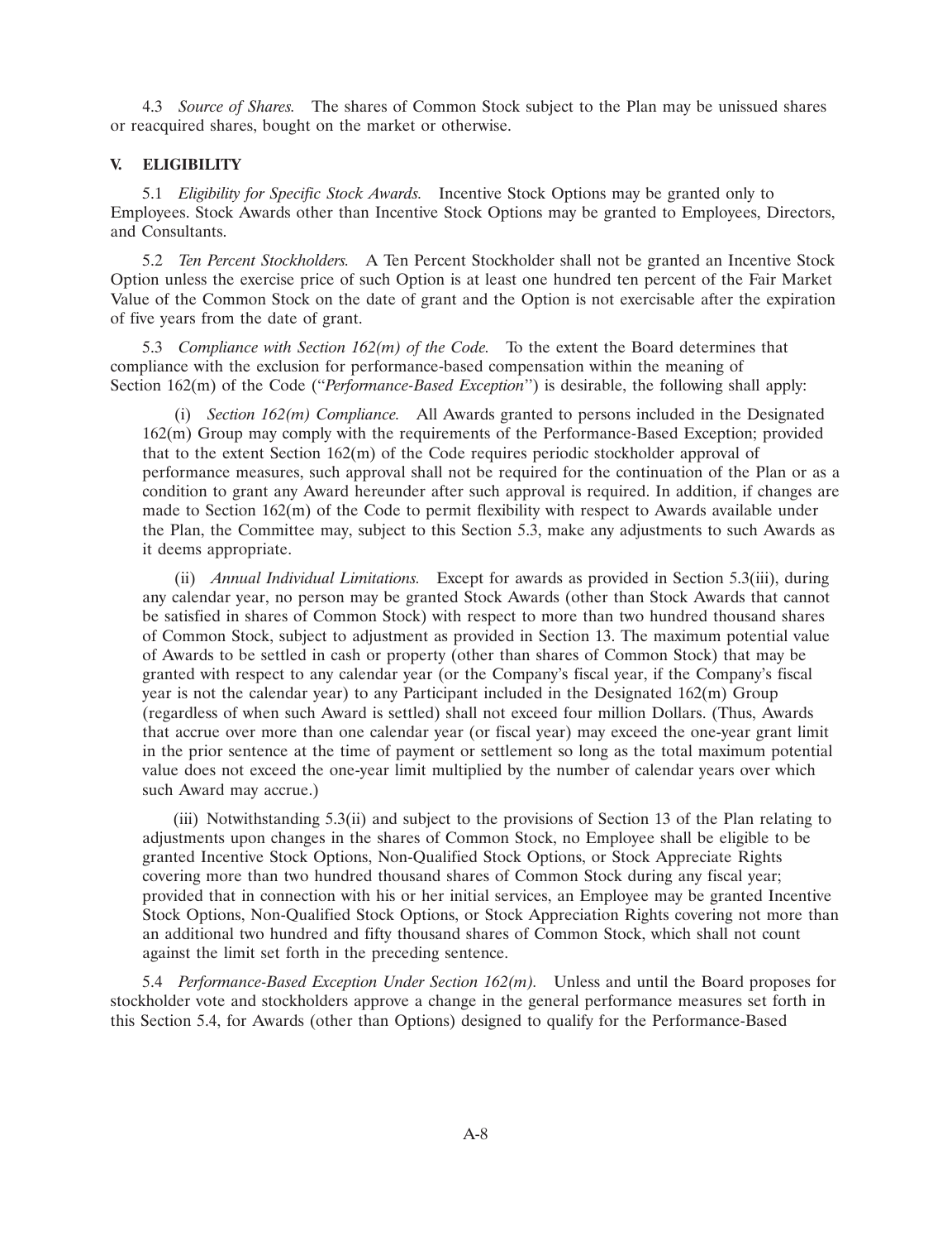4.3 *Source of Shares.* The shares of Common Stock subject to the Plan may be unissued shares or reacquired shares, bought on the market or otherwise.

## V. ELIGIBILITY

5.1 *Eligibility for Specific Stock Awards.* Incentive Stock Options may be granted only to Employees. Stock Awards other than Incentive Stock Options may be granted to Employees, Directors, and Consultants.

5.2 *Ten Percent Stockholders.* A Ten Percent Stockholder shall not be granted an Incentive Stock Option unless the exercise price of such Option is at least one hundred ten percent of the Fair Market Value of the Common Stock on the date of grant and the Option is not exercisable after the expiration of five years from the date of grant.

5.3 *Compliance with Section 162(m) of the Code.* To the extent the Board determines that compliance with the exclusion for performance-based compensation within the meaning of Section 162(m) of the Code (''*Performance-Based Exception*'') is desirable, the following shall apply:

(i) *Section 162(m) Compliance.* All Awards granted to persons included in the Designated 162(m) Group may comply with the requirements of the Performance-Based Exception; provided that to the extent Section 162(m) of the Code requires periodic stockholder approval of performance measures, such approval shall not be required for the continuation of the Plan or as a condition to grant any Award hereunder after such approval is required. In addition, if changes are made to Section 162(m) of the Code to permit flexibility with respect to Awards available under the Plan, the Committee may, subject to this Section 5.3, make any adjustments to such Awards as it deems appropriate.

(ii) *Annual Individual Limitations.* Except for awards as provided in Section 5.3(iii), during any calendar year, no person may be granted Stock Awards (other than Stock Awards that cannot be satisfied in shares of Common Stock) with respect to more than two hundred thousand shares of Common Stock, subject to adjustment as provided in Section 13. The maximum potential value of Awards to be settled in cash or property (other than shares of Common Stock) that may be granted with respect to any calendar year (or the Company's fiscal year, if the Company's fiscal year is not the calendar year) to any Participant included in the Designated 162(m) Group (regardless of when such Award is settled) shall not exceed four million Dollars. (Thus, Awards that accrue over more than one calendar year (or fiscal year) may exceed the one-year grant limit in the prior sentence at the time of payment or settlement so long as the total maximum potential value does not exceed the one-year limit multiplied by the number of calendar years over which such Award may accrue.)

(iii) Notwithstanding 5.3(ii) and subject to the provisions of Section 13 of the Plan relating to adjustments upon changes in the shares of Common Stock, no Employee shall be eligible to be granted Incentive Stock Options, Non-Qualified Stock Options, or Stock Appreciate Rights covering more than two hundred thousand shares of Common Stock during any fiscal year; provided that in connection with his or her initial services, an Employee may be granted Incentive Stock Options, Non-Qualified Stock Options, or Stock Appreciation Rights covering not more than an additional two hundred and fifty thousand shares of Common Stock, which shall not count against the limit set forth in the preceding sentence.

5.4 *Performance-Based Exception Under Section 162(m).* Unless and until the Board proposes for stockholder vote and stockholders approve a change in the general performance measures set forth in this Section 5.4, for Awards (other than Options) designed to qualify for the Performance-Based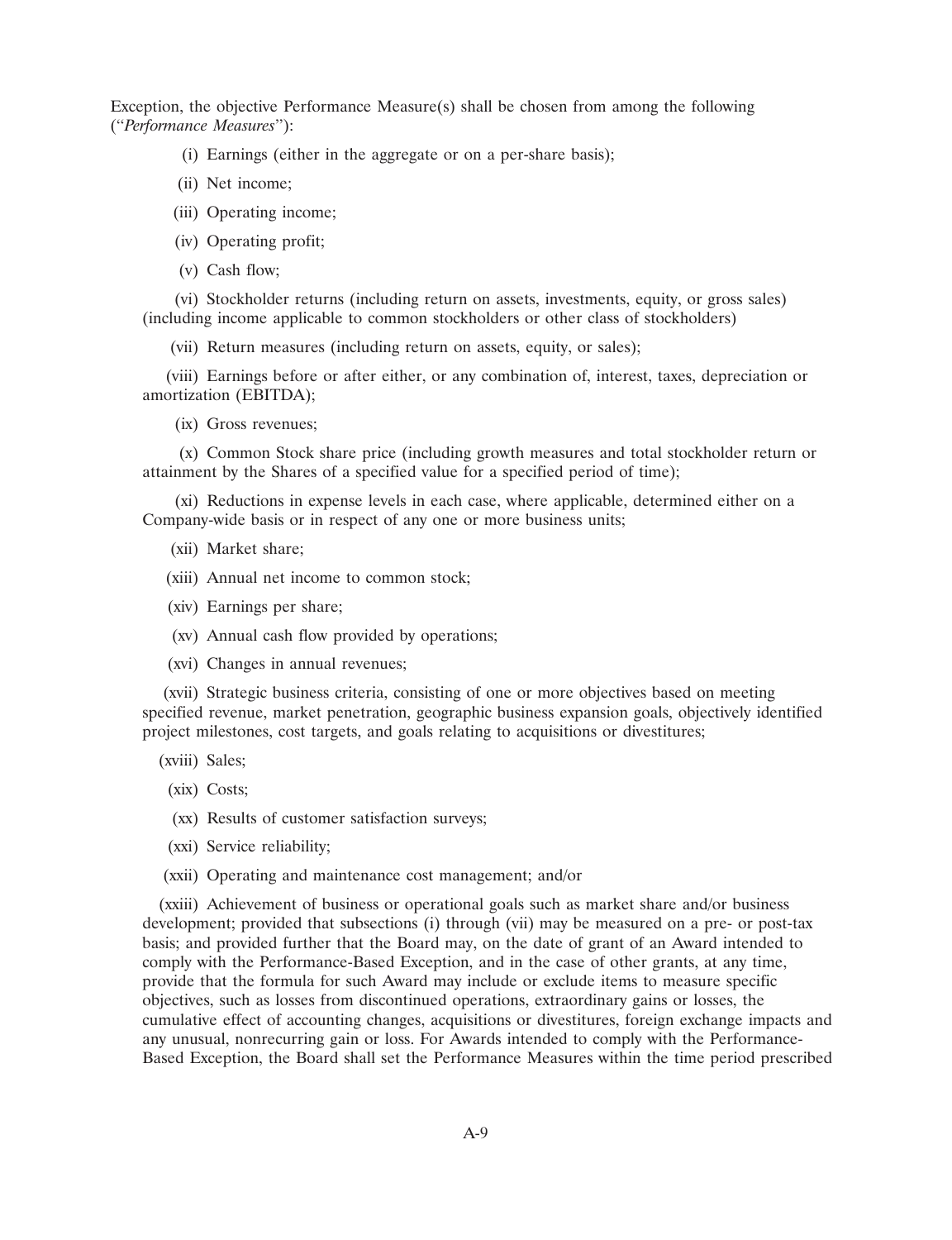Exception, the objective Performance Measure(s) shall be chosen from among the following ("*Performance Measures*"):

(i) Earnings (either in the aggregate or on a per-share basis);

(ii) Net income;

(iii) Operating income;

(iv) Operating profit;

(v) Cash flow;

(vi) Stockholder returns (including return on assets, investments, equity, or gross sales) (including income applicable to common stockholders or other class of stockholders)

(vii) Return measures (including return on assets, equity, or sales);

(viii) Earnings before or after either, or any combination of, interest, taxes, depreciation or amortization (EBITDA);

(ix) Gross revenues;

(x) Common Stock share price (including growth measures and total stockholder return or attainment by the Shares of a specified value for a specified period of time);

(xi) Reductions in expense levels in each case, where applicable, determined either on a Company-wide basis or in respect of any one or more business units;

(xii) Market share;

(xiii) Annual net income to common stock;

(xiv) Earnings per share;

(xv) Annual cash flow provided by operations;

(xvi) Changes in annual revenues;

(xvii) Strategic business criteria, consisting of one or more objectives based on meeting specified revenue, market penetration, geographic business expansion goals, objectively identified project milestones, cost targets, and goals relating to acquisitions or divestitures;

(xviii) Sales;

(xix) Costs;

(xx) Results of customer satisfaction surveys;

(xxi) Service reliability;

(xxii) Operating and maintenance cost management; and/or

(xxiii) Achievement of business or operational goals such as market share and/or business development; provided that subsections (i) through (vii) may be measured on a pre- or post-tax basis; and provided further that the Board may, on the date of grant of an Award intended to comply with the Performance-Based Exception, and in the case of other grants, at any time, provide that the formula for such Award may include or exclude items to measure specific objectives, such as losses from discontinued operations, extraordinary gains or losses, the cumulative effect of accounting changes, acquisitions or divestitures, foreign exchange impacts and any unusual, nonrecurring gain or loss. For Awards intended to comply with the Performance-Based Exception, the Board shall set the Performance Measures within the time period prescribed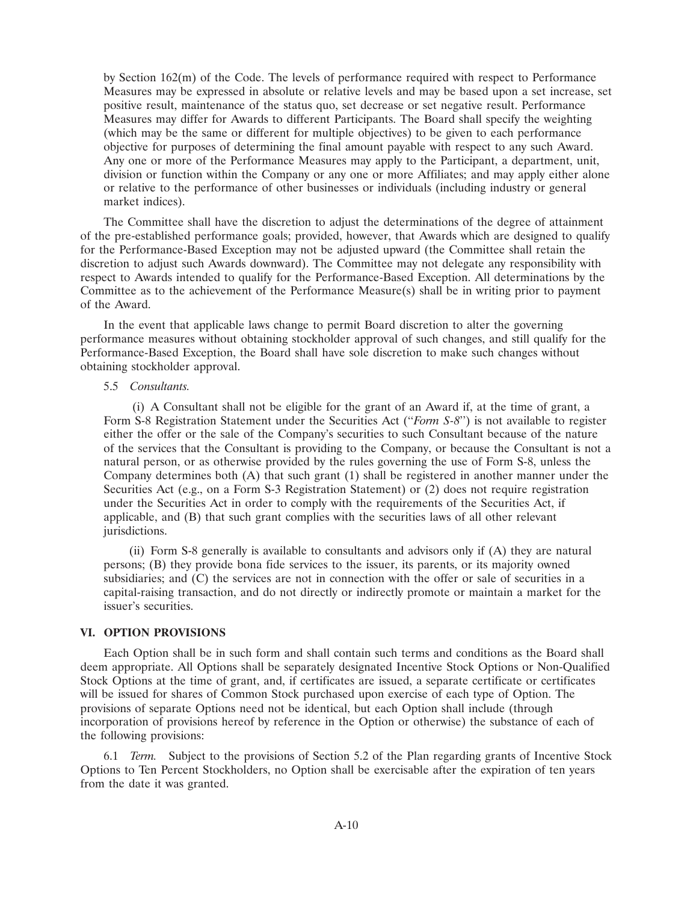by Section 162(m) of the Code. The levels of performance required with respect to Performance Measures may be expressed in absolute or relative levels and may be based upon a set increase, set positive result, maintenance of the status quo, set decrease or set negative result. Performance Measures may differ for Awards to different Participants. The Board shall specify the weighting (which may be the same or different for multiple objectives) to be given to each performance objective for purposes of determining the final amount payable with respect to any such Award. Any one or more of the Performance Measures may apply to the Participant, a department, unit, division or function within the Company or any one or more Affiliates; and may apply either alone or relative to the performance of other businesses or individuals (including industry or general market indices).

The Committee shall have the discretion to adjust the determinations of the degree of attainment of the pre-established performance goals; provided, however, that Awards which are designed to qualify for the Performance-Based Exception may not be adjusted upward (the Committee shall retain the discretion to adjust such Awards downward). The Committee may not delegate any responsibility with respect to Awards intended to qualify for the Performance-Based Exception. All determinations by the Committee as to the achievement of the Performance Measure(s) shall be in writing prior to payment of the Award.

In the event that applicable laws change to permit Board discretion to alter the governing performance measures without obtaining stockholder approval of such changes, and still qualify for the Performance-Based Exception, the Board shall have sole discretion to make such changes without obtaining stockholder approval.

5.5 *Consultants.*

(i) A Consultant shall not be eligible for the grant of an Award if, at the time of grant, a Form S-8 Registration Statement under the Securities Act ("*Form S-8*") is not available to register either the offer or the sale of the Company's securities to such Consultant because of the nature of the services that the Consultant is providing to the Company, or because the Consultant is not a natural person, or as otherwise provided by the rules governing the use of Form S-8, unless the Company determines both (A) that such grant (1) shall be registered in another manner under the Securities Act (e.g., on a Form S-3 Registration Statement) or (2) does not require registration under the Securities Act in order to comply with the requirements of the Securities Act, if applicable, and (B) that such grant complies with the securities laws of all other relevant jurisdictions.

(ii) Form S-8 generally is available to consultants and advisors only if (A) they are natural persons; (B) they provide bona fide services to the issuer, its parents, or its majority owned subsidiaries; and (C) the services are not in connection with the offer or sale of securities in a capital-raising transaction, and do not directly or indirectly promote or maintain a market for the issuer's securities.

## VI. OPTION PROVISIONS

Each Option shall be in such form and shall contain such terms and conditions as the Board shall deem appropriate. All Options shall be separately designated Incentive Stock Options or Non-Qualified Stock Options at the time of grant, and, if certificates are issued, a separate certificate or certificates will be issued for shares of Common Stock purchased upon exercise of each type of Option. The provisions of separate Options need not be identical, but each Option shall include (through incorporation of provisions hereof by reference in the Option or otherwise) the substance of each of the following provisions:

6.1 *Term.* Subject to the provisions of Section 5.2 of the Plan regarding grants of Incentive Stock Options to Ten Percent Stockholders, no Option shall be exercisable after the expiration of ten years from the date it was granted.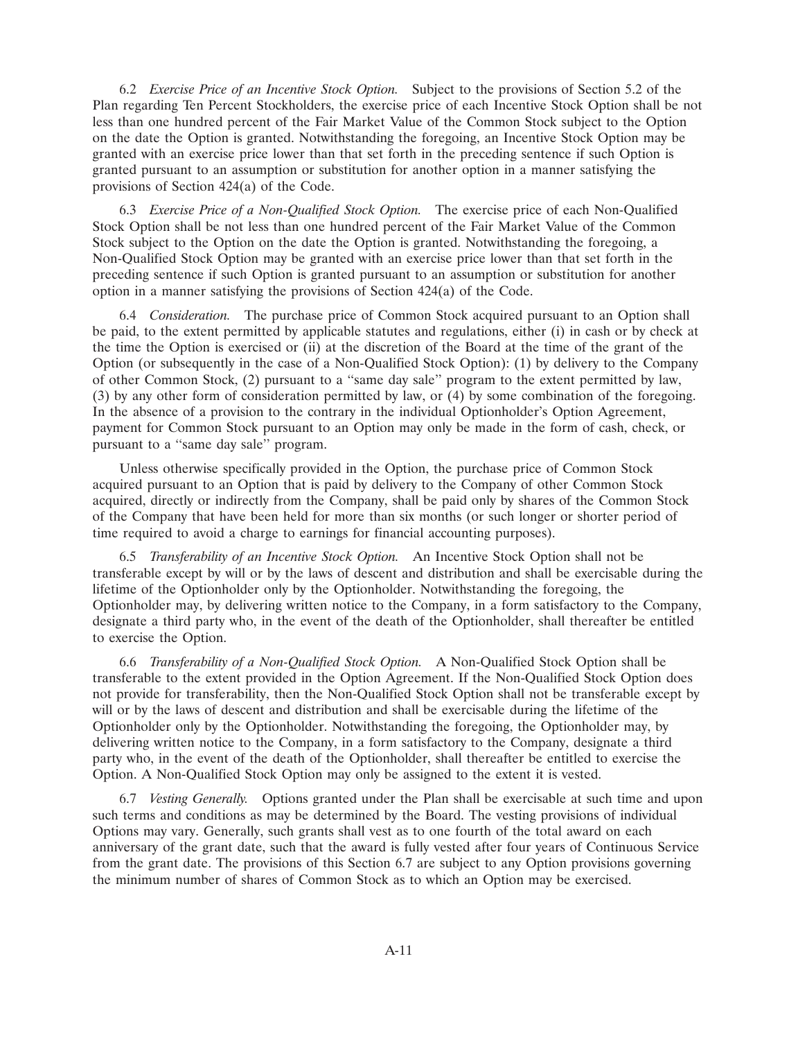6.2 *Exercise Price of an Incentive Stock Option.* Subject to the provisions of Section 5.2 of the Plan regarding Ten Percent Stockholders, the exercise price of each Incentive Stock Option shall be not less than one hundred percent of the Fair Market Value of the Common Stock subject to the Option on the date the Option is granted. Notwithstanding the foregoing, an Incentive Stock Option may be granted with an exercise price lower than that set forth in the preceding sentence if such Option is granted pursuant to an assumption or substitution for another option in a manner satisfying the provisions of Section 424(a) of the Code.

6.3 *Exercise Price of a Non-Qualified Stock Option.* The exercise price of each Non-Qualified Stock Option shall be not less than one hundred percent of the Fair Market Value of the Common Stock subject to the Option on the date the Option is granted. Notwithstanding the foregoing, a Non-Qualified Stock Option may be granted with an exercise price lower than that set forth in the preceding sentence if such Option is granted pursuant to an assumption or substitution for another option in a manner satisfying the provisions of Section 424(a) of the Code.

6.4 *Consideration.* The purchase price of Common Stock acquired pursuant to an Option shall be paid, to the extent permitted by applicable statutes and regulations, either (i) in cash or by check at the time the Option is exercised or (ii) at the discretion of the Board at the time of the grant of the Option (or subsequently in the case of a Non-Qualified Stock Option): (1) by delivery to the Company of other Common Stock, (2) pursuant to a "same day sale" program to the extent permitted by law, (3) by any other form of consideration permitted by law, or (4) by some combination of the foregoing. In the absence of a provision to the contrary in the individual Optionholder's Option Agreement, payment for Common Stock pursuant to an Option may only be made in the form of cash, check, or pursuant to a "same day sale" program.

Unless otherwise specifically provided in the Option, the purchase price of Common Stock acquired pursuant to an Option that is paid by delivery to the Company of other Common Stock acquired, directly or indirectly from the Company, shall be paid only by shares of the Common Stock of the Company that have been held for more than six months (or such longer or shorter period of time required to avoid a charge to earnings for financial accounting purposes).

6.5 *Transferability of an Incentive Stock Option.* An Incentive Stock Option shall not be transferable except by will or by the laws of descent and distribution and shall be exercisable during the lifetime of the Optionholder only by the Optionholder. Notwithstanding the foregoing, the Optionholder may, by delivering written notice to the Company, in a form satisfactory to the Company, designate a third party who, in the event of the death of the Optionholder, shall thereafter be entitled to exercise the Option.

6.6 *Transferability of a Non-Qualified Stock Option.* A Non-Qualified Stock Option shall be transferable to the extent provided in the Option Agreement. If the Non-Qualified Stock Option does not provide for transferability, then the Non-Qualified Stock Option shall not be transferable except by will or by the laws of descent and distribution and shall be exercisable during the lifetime of the Optionholder only by the Optionholder. Notwithstanding the foregoing, the Optionholder may, by delivering written notice to the Company, in a form satisfactory to the Company, designate a third party who, in the event of the death of the Optionholder, shall thereafter be entitled to exercise the Option. A Non-Qualified Stock Option may only be assigned to the extent it is vested.

6.7 *Vesting Generally.* Options granted under the Plan shall be exercisable at such time and upon such terms and conditions as may be determined by the Board. The vesting provisions of individual Options may vary. Generally, such grants shall vest as to one fourth of the total award on each anniversary of the grant date, such that the award is fully vested after four years of Continuous Service from the grant date. The provisions of this Section 6.7 are subject to any Option provisions governing the minimum number of shares of Common Stock as to which an Option may be exercised.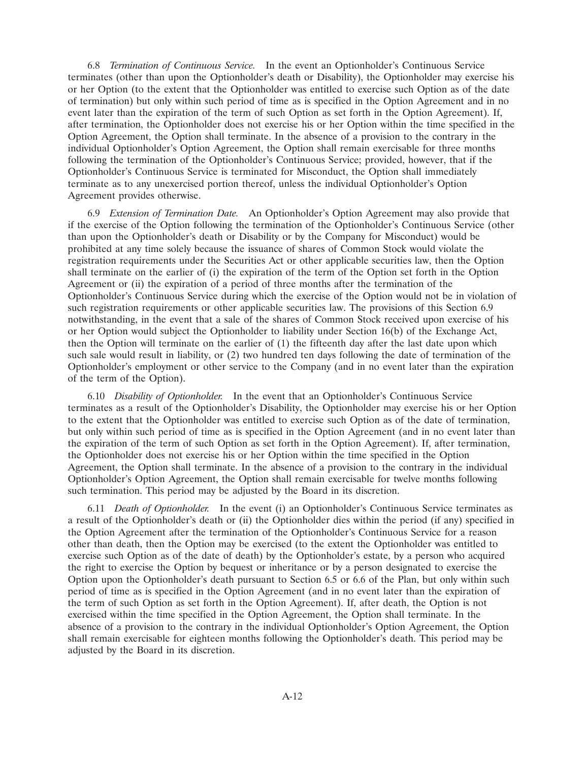6.8 *Termination of Continuous Service.* In the event an Optionholder's Continuous Service terminates (other than upon the Optionholder's death or Disability), the Optionholder may exercise his or her Option (to the extent that the Optionholder was entitled to exercise such Option as of the date of termination) but only within such period of time as is specified in the Option Agreement and in no event later than the expiration of the term of such Option as set forth in the Option Agreement). If, after termination, the Optionholder does not exercise his or her Option within the time specified in the Option Agreement, the Option shall terminate. In the absence of a provision to the contrary in the individual Optionholder's Option Agreement, the Option shall remain exercisable for three months following the termination of the Optionholder's Continuous Service; provided, however, that if the Optionholder's Continuous Service is terminated for Misconduct, the Option shall immediately terminate as to any unexercised portion thereof, unless the individual Optionholder's Option Agreement provides otherwise.

6.9 *Extension of Termination Date.* An Optionholder's Option Agreement may also provide that if the exercise of the Option following the termination of the Optionholder's Continuous Service (other than upon the Optionholder's death or Disability or by the Company for Misconduct) would be prohibited at any time solely because the issuance of shares of Common Stock would violate the registration requirements under the Securities Act or other applicable securities law, then the Option shall terminate on the earlier of (i) the expiration of the term of the Option set forth in the Option Agreement or (ii) the expiration of a period of three months after the termination of the Optionholder's Continuous Service during which the exercise of the Option would not be in violation of such registration requirements or other applicable securities law. The provisions of this Section 6.9 notwithstanding, in the event that a sale of the shares of Common Stock received upon exercise of his or her Option would subject the Optionholder to liability under Section 16(b) of the Exchange Act, then the Option will terminate on the earlier of (1) the fifteenth day after the last date upon which such sale would result in liability, or (2) two hundred ten days following the date of termination of the Optionholder's employment or other service to the Company (and in no event later than the expiration of the term of the Option).

6.10 *Disability of Optionholder.* In the event that an Optionholder's Continuous Service terminates as a result of the Optionholder's Disability, the Optionholder may exercise his or her Option to the extent that the Optionholder was entitled to exercise such Option as of the date of termination, but only within such period of time as is specified in the Option Agreement (and in no event later than the expiration of the term of such Option as set forth in the Option Agreement). If, after termination, the Optionholder does not exercise his or her Option within the time specified in the Option Agreement, the Option shall terminate. In the absence of a provision to the contrary in the individual Optionholder's Option Agreement, the Option shall remain exercisable for twelve months following such termination. This period may be adjusted by the Board in its discretion.

6.11 *Death of Optionholder.* In the event (i) an Optionholder's Continuous Service terminates as a result of the Optionholder's death or (ii) the Optionholder dies within the period (if any) specified in the Option Agreement after the termination of the Optionholder's Continuous Service for a reason other than death, then the Option may be exercised (to the extent the Optionholder was entitled to exercise such Option as of the date of death) by the Optionholder's estate, by a person who acquired the right to exercise the Option by bequest or inheritance or by a person designated to exercise the Option upon the Optionholder's death pursuant to Section 6.5 or 6.6 of the Plan, but only within such period of time as is specified in the Option Agreement (and in no event later than the expiration of the term of such Option as set forth in the Option Agreement). If, after death, the Option is not exercised within the time specified in the Option Agreement, the Option shall terminate. In the absence of a provision to the contrary in the individual Optionholder's Option Agreement, the Option shall remain exercisable for eighteen months following the Optionholder's death. This period may be adjusted by the Board in its discretion.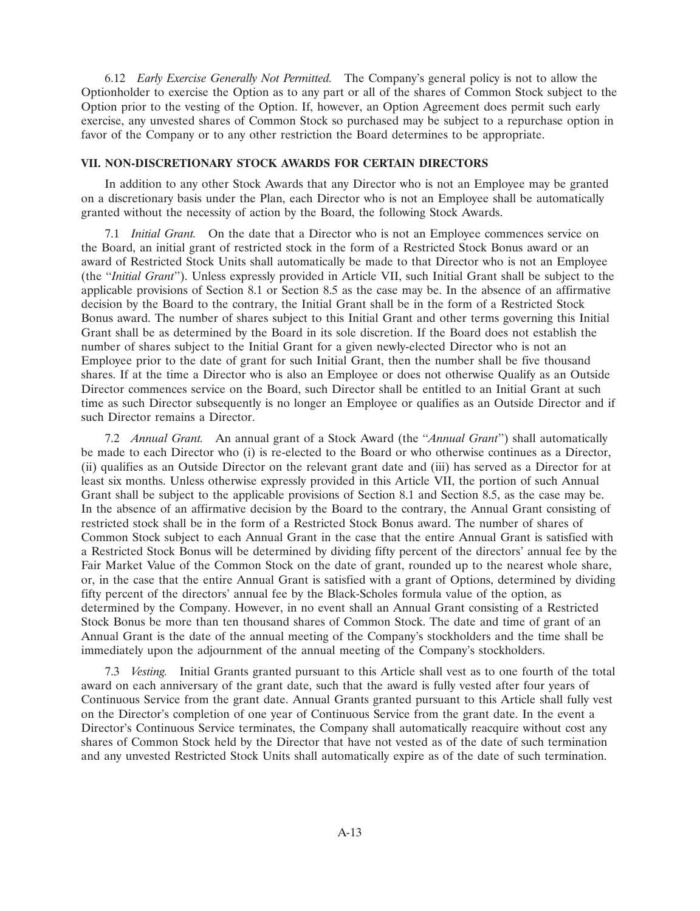6.12 *Early Exercise Generally Not Permitted.* The Company's general policy is not to allow the Optionholder to exercise the Option as to any part or all of the shares of Common Stock subject to the Option prior to the vesting of the Option. If, however, an Option Agreement does permit such early exercise, any unvested shares of Common Stock so purchased may be subject to a repurchase option in favor of the Company or to any other restriction the Board determines to be appropriate.

## VII. NON-DISCRETIONARY STOCK AWARDS FOR CERTAIN DIRECTORS

In addition to any other Stock Awards that any Director who is not an Employee may be granted on a discretionary basis under the Plan, each Director who is not an Employee shall be automatically granted without the necessity of action by the Board, the following Stock Awards.

7.1 *Initial Grant.* On the date that a Director who is not an Employee commences service on the Board, an initial grant of restricted stock in the form of a Restricted Stock Bonus award or an award of Restricted Stock Units shall automatically be made to that Director who is not an Employee (the "*Initial Grant*"). Unless expressly provided in Article VII, such Initial Grant shall be subject to the applicable provisions of Section 8.1 or Section 8.5 as the case may be. In the absence of an affirmative decision by the Board to the contrary, the Initial Grant shall be in the form of a Restricted Stock Bonus award. The number of shares subject to this Initial Grant and other terms governing this Initial Grant shall be as determined by the Board in its sole discretion. If the Board does not establish the number of shares subject to the Initial Grant for a given newly-elected Director who is not an Employee prior to the date of grant for such Initial Grant, then the number shall be five thousand shares. If at the time a Director who is also an Employee or does not otherwise Qualify as an Outside Director commences service on the Board, such Director shall be entitled to an Initial Grant at such time as such Director subsequently is no longer an Employee or qualifies as an Outside Director and if such Director remains a Director.

7.2 *Annual Grant.* An annual grant of a Stock Award (the "*Annual Grant*") shall automatically be made to each Director who (i) is re-elected to the Board or who otherwise continues as a Director, (ii) qualifies as an Outside Director on the relevant grant date and (iii) has served as a Director for at least six months. Unless otherwise expressly provided in this Article VII, the portion of such Annual Grant shall be subject to the applicable provisions of Section 8.1 and Section 8.5, as the case may be. In the absence of an affirmative decision by the Board to the contrary, the Annual Grant consisting of restricted stock shall be in the form of a Restricted Stock Bonus award. The number of shares of Common Stock subject to each Annual Grant in the case that the entire Annual Grant is satisfied with a Restricted Stock Bonus will be determined by dividing fifty percent of the directors' annual fee by the Fair Market Value of the Common Stock on the date of grant, rounded up to the nearest whole share, or, in the case that the entire Annual Grant is satisfied with a grant of Options, determined by dividing fifty percent of the directors' annual fee by the Black-Scholes formula value of the option, as determined by the Company. However, in no event shall an Annual Grant consisting of a Restricted Stock Bonus be more than ten thousand shares of Common Stock. The date and time of grant of an Annual Grant is the date of the annual meeting of the Company's stockholders and the time shall be immediately upon the adjournment of the annual meeting of the Company's stockholders.

7.3 *Vesting.* Initial Grants granted pursuant to this Article shall vest as to one fourth of the total award on each anniversary of the grant date, such that the award is fully vested after four years of Continuous Service from the grant date. Annual Grants granted pursuant to this Article shall fully vest on the Director's completion of one year of Continuous Service from the grant date. In the event a Director's Continuous Service terminates, the Company shall automatically reacquire without cost any shares of Common Stock held by the Director that have not vested as of the date of such termination and any unvested Restricted Stock Units shall automatically expire as of the date of such termination.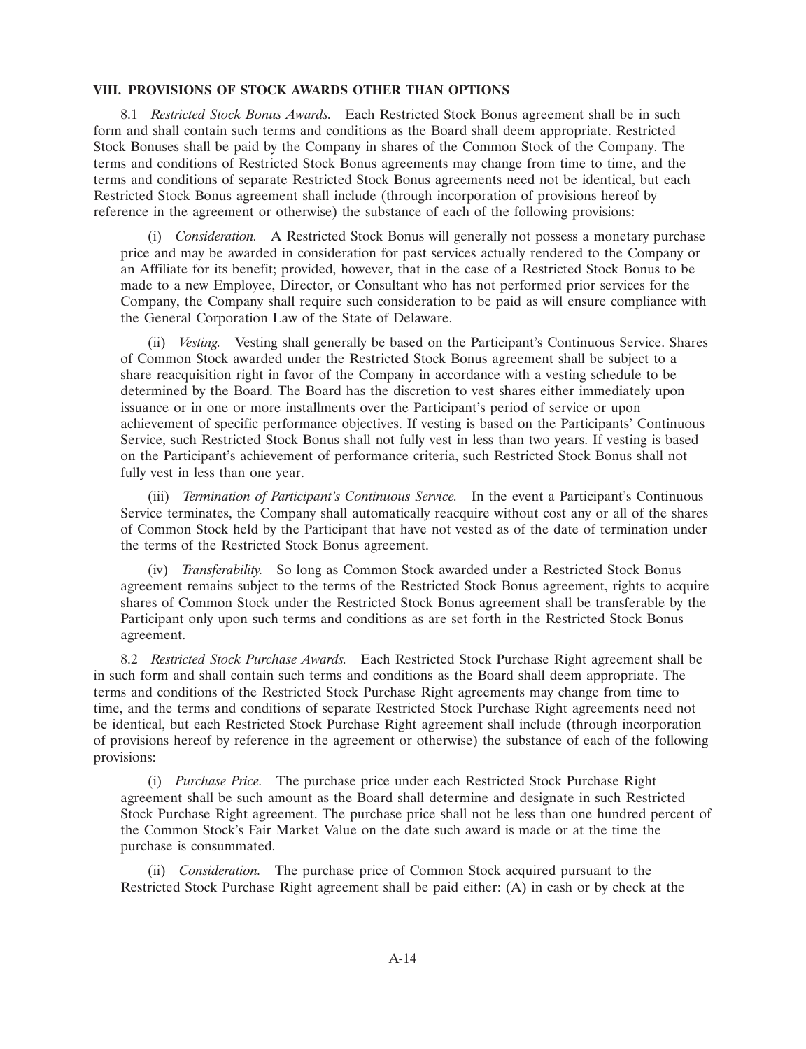### VIII. PROVISIONS OF STOCK AWARDS OTHER THAN OPTIONS

8.1 *Restricted Stock Bonus Awards.* Each Restricted Stock Bonus agreement shall be in such form and shall contain such terms and conditions as the Board shall deem appropriate. Restricted Stock Bonuses shall be paid by the Company in shares of the Common Stock of the Company. The terms and conditions of Restricted Stock Bonus agreements may change from time to time, and the terms and conditions of separate Restricted Stock Bonus agreements need not be identical, but each Restricted Stock Bonus agreement shall include (through incorporation of provisions hereof by reference in the agreement or otherwise) the substance of each of the following provisions:

(i) *Consideration.* A Restricted Stock Bonus will generally not possess a monetary purchase price and may be awarded in consideration for past services actually rendered to the Company or an Affiliate for its benefit; provided, however, that in the case of a Restricted Stock Bonus to be made to a new Employee, Director, or Consultant who has not performed prior services for the Company, the Company shall require such consideration to be paid as will ensure compliance with the General Corporation Law of the State of Delaware.

(ii) *Vesting.* Vesting shall generally be based on the Participant's Continuous Service. Shares of Common Stock awarded under the Restricted Stock Bonus agreement shall be subject to a share reacquisition right in favor of the Company in accordance with a vesting schedule to be determined by the Board. The Board has the discretion to vest shares either immediately upon issuance or in one or more installments over the Participant's period of service or upon achievement of specific performance objectives. If vesting is based on the Participants' Continuous Service, such Restricted Stock Bonus shall not fully vest in less than two years. If vesting is based on the Participant's achievement of performance criteria, such Restricted Stock Bonus shall not fully vest in less than one year.

(iii) *Termination of Participant's Continuous Service.* In the event a Participant's Continuous Service terminates, the Company shall automatically reacquire without cost any or all of the shares of Common Stock held by the Participant that have not vested as of the date of termination under the terms of the Restricted Stock Bonus agreement.

(iv) *Transferability.* So long as Common Stock awarded under a Restricted Stock Bonus agreement remains subject to the terms of the Restricted Stock Bonus agreement, rights to acquire shares of Common Stock under the Restricted Stock Bonus agreement shall be transferable by the Participant only upon such terms and conditions as are set forth in the Restricted Stock Bonus agreement.

8.2 *Restricted Stock Purchase Awards.* Each Restricted Stock Purchase Right agreement shall be in such form and shall contain such terms and conditions as the Board shall deem appropriate. The terms and conditions of the Restricted Stock Purchase Right agreements may change from time to time, and the terms and conditions of separate Restricted Stock Purchase Right agreements need not be identical, but each Restricted Stock Purchase Right agreement shall include (through incorporation of provisions hereof by reference in the agreement or otherwise) the substance of each of the following provisions:

(i) *Purchase Price.* The purchase price under each Restricted Stock Purchase Right agreement shall be such amount as the Board shall determine and designate in such Restricted Stock Purchase Right agreement. The purchase price shall not be less than one hundred percent of the Common Stock's Fair Market Value on the date such award is made or at the time the purchase is consummated.

(ii) *Consideration.* The purchase price of Common Stock acquired pursuant to the Restricted Stock Purchase Right agreement shall be paid either: (A) in cash or by check at the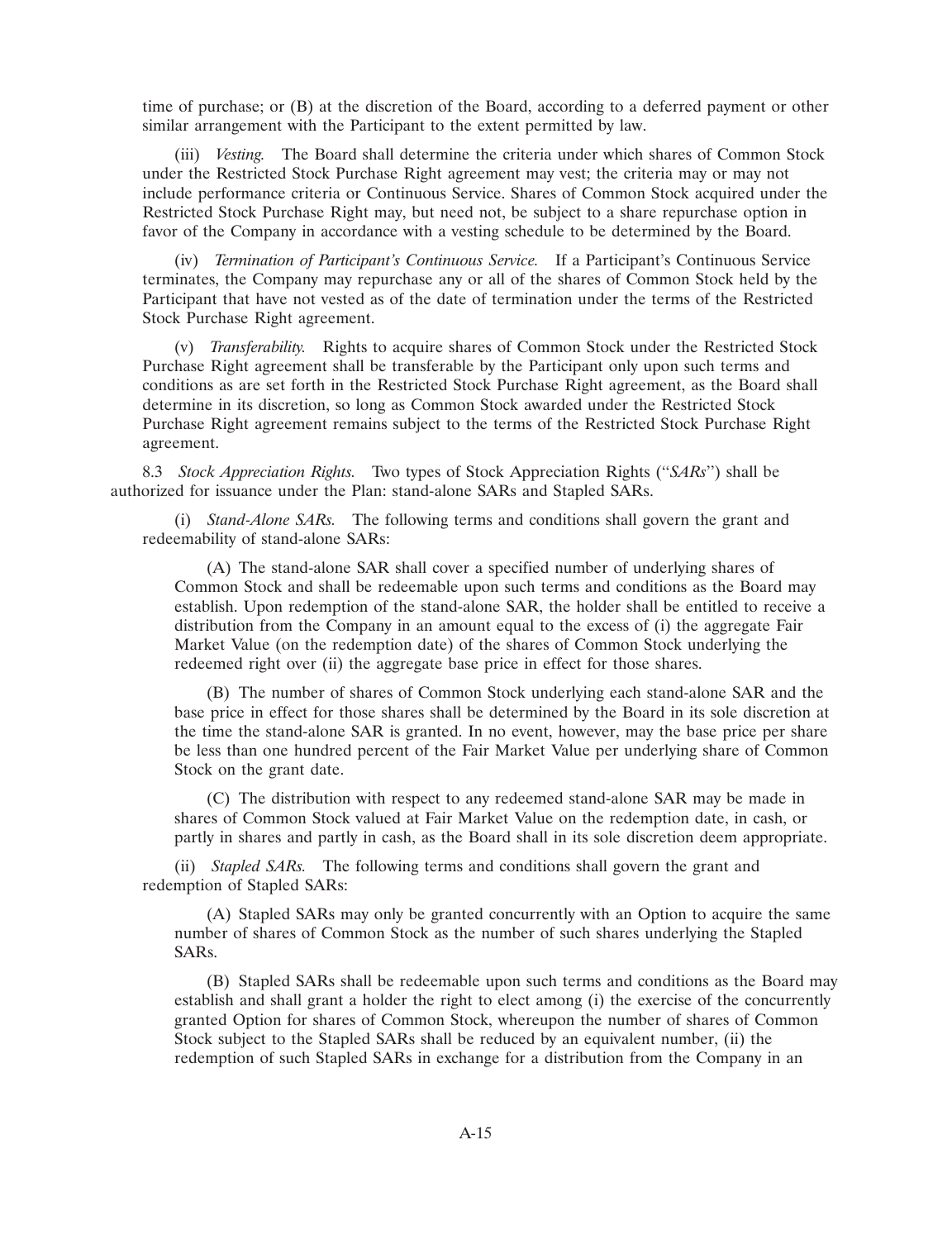time of purchase; or (B) at the discretion of the Board, according to a deferred payment or other similar arrangement with the Participant to the extent permitted by law.

(iii) *Vesting.* The Board shall determine the criteria under which shares of Common Stock under the Restricted Stock Purchase Right agreement may vest; the criteria may or may not include performance criteria or Continuous Service. Shares of Common Stock acquired under the Restricted Stock Purchase Right may, but need not, be subject to a share repurchase option in favor of the Company in accordance with a vesting schedule to be determined by the Board.

(iv) *Termination of Participant's Continuous Service.* If a Participant's Continuous Service terminates, the Company may repurchase any or all of the shares of Common Stock held by the Participant that have not vested as of the date of termination under the terms of the Restricted Stock Purchase Right agreement.

(v) *Transferability.* Rights to acquire shares of Common Stock under the Restricted Stock Purchase Right agreement shall be transferable by the Participant only upon such terms and conditions as are set forth in the Restricted Stock Purchase Right agreement, as the Board shall determine in its discretion, so long as Common Stock awarded under the Restricted Stock Purchase Right agreement remains subject to the terms of the Restricted Stock Purchase Right agreement.

8.3 *Stock Appreciation Rights.* Two types of Stock Appreciation Rights ("*SARs*") shall be authorized for issuance under the Plan: stand-alone SARs and Stapled SARs.

(i) *Stand-Alone SARs.* The following terms and conditions shall govern the grant and redeemability of stand-alone SARs:

(A) The stand-alone SAR shall cover a specified number of underlying shares of Common Stock and shall be redeemable upon such terms and conditions as the Board may establish. Upon redemption of the stand-alone SAR, the holder shall be entitled to receive a distribution from the Company in an amount equal to the excess of (i) the aggregate Fair Market Value (on the redemption date) of the shares of Common Stock underlying the redeemed right over (ii) the aggregate base price in effect for those shares.

(B) The number of shares of Common Stock underlying each stand-alone SAR and the base price in effect for those shares shall be determined by the Board in its sole discretion at the time the stand-alone SAR is granted. In no event, however, may the base price per share be less than one hundred percent of the Fair Market Value per underlying share of Common Stock on the grant date.

(C) The distribution with respect to any redeemed stand-alone SAR may be made in shares of Common Stock valued at Fair Market Value on the redemption date, in cash, or partly in shares and partly in cash, as the Board shall in its sole discretion deem appropriate.

(ii) *Stapled SARs.* The following terms and conditions shall govern the grant and redemption of Stapled SARs:

(A) Stapled SARs may only be granted concurrently with an Option to acquire the same number of shares of Common Stock as the number of such shares underlying the Stapled SARs.

(B) Stapled SARs shall be redeemable upon such terms and conditions as the Board may establish and shall grant a holder the right to elect among (i) the exercise of the concurrently granted Option for shares of Common Stock, whereupon the number of shares of Common Stock subject to the Stapled SARs shall be reduced by an equivalent number, (ii) the redemption of such Stapled SARs in exchange for a distribution from the Company in an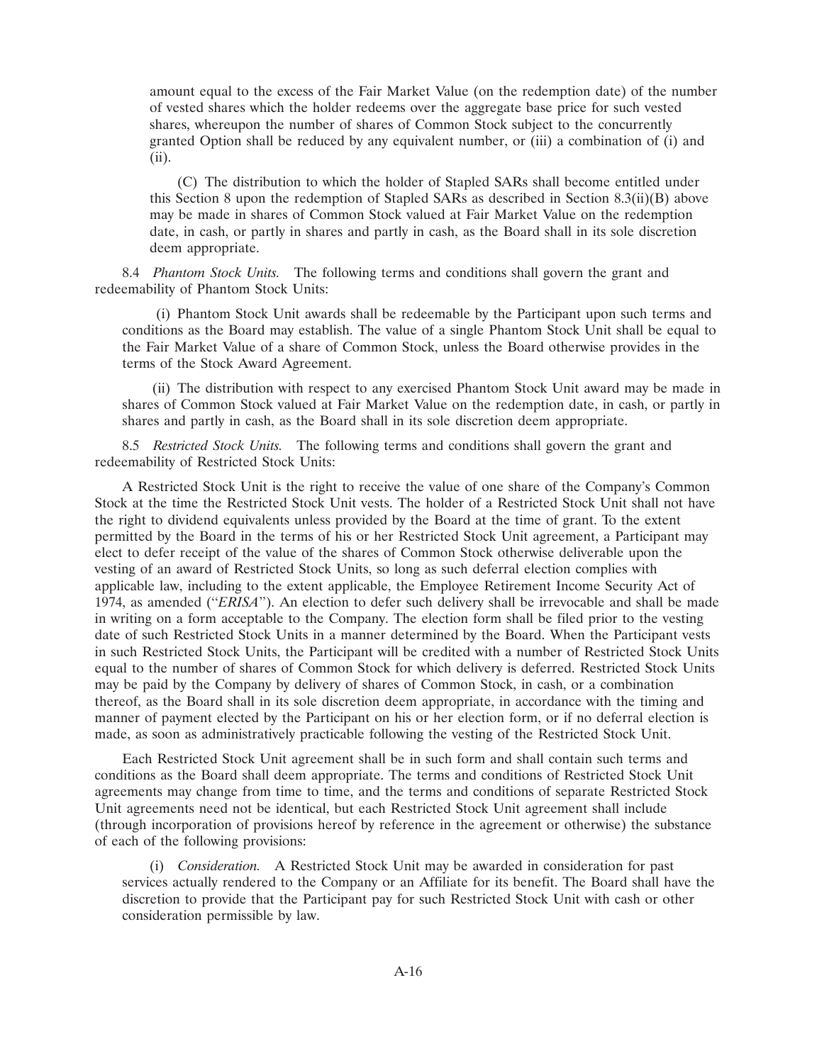amount equal to the excess of the Fair Market Value (on the redemption date) of the number of vested shares which the holder redeems over the aggregate base price for such vested shares, whereupon the number of shares of Common Stock subject to the concurrently granted Option shall be reduced by any equivalent number, or (iii) a combination of (i) and (ii).

(C) The distribution to which the holder of Stapled SARs shall become entitled under this Section 8 upon the redemption of Stapled SARs as described in Section 8.3(ii)(B) above may be made in shares of Common Stock valued at Fair Market Value on the redemption date, in cash, or partly in shares and partly in cash, as the Board shall in its sole discretion deem appropriate.

8.4 *Phantom Stock Units.* The following terms and conditions shall govern the grant and redeemability of Phantom Stock Units:

(i) Phantom Stock Unit awards shall be redeemable by the Participant upon such terms and conditions as the Board may establish. The value of a single Phantom Stock Unit shall be equal to the Fair Market Value of a share of Common Stock, unless the Board otherwise provides in the terms of the Stock Award Agreement.

(ii) The distribution with respect to any exercised Phantom Stock Unit award may be made in shares of Common Stock valued at Fair Market Value on the redemption date, in cash, or partly in shares and partly in cash, as the Board shall in its sole discretion deem appropriate.

8.5 *Restricted Stock Units.* The following terms and conditions shall govern the grant and redeemability of Restricted Stock Units:

A Restricted Stock Unit is the right to receive the value of one share of the Company's Common Stock at the time the Restricted Stock Unit vests. The holder of a Restricted Stock Unit shall not have the right to dividend equivalents unless provided by the Board at the time of grant. To the extent permitted by the Board in the terms of his or her Restricted Stock Unit agreement, a Participant may elect to defer receipt of the value of the shares of Common Stock otherwise deliverable upon the vesting of an award of Restricted Stock Units, so long as such deferral election complies with applicable law, including to the extent applicable, the Employee Retirement Income Security Act of 1974, as amended ("*ERISA*"). An election to defer such delivery shall be irrevocable and shall be made in writing on a form acceptable to the Company. The election form shall be filed prior to the vesting date of such Restricted Stock Units in a manner determined by the Board. When the Participant vests in such Restricted Stock Units, the Participant will be credited with a number of Restricted Stock Units equal to the number of shares of Common Stock for which delivery is deferred. Restricted Stock Units may be paid by the Company by delivery of shares of Common Stock, in cash, or a combination thereof, as the Board shall in its sole discretion deem appropriate, in accordance with the timing and manner of payment elected by the Participant on his or her election form, or if no deferral election is made, as soon as administratively practicable following the vesting of the Restricted Stock Unit.

Each Restricted Stock Unit agreement shall be in such form and shall contain such terms and conditions as the Board shall deem appropriate. The terms and conditions of Restricted Stock Unit agreements may change from time to time, and the terms and conditions of separate Restricted Stock Unit agreements need not be identical, but each Restricted Stock Unit agreement shall include (through incorporation of provisions hereof by reference in the agreement or otherwise) the substance of each of the following provisions:

(i) *Consideration.* A Restricted Stock Unit may be awarded in consideration for past services actually rendered to the Company or an Affiliate for its benefit. The Board shall have the discretion to provide that the Participant pay for such Restricted Stock Unit with cash or other consideration permissible by law.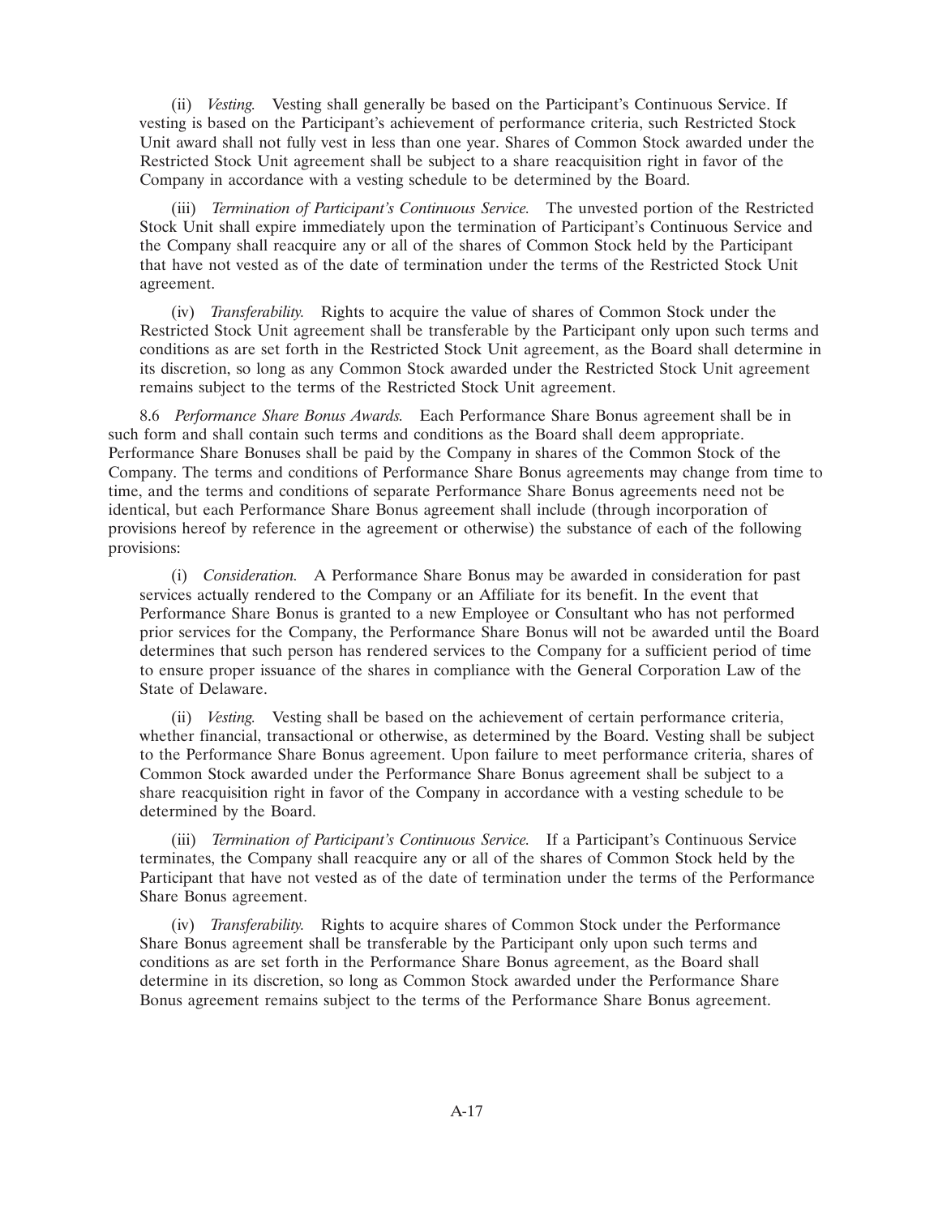(ii) *Vesting.* Vesting shall generally be based on the Participant's Continuous Service. If vesting is based on the Participant's achievement of performance criteria, such Restricted Stock Unit award shall not fully vest in less than one year. Shares of Common Stock awarded under the Restricted Stock Unit agreement shall be subject to a share reacquisition right in favor of the Company in accordance with a vesting schedule to be determined by the Board.

(iii) *Termination of Participant's Continuous Service.* The unvested portion of the Restricted Stock Unit shall expire immediately upon the termination of Participant's Continuous Service and the Company shall reacquire any or all of the shares of Common Stock held by the Participant that have not vested as of the date of termination under the terms of the Restricted Stock Unit agreement.

(iv) *Transferability.* Rights to acquire the value of shares of Common Stock under the Restricted Stock Unit agreement shall be transferable by the Participant only upon such terms and conditions as are set forth in the Restricted Stock Unit agreement, as the Board shall determine in its discretion, so long as any Common Stock awarded under the Restricted Stock Unit agreement remains subject to the terms of the Restricted Stock Unit agreement.

8.6 *Performance Share Bonus Awards.* Each Performance Share Bonus agreement shall be in such form and shall contain such terms and conditions as the Board shall deem appropriate. Performance Share Bonuses shall be paid by the Company in shares of the Common Stock of the Company. The terms and conditions of Performance Share Bonus agreements may change from time to time, and the terms and conditions of separate Performance Share Bonus agreements need not be identical, but each Performance Share Bonus agreement shall include (through incorporation of provisions hereof by reference in the agreement or otherwise) the substance of each of the following provisions:

(i) *Consideration.* A Performance Share Bonus may be awarded in consideration for past services actually rendered to the Company or an Affiliate for its benefit. In the event that Performance Share Bonus is granted to a new Employee or Consultant who has not performed prior services for the Company, the Performance Share Bonus will not be awarded until the Board determines that such person has rendered services to the Company for a sufficient period of time to ensure proper issuance of the shares in compliance with the General Corporation Law of the State of Delaware.

(ii) *Vesting.* Vesting shall be based on the achievement of certain performance criteria, whether financial, transactional or otherwise, as determined by the Board. Vesting shall be subject to the Performance Share Bonus agreement. Upon failure to meet performance criteria, shares of Common Stock awarded under the Performance Share Bonus agreement shall be subject to a share reacquisition right in favor of the Company in accordance with a vesting schedule to be determined by the Board.

(iii) *Termination of Participant's Continuous Service.* If a Participant's Continuous Service terminates, the Company shall reacquire any or all of the shares of Common Stock held by the Participant that have not vested as of the date of termination under the terms of the Performance Share Bonus agreement.

(iv) *Transferability.* Rights to acquire shares of Common Stock under the Performance Share Bonus agreement shall be transferable by the Participant only upon such terms and conditions as are set forth in the Performance Share Bonus agreement, as the Board shall determine in its discretion, so long as Common Stock awarded under the Performance Share Bonus agreement remains subject to the terms of the Performance Share Bonus agreement.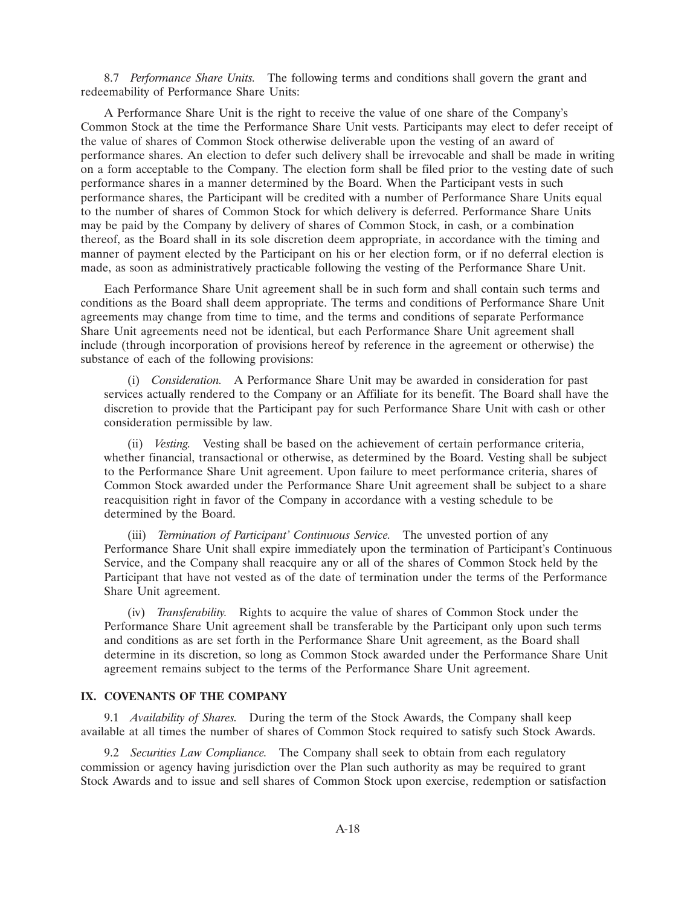8.7 *Performance Share Units.* The following terms and conditions shall govern the grant and redeemability of Performance Share Units:

A Performance Share Unit is the right to receive the value of one share of the Company's Common Stock at the time the Performance Share Unit vests. Participants may elect to defer receipt of the value of shares of Common Stock otherwise deliverable upon the vesting of an award of performance shares. An election to defer such delivery shall be irrevocable and shall be made in writing on a form acceptable to the Company. The election form shall be filed prior to the vesting date of such performance shares in a manner determined by the Board. When the Participant vests in such performance shares, the Participant will be credited with a number of Performance Share Units equal to the number of shares of Common Stock for which delivery is deferred. Performance Share Units may be paid by the Company by delivery of shares of Common Stock, in cash, or a combination thereof, as the Board shall in its sole discretion deem appropriate, in accordance with the timing and manner of payment elected by the Participant on his or her election form, or if no deferral election is made, as soon as administratively practicable following the vesting of the Performance Share Unit.

Each Performance Share Unit agreement shall be in such form and shall contain such terms and conditions as the Board shall deem appropriate. The terms and conditions of Performance Share Unit agreements may change from time to time, and the terms and conditions of separate Performance Share Unit agreements need not be identical, but each Performance Share Unit agreement shall include (through incorporation of provisions hereof by reference in the agreement or otherwise) the substance of each of the following provisions:

(i) *Consideration.* A Performance Share Unit may be awarded in consideration for past services actually rendered to the Company or an Affiliate for its benefit. The Board shall have the discretion to provide that the Participant pay for such Performance Share Unit with cash or other consideration permissible by law.

(ii) *Vesting.* Vesting shall be based on the achievement of certain performance criteria, whether financial, transactional or otherwise, as determined by the Board. Vesting shall be subject to the Performance Share Unit agreement. Upon failure to meet performance criteria, shares of Common Stock awarded under the Performance Share Unit agreement shall be subject to a share reacquisition right in favor of the Company in accordance with a vesting schedule to be determined by the Board.

(iii) *Termination of Participant' Continuous Service.* The unvested portion of any Performance Share Unit shall expire immediately upon the termination of Participant's Continuous Service, and the Company shall reacquire any or all of the shares of Common Stock held by the Participant that have not vested as of the date of termination under the terms of the Performance Share Unit agreement.

(iv) *Transferability.* Rights to acquire the value of shares of Common Stock under the Performance Share Unit agreement shall be transferable by the Participant only upon such terms and conditions as are set forth in the Performance Share Unit agreement, as the Board shall determine in its discretion, so long as Common Stock awarded under the Performance Share Unit agreement remains subject to the terms of the Performance Share Unit agreement.

## IX. COVENANTS OF THE COMPANY

9.1 *Availability of Shares.* During the term of the Stock Awards, the Company shall keep available at all times the number of shares of Common Stock required to satisfy such Stock Awards.

9.2 *Securities Law Compliance.* The Company shall seek to obtain from each regulatory commission or agency having jurisdiction over the Plan such authority as may be required to grant Stock Awards and to issue and sell shares of Common Stock upon exercise, redemption or satisfaction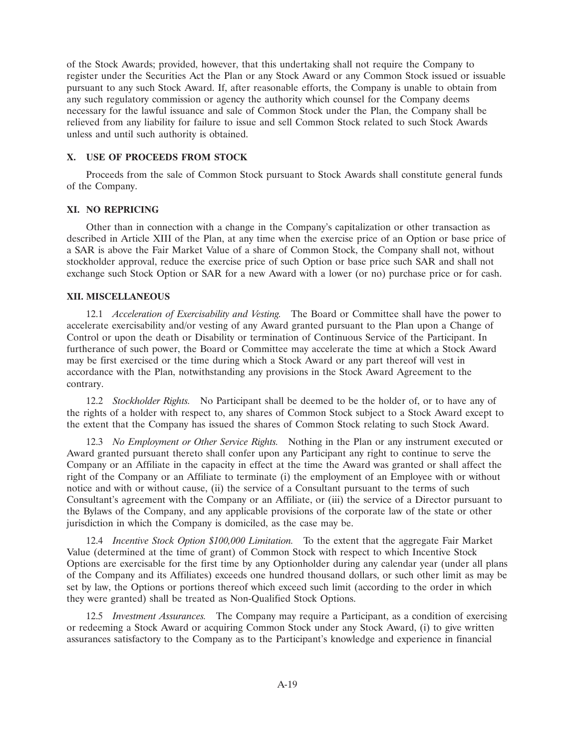of the Stock Awards; provided, however, that this undertaking shall not require the Company to register under the Securities Act the Plan or any Stock Award or any Common Stock issued or issuable pursuant to any such Stock Award. If, after reasonable efforts, the Company is unable to obtain from any such regulatory commission or agency the authority which counsel for the Company deems necessary for the lawful issuance and sale of Common Stock under the Plan, the Company shall be relieved from any liability for failure to issue and sell Common Stock related to such Stock Awards unless and until such authority is obtained.

## X. USE OF PROCEEDS FROM STOCK

Proceeds from the sale of Common Stock pursuant to Stock Awards shall constitute general funds of the Company.

## XI. NO REPRICING

Other than in connection with a change in the Company's capitalization or other transaction as described in Article XIII of the Plan, at any time when the exercise price of an Option or base price of a SAR is above the Fair Market Value of a share of Common Stock, the Company shall not, without stockholder approval, reduce the exercise price of such Option or base price such SAR and shall not exchange such Stock Option or SAR for a new Award with a lower (or no) purchase price or for cash.

## XII. MISCELLANEOUS

12.1 *Acceleration of Exercisability and Vesting.* The Board or Committee shall have the power to accelerate exercisability and/or vesting of any Award granted pursuant to the Plan upon a Change of Control or upon the death or Disability or termination of Continuous Service of the Participant. In furtherance of such power, the Board or Committee may accelerate the time at which a Stock Award may be first exercised or the time during which a Stock Award or any part thereof will vest in accordance with the Plan, notwithstanding any provisions in the Stock Award Agreement to the contrary.

12.2 *Stockholder Rights.* No Participant shall be deemed to be the holder of, or to have any of the rights of a holder with respect to, any shares of Common Stock subject to a Stock Award except to the extent that the Company has issued the shares of Common Stock relating to such Stock Award.

12.3 *No Employment or Other Service Rights.* Nothing in the Plan or any instrument executed or Award granted pursuant thereto shall confer upon any Participant any right to continue to serve the Company or an Affiliate in the capacity in effect at the time the Award was granted or shall affect the right of the Company or an Affiliate to terminate (i) the employment of an Employee with or without notice and with or without cause, (ii) the service of a Consultant pursuant to the terms of such Consultant's agreement with the Company or an Affiliate, or (iii) the service of a Director pursuant to the Bylaws of the Company, and any applicable provisions of the corporate law of the state or other jurisdiction in which the Company is domiciled, as the case may be.

12.4 *Incentive Stock Option $100,000 Limitation.* To the extent that the aggregate Fair Market Value (determined at the time of grant) of Common Stock with respect to which Incentive Stock Options are exercisable for the first time by any Optionholder during any calendar year (under all plans of the Company and its Affiliates) exceeds one hundred thousand dollars, or such other limit as may be set by law, the Options or portions thereof which exceed such limit (according to the order in which they were granted) shall be treated as Non-Qualified Stock Options.

12.5 *Investment Assurances.* The Company may require a Participant, as a condition of exercising or redeeming a Stock Award or acquiring Common Stock under any Stock Award, (i) to give written assurances satisfactory to the Company as to the Participant's knowledge and experience in financial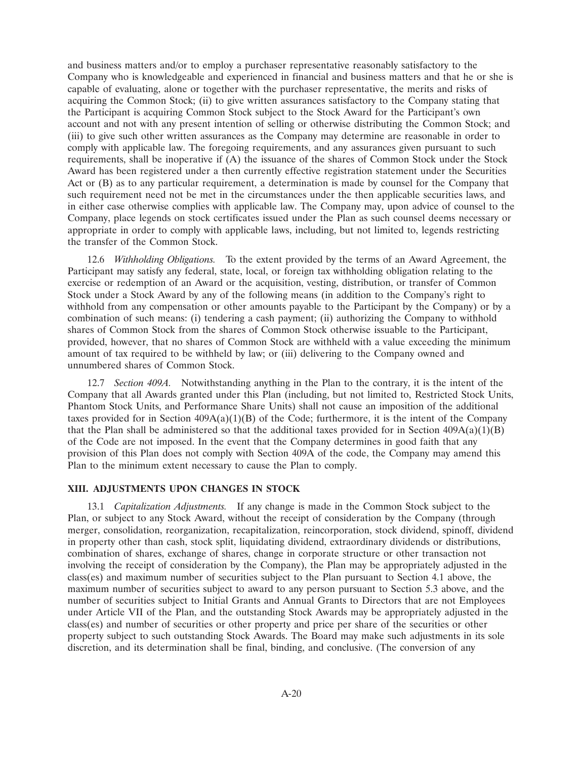and business matters and/or to employ a purchaser representative reasonably satisfactory to the Company who is knowledgeable and experienced in financial and business matters and that he or she is capable of evaluating, alone or together with the purchaser representative, the merits and risks of acquiring the Common Stock; (ii) to give written assurances satisfactory to the Company stating that the Participant is acquiring Common Stock subject to the Stock Award for the Participant's own account and not with any present intention of selling or otherwise distributing the Common Stock; and (iii) to give such other written assurances as the Company may determine are reasonable in order to comply with applicable law. The foregoing requirements, and any assurances given pursuant to such requirements, shall be inoperative if (A) the issuance of the shares of Common Stock under the Stock Award has been registered under a then currently effective registration statement under the Securities Act or (B) as to any particular requirement, a determination is made by counsel for the Company that such requirement need not be met in the circumstances under the then applicable securities laws, and in either case otherwise complies with applicable law. The Company may, upon advice of counsel to the Company, place legends on stock certificates issued under the Plan as such counsel deems necessary or appropriate in order to comply with applicable laws, including, but not limited to, legends restricting the transfer of the Common Stock.

12.6 *Withholding Obligations.* To the extent provided by the terms of an Award Agreement, the Participant may satisfy any federal, state, local, or foreign tax withholding obligation relating to the exercise or redemption of an Award or the acquisition, vesting, distribution, or transfer of Common Stock under a Stock Award by any of the following means (in addition to the Company's right to withhold from any compensation or other amounts payable to the Participant by the Company) or by a combination of such means: (i) tendering a cash payment; (ii) authorizing the Company to withhold shares of Common Stock from the shares of Common Stock otherwise issuable to the Participant, provided, however, that no shares of Common Stock are withheld with a value exceeding the minimum amount of tax required to be withheld by law; or (iii) delivering to the Company owned and unnumbered shares of Common Stock.

12.7 *Section 409A.* Notwithstanding anything in the Plan to the contrary, it is the intent of the Company that all Awards granted under this Plan (including, but not limited to, Restricted Stock Units, Phantom Stock Units, and Performance Share Units) shall not cause an imposition of the additional taxes provided for in Section 409A(a)(1)(B) of the Code; furthermore, it is the intent of the Company that the Plan shall be administered so that the additional taxes provided for in Section 409A(a)(1)(B) of the Code are not imposed. In the event that the Company determines in good faith that any provision of this Plan does not comply with Section 409A of the code, the Company may amend this Plan to the minimum extent necessary to cause the Plan to comply.

**XIII. ADJUSTMENTS UPON CHANGES IN STOCK**

13.1 *Capitalization Adjustments.* If any change is made in the Common Stock subject to the Plan, or subject to any Stock Award, without the receipt of consideration by the Company (through merger, consolidation, reorganization, recapitalization, reincorporation, stock dividend, spinoff, dividend in property other than cash, stock split, liquidating dividend, extraordinary dividends or distributions, combination of shares, exchange of shares, change in corporate structure or other transaction not involving the receipt of consideration by the Company), the Plan may be appropriately adjusted in the class(es) and maximum number of securities subject to the Plan pursuant to Section 4.1 above, the maximum number of securities subject to award to any person pursuant to Section 5.3 above, and the number of securities subject to Initial Grants and Annual Grants to Directors that are not Employees under Article VII of the Plan, and the outstanding Stock Awards may be appropriately adjusted in the class(es) and number of securities or other property and price per share of the securities or other property subject to such outstanding Stock Awards. The Board may make such adjustments in its sole discretion, and its determination shall be final, binding, and conclusive. (The conversion of any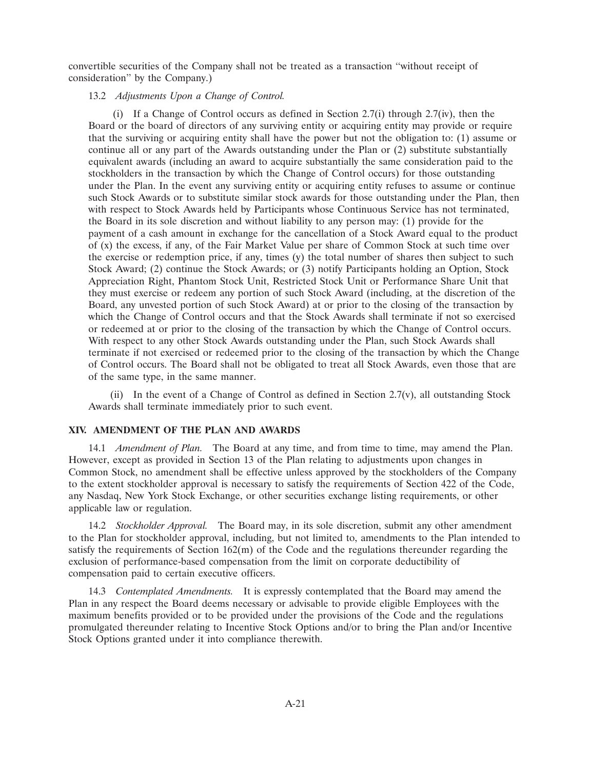convertible securities of the Company shall not be treated as a transaction "without receipt of consideration" by the Company.)

13.2 *Adjustments Upon a Change of Control.*

(i) If a Change of Control occurs as defined in Section 2.7(i) through 2.7(iv), then the Board or the board of directors of any surviving entity or acquiring entity may provide or require that the surviving or acquiring entity shall have the power but not the obligation to: (1) assume or continue all or any part of the Awards outstanding under the Plan or (2) substitute substantially equivalent awards (including an award to acquire substantially the same consideration paid to the stockholders in the transaction by which the Change of Control occurs) for those outstanding under the Plan. In the event any surviving entity or acquiring entity refuses to assume or continue such Stock Awards or to substitute similar stock awards for those outstanding under the Plan, then with respect to Stock Awards held by Participants whose Continuous Service has not terminated, the Board in its sole discretion and without liability to any person may: (1) provide for the payment of a cash amount in exchange for the cancellation of a Stock Award equal to the product of (x) the excess, if any, of the Fair Market Value per share of Common Stock at such time over the exercise or redemption price, if any, times (y) the total number of shares then subject to such Stock Award; (2) continue the Stock Awards; or (3) notify Participants holding an Option, Stock Appreciation Right, Phantom Stock Unit, Restricted Stock Unit or Performance Share Unit that they must exercise or redeem any portion of such Stock Award (including, at the discretion of the Board, any unvested portion of such Stock Award) at or prior to the closing of the transaction by which the Change of Control occurs and that the Stock Awards shall terminate if not so exercised or redeemed at or prior to the closing of the transaction by which the Change of Control occurs. With respect to any other Stock Awards outstanding under the Plan, such Stock Awards shall terminate if not exercised or redeemed prior to the closing of the transaction by which the Change of Control occurs. The Board shall not be obligated to treat all Stock Awards, even those that are of the same type, in the same manner.

(ii) In the event of a Change of Control as defined in Section 2.7(v), all outstanding Stock Awards shall terminate immediately prior to such event.

## XIV. AMENDMENT OF THE PLAN AND AWARDS

14.1 *Amendment of Plan.* The Board at any time, and from time to time, may amend the Plan. However, except as provided in Section 13 of the Plan relating to adjustments upon changes in Common Stock, no amendment shall be effective unless approved by the stockholders of the Company to the extent stockholder approval is necessary to satisfy the requirements of Section 422 of the Code, any Nasdaq, New York Stock Exchange, or other securities exchange listing requirements, or other applicable law or regulation.

14.2 *Stockholder Approval.* The Board may, in its sole discretion, submit any other amendment to the Plan for stockholder approval, including, but not limited to, amendments to the Plan intended to satisfy the requirements of Section 162(m) of the Code and the regulations thereunder regarding the exclusion of performance-based compensation from the limit on corporate deductibility of compensation paid to certain executive officers.

14.3 *Contemplated Amendments.* It is expressly contemplated that the Board may amend the Plan in any respect the Board deems necessary or advisable to provide eligible Employees with the maximum benefits provided or to be provided under the provisions of the Code and the regulations promulgated thereunder relating to Incentive Stock Options and/or to bring the Plan and/or Incentive Stock Options granted under it into compliance therewith.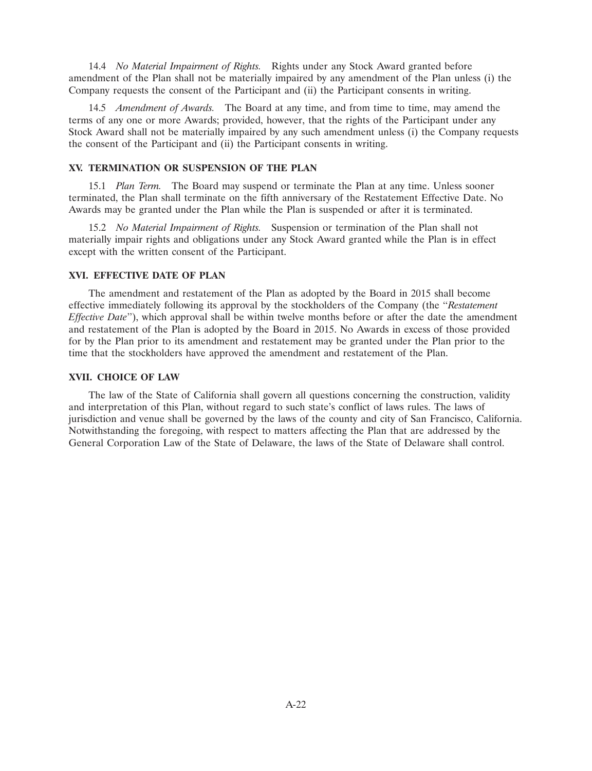14.4 *No Material Impairment of Rights.* Rights under any Stock Award granted before amendment of the Plan shall not be materially impaired by any amendment of the Plan unless (i) the Company requests the consent of the Participant and (ii) the Participant consents in writing.

14.5 *Amendment of Awards.* The Board at any time, and from time to time, may amend the terms of any one or more Awards; provided, however, that the rights of the Participant under any Stock Award shall not be materially impaired by any such amendment unless (i) the Company requests the consent of the Participant and (ii) the Participant consents in writing.

### XV. TERMINATION OR SUSPENSION OF THE PLAN

15.1 *Plan Term.* The Board may suspend or terminate the Plan at any time. Unless sooner terminated, the Plan shall terminate on the fifth anniversary of the Restatement Effective Date. No Awards may be granted under the Plan while the Plan is suspended or after it is terminated.

15.2 *No Material Impairment of Rights.* Suspension or termination of the Plan shall not materially impair rights and obligations under any Stock Award granted while the Plan is in effect except with the written consent of the Participant.

### XVI. EFFECTIVE DATE OF PLAN

The amendment and restatement of the Plan as adopted by the Board in 2015 shall become effective immediately following its approval by the stockholders of the Company (the "*Restatement Effective Date*"), which approval shall be within twelve months before or after the date the amendment and restatement of the Plan is adopted by the Board in 2015. No Awards in excess of those provided for by the Plan prior to its amendment and restatement may be granted under the Plan prior to the time that the stockholders have approved the amendment and restatement of the Plan.

### XVII. CHOICE OF LAW

The law of the State of California shall govern all questions concerning the construction, validity and interpretation of this Plan, without regard to such state's conflict of laws rules. The laws of jurisdiction and venue shall be governed by the laws of the county and city of San Francisco, California. Notwithstanding the foregoing, with respect to matters affecting the Plan that are addressed by the General Corporation Law of the State of Delaware, the laws of the State of Delaware shall control.